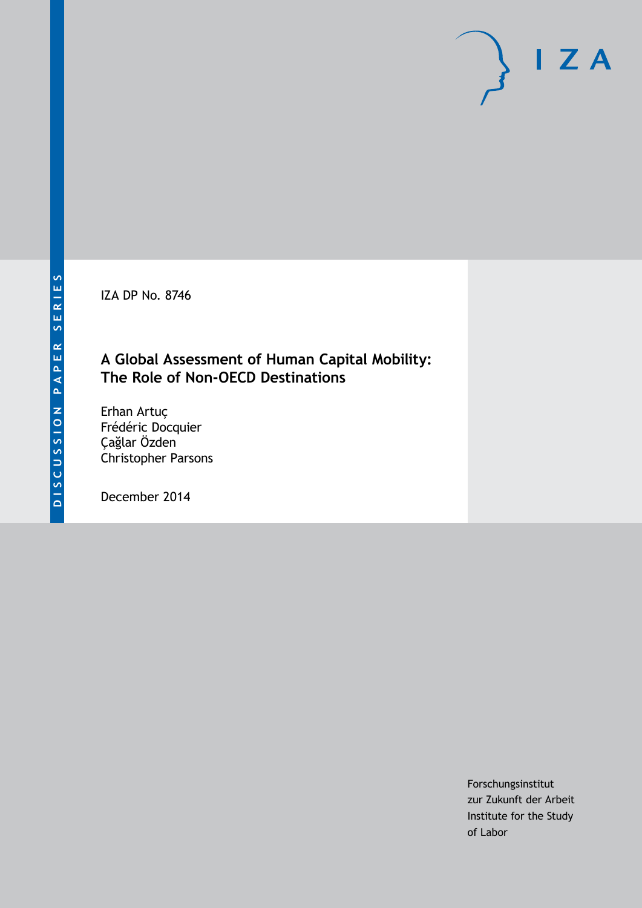IZA DP No. 8746

# A Global Assessment of Human Capital Mobility: The Role of Non-OECD Destinations

Erhan Artuç
Frédéric Docquier
Çağlar Özden
Christopher Parsons

December 2014

Forschungsinstitut
zur Zukunft der Arbeit
Institute for the Study
of Labor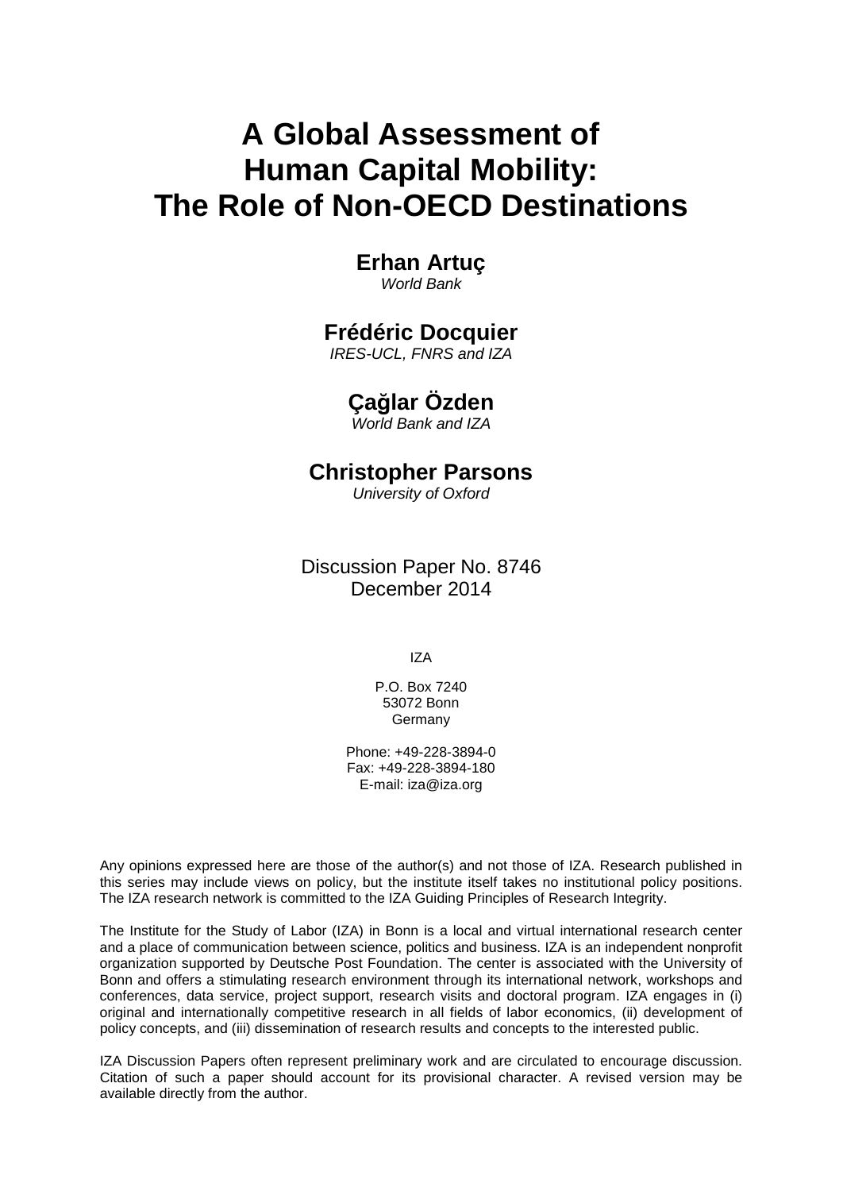# A Global Assessment of Human Capital Mobility: The Role of Non-OECD Destinations

**Erhan Artuç**
*World Bank*

**Frédéric Docquier**
*IRES-UCL, FNRS and IZA*

**Çağlar Özden**
*World Bank and IZA*

**Christopher Parsons**
*University of Oxford*

Discussion Paper No. 8746
December 2014

IZA

P.O. Box 7240
53072 Bonn
Germany

Phone: +49-228-3894-0
Fax: +49-228-3894-180
E-mail: iza@iza.org

Any opinions expressed here are those of the author(s) and not those of IZA. Research published in this series may include views on policy, but the institute itself takes no institutional policy positions. The IZA research network is committed to the IZA Guiding Principles of Research Integrity.

The Institute for the Study of Labor (IZA) in Bonn is a local and virtual international research center and a place of communication between science, politics and business. IZA is an independent nonprofit organization supported by Deutsche Post Foundation. The center is associated with the University of Bonn and offers a stimulating research environment through its international network, workshops and conferences, data service, project support, research visits and doctoral program. IZA engages in (i) original and internationally competitive research in all fields of labor economics, (ii) development of policy concepts, and (iii) dissemination of research results and concepts to the interested public.

IZA Discussion Papers often represent preliminary work and are circulated to encourage discussion. Citation of such a paper should account for its provisional character. A revised version may be available directly from the author.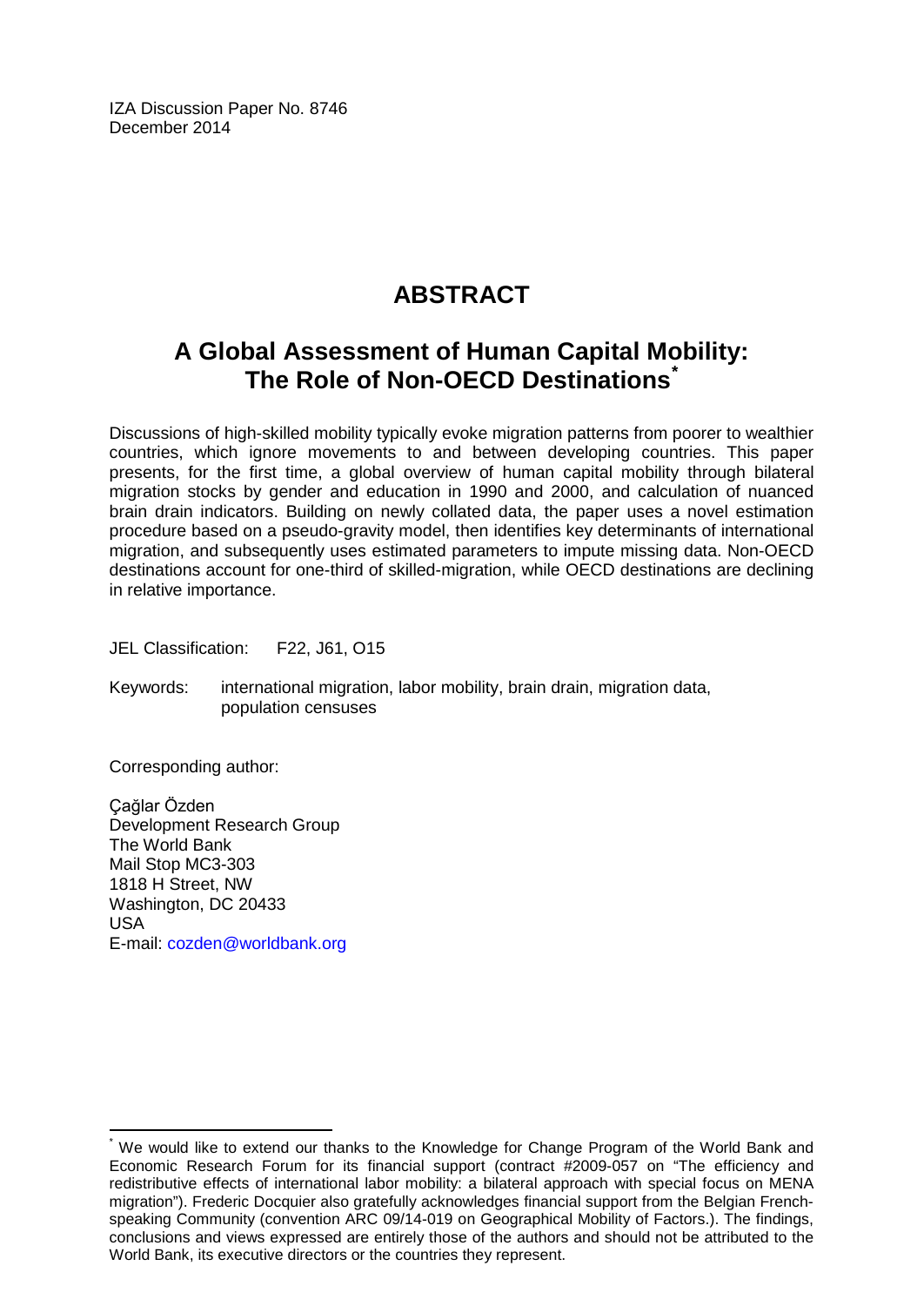IZA Discussion Paper No. 8746
December 2014

# ABSTRACT

## A Global Assessment of Human Capital Mobility: The Role of Non-OECD Destinations[*]

Discussions of high-skilled mobility typically evoke migration patterns from poorer to wealthier countries, which ignore movements to and between developing countries. This paper presents, for the first time, a global overview of human capital mobility through bilateral migration stocks by gender and education in 1990 and 2000, and calculation of nuanced brain drain indicators. Building on newly collated data, the paper uses a novel estimation procedure based on a pseudo-gravity model, then identifies key determinants of international migration, and subsequently uses estimated parameters to impute missing data. Non-OECD destinations account for one-third of skilled-migration, while OECD destinations are declining in relative importance.

JEL Classification: F22, J61, O15

Keywords: international migration, labor mobility, brain drain, migration data, population censuses

Corresponding author:

Çağlar Özden
Development Research Group
The World Bank
Mail Stop MC3-303
1818 H Street, NW
Washington, DC 20433
USA
E-mail: cozden@worldbank.org

[*] We would like to extend our thanks to the Knowledge for Change Program of the World Bank and Economic Research Forum for its financial support (contract #2009-057 on "The efficiency and redistributive effects of international labor mobility: a bilateral approach with special focus on MENA migration"). Frederic Docquier also gratefully acknowledges financial support from the Belgian French-speaking Community (convention ARC 09/14-019 on Geographical Mobility of Factors.). The findings, conclusions and views expressed are entirely those of the authors and should not be attributed to the World Bank, its executive directors or the countries they represent.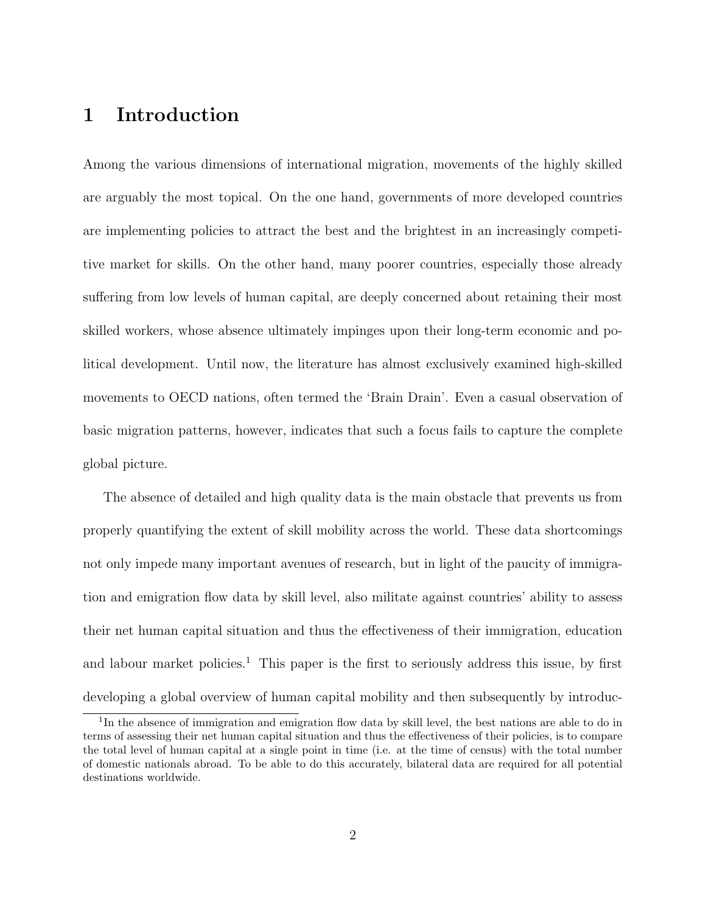# 1 Introduction

Among the various dimensions of international migration, movements of the highly skilled are arguably the most topical. On the one hand, governments of more developed countries are implementing policies to attract the best and the brightest in an increasingly competitive market for skills. On the other hand, many poorer countries, especially those already suffering from low levels of human capital, are deeply concerned about retaining their most skilled workers, whose absence ultimately impinges upon their long-term economic and political development. Until now, the literature has almost exclusively examined high-skilled movements to OECD nations, often termed the 'Brain Drain'. Even a casual observation of basic migration patterns, however, indicates that such a focus fails to capture the complete global picture.

The absence of detailed and high quality data is the main obstacle that prevents us from properly quantifying the extent of skill mobility across the world. These data shortcomings not only impede many important avenues of research, but in light of the paucity of immigration and emigration flow data by skill level, also militate against countries' ability to assess their net human capital situation and thus the effectiveness of their immigration, education and labour market policies.[1] This paper is the first to seriously address this issue, by first developing a global overview of human capital mobility and then subsequently by introduc-

[1] In the absence of immigration and emigration flow data by skill level, the best nations are able to do in terms of assessing their net human capital situation and thus the effectiveness of their policies, is to compare the total level of human capital at a single point in time (i.e. at the time of census) with the total number of domestic nationals abroad. To be able to do this accurately, bilateral data are required for all potential destinations worldwide.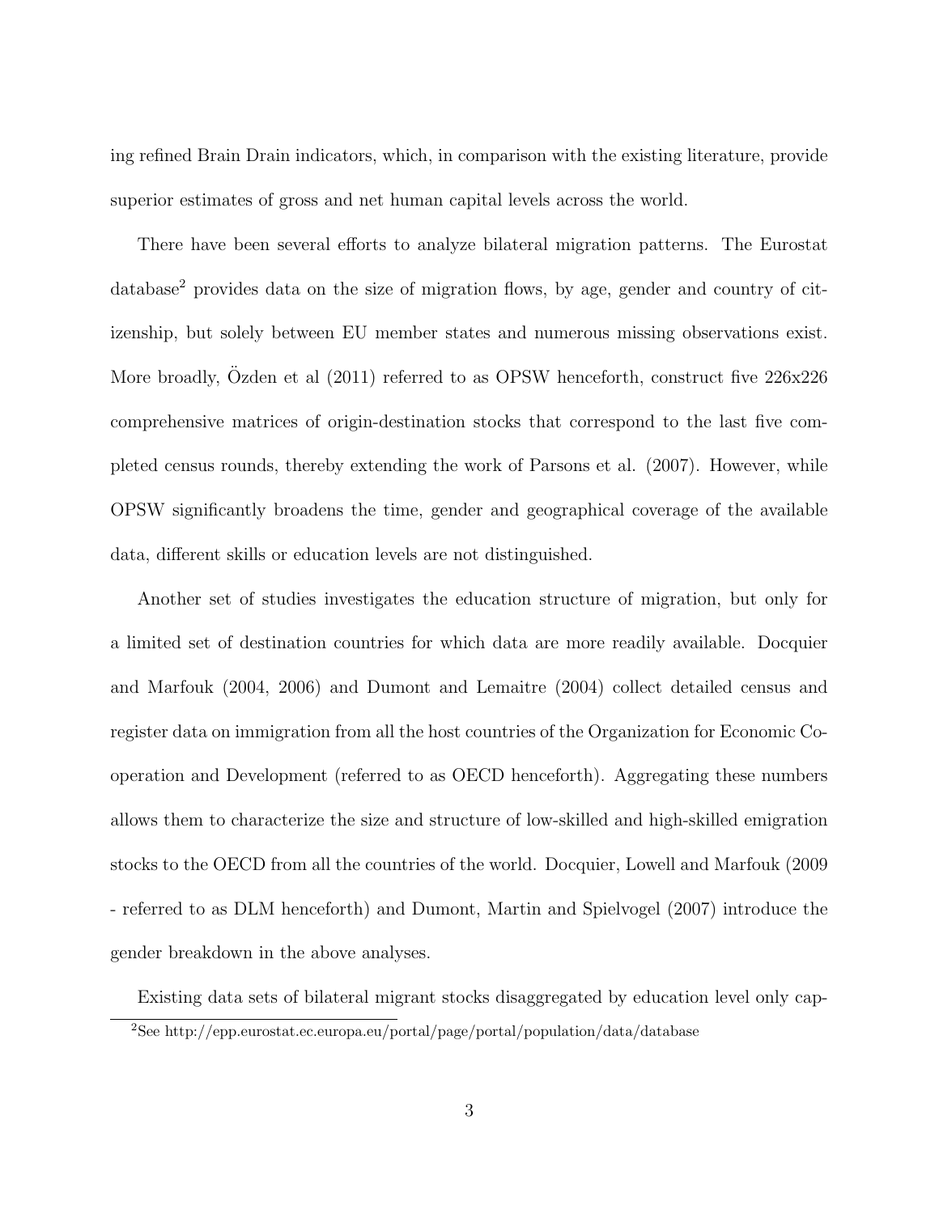ing refined Brain Drain indicators, which, in comparison with the existing literature, provide superior estimates of gross and net human capital levels across the world.

There have been several efforts to analyze bilateral migration patterns. The Eurostat database[2] provides data on the size of migration flows, by age, gender and country of citizenship, but solely between EU member states and numerous missing observations exist. More broadly, Özden et al (2011) referred to as OPSW henceforth, construct five 226x226 comprehensive matrices of origin-destination stocks that correspond to the last five completed census rounds, thereby extending the work of Parsons et al. (2007). However, while OPSW significantly broadens the time, gender and geographical coverage of the available data, different skills or education levels are not distinguished.

Another set of studies investigates the education structure of migration, but only for a limited set of destination countries for which data are more readily available. Docquier and Marfouk (2004, 2006) and Dumont and Lemaitre (2004) collect detailed census and register data on immigration from all the host countries of the Organization for Economic Cooperation and Development (referred to as OECD henceforth). Aggregating these numbers allows them to characterize the size and structure of low-skilled and high-skilled emigration stocks to the OECD from all the countries of the world. Docquier, Lowell and Marfouk (2009 - referred to as DLM henceforth) and Dumont, Martin and Spielvogel (2007) introduce the gender breakdown in the above analyses.

Existing data sets of bilateral migrant stocks disaggregated by education level only cap-

[2]See http://epp.eurostat.ec.europa.eu/portal/page/portal/population/data/database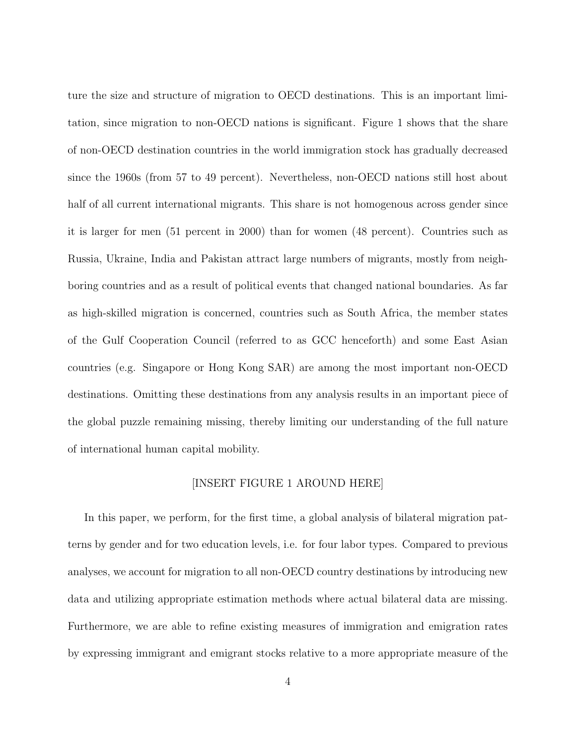ture the size and structure of migration to OECD destinations. This is an important limitation, since migration to non-OECD nations is significant. Figure 1 shows that the share of non-OECD destination countries in the world immigration stock has gradually decreased since the 1960s (from 57 to 49 percent). Nevertheless, non-OECD nations still host about half of all current international migrants. This share is not homogenous across gender since it is larger for men (51 percent in 2000) than for women (48 percent). Countries such as Russia, Ukraine, India and Pakistan attract large numbers of migrants, mostly from neighboring countries and as a result of political events that changed national boundaries. As far as high-skilled migration is concerned, countries such as South Africa, the member states of the Gulf Cooperation Council (referred to as GCC henceforth) and some East Asian countries (e.g. Singapore or Hong Kong SAR) are among the most important non-OECD destinations. Omitting these destinations from any analysis results in an important piece of the global puzzle remaining missing, thereby limiting our understanding of the full nature of international human capital mobility.

[INSERT FIGURE 1 AROUND HERE]

In this paper, we perform, for the first time, a global analysis of bilateral migration patterns by gender and for two education levels, i.e. for four labor types. Compared to previous analyses, we account for migration to all non-OECD country destinations by introducing new data and utilizing appropriate estimation methods where actual bilateral data are missing. Furthermore, we are able to refine existing measures of immigration and emigration rates by expressing immigrant and emigrant stocks relative to a more appropriate measure of the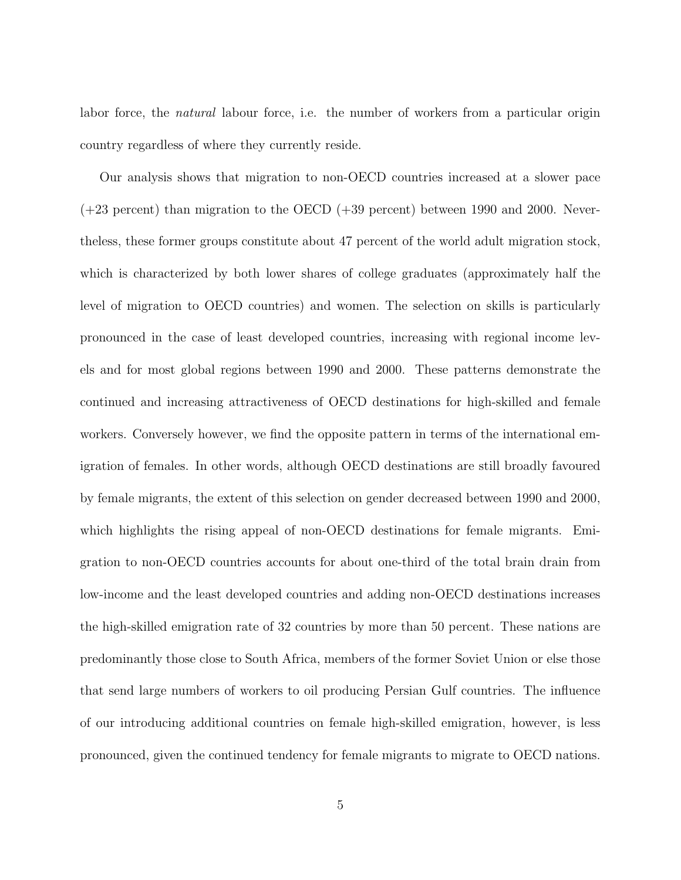labor force, the *natural* labour force, i.e. the number of workers from a particular origin country regardless of where they currently reside.

Our analysis shows that migration to non-OECD countries increased at a slower pace (+23 percent) than migration to the OECD (+39 percent) between 1990 and 2000. Nevertheless, these former groups constitute about 47 percent of the world adult migration stock, which is characterized by both lower shares of college graduates (approximately half the level of migration to OECD countries) and women. The selection on skills is particularly pronounced in the case of least developed countries, increasing with regional income levels and for most global regions between 1990 and 2000. These patterns demonstrate the continued and increasing attractiveness of OECD destinations for high-skilled and female workers. Conversely however, we find the opposite pattern in terms of the international emigration of females. In other words, although OECD destinations are still broadly favoured by female migrants, the extent of this selection on gender decreased between 1990 and 2000, which highlights the rising appeal of non-OECD destinations for female migrants. Emigration to non-OECD countries accounts for about one-third of the total brain drain from low-income and the least developed countries and adding non-OECD destinations increases the high-skilled emigration rate of 32 countries by more than 50 percent. These nations are predominantly those close to South Africa, members of the former Soviet Union or else those that send large numbers of workers to oil producing Persian Gulf countries. The influence of our introducing additional countries on female high-skilled emigration, however, is less pronounced, given the continued tendency for female migrants to migrate to OECD nations.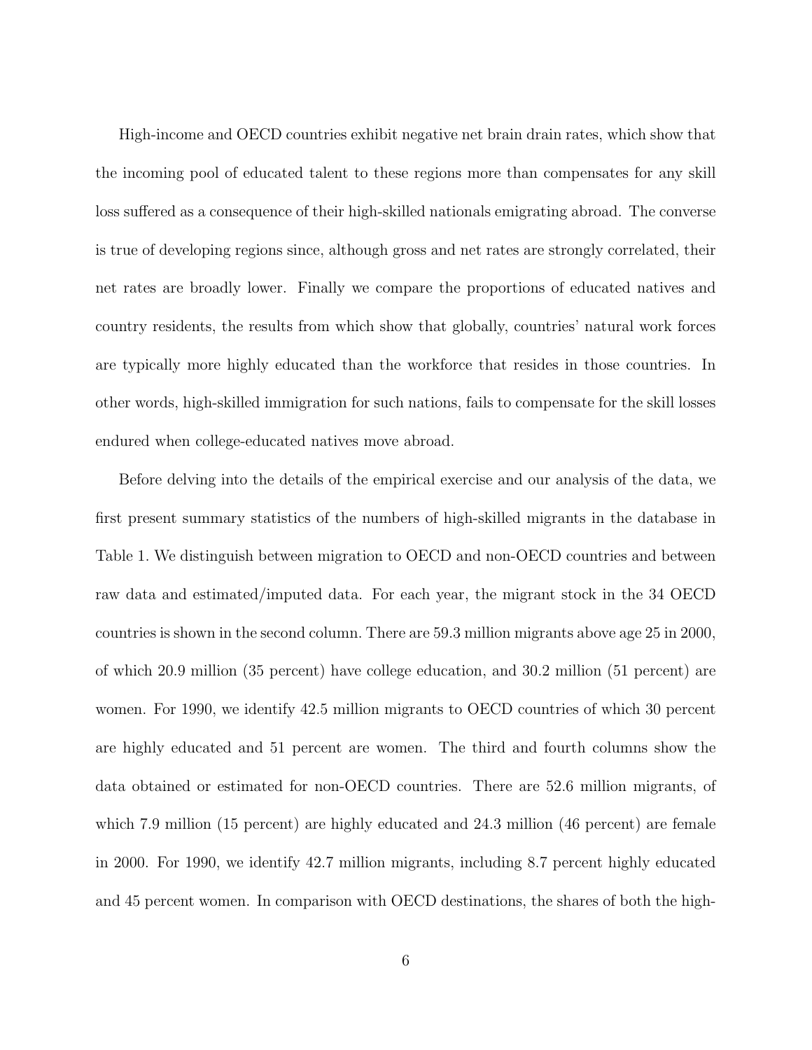High-income and OECD countries exhibit negative net brain drain rates, which show that the incoming pool of educated talent to these regions more than compensates for any skill loss suffered as a consequence of their high-skilled nationals emigrating abroad. The converse is true of developing regions since, although gross and net rates are strongly correlated, their net rates are broadly lower. Finally we compare the proportions of educated natives and country residents, the results from which show that globally, countries' natural work forces are typically more highly educated than the workforce that resides in those countries. In other words, high-skilled immigration for such nations, fails to compensate for the skill losses endured when college-educated natives move abroad.

Before delving into the details of the empirical exercise and our analysis of the data, we first present summary statistics of the numbers of high-skilled migrants in the database in Table 1. We distinguish between migration to OECD and non-OECD countries and between raw data and estimated/imputed data. For each year, the migrant stock in the 34 OECD countries is shown in the second column. There are 59.3 million migrants above age 25 in 2000, of which 20.9 million (35 percent) have college education, and 30.2 million (51 percent) are women. For 1990, we identify 42.5 million migrants to OECD countries of which 30 percent are highly educated and 51 percent are women. The third and fourth columns show the data obtained or estimated for non-OECD countries. There are 52.6 million migrants, of which 7.9 million (15 percent) are highly educated and 24.3 million (46 percent) are female in 2000. For 1990, we identify 42.7 million migrants, including 8.7 percent highly educated and 45 percent women. In comparison with OECD destinations, the shares of both the high-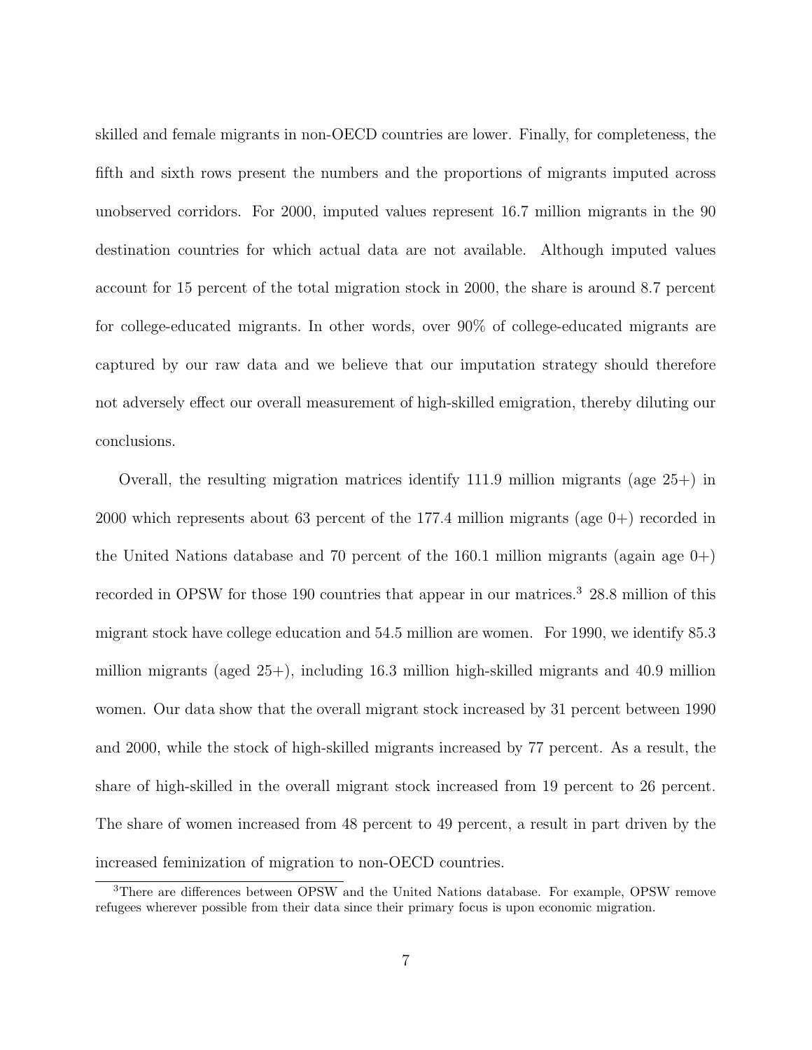skilled and female migrants in non-OECD countries are lower. Finally, for completeness, the fifth and sixth rows present the numbers and the proportions of migrants imputed across unobserved corridors. For 2000, imputed values represent 16.7 million migrants in the 90 destination countries for which actual data are not available. Although imputed values account for 15 percent of the total migration stock in 2000, the share is around 8.7 percent for college-educated migrants. In other words, over 90% of college-educated migrants are captured by our raw data and we believe that our imputation strategy should therefore not adversely effect our overall measurement of high-skilled emigration, thereby diluting our conclusions.

Overall, the resulting migration matrices identify 111.9 million migrants (age 25+) in 2000 which represents about 63 percent of the 177.4 million migrants (age 0+) recorded in the United Nations database and 70 percent of the 160.1 million migrants (again age 0+) recorded in OPSW for those 190 countries that appear in our matrices.[3] 28.8 million of this migrant stock have college education and 54.5 million are women. For 1990, we identify 85.3 million migrants (aged 25+), including 16.3 million high-skilled migrants and 40.9 million women. Our data show that the overall migrant stock increased by 31 percent between 1990 and 2000, while the stock of high-skilled migrants increased by 77 percent. As a result, the share of high-skilled in the overall migrant stock increased from 19 percent to 26 percent. The share of women increased from 48 percent to 49 percent, a result in part driven by the increased feminization of migration to non-OECD countries.

[3] There are differences between OPSW and the United Nations database. For example, OPSW remove refugees wherever possible from their data since their primary focus is upon economic migration.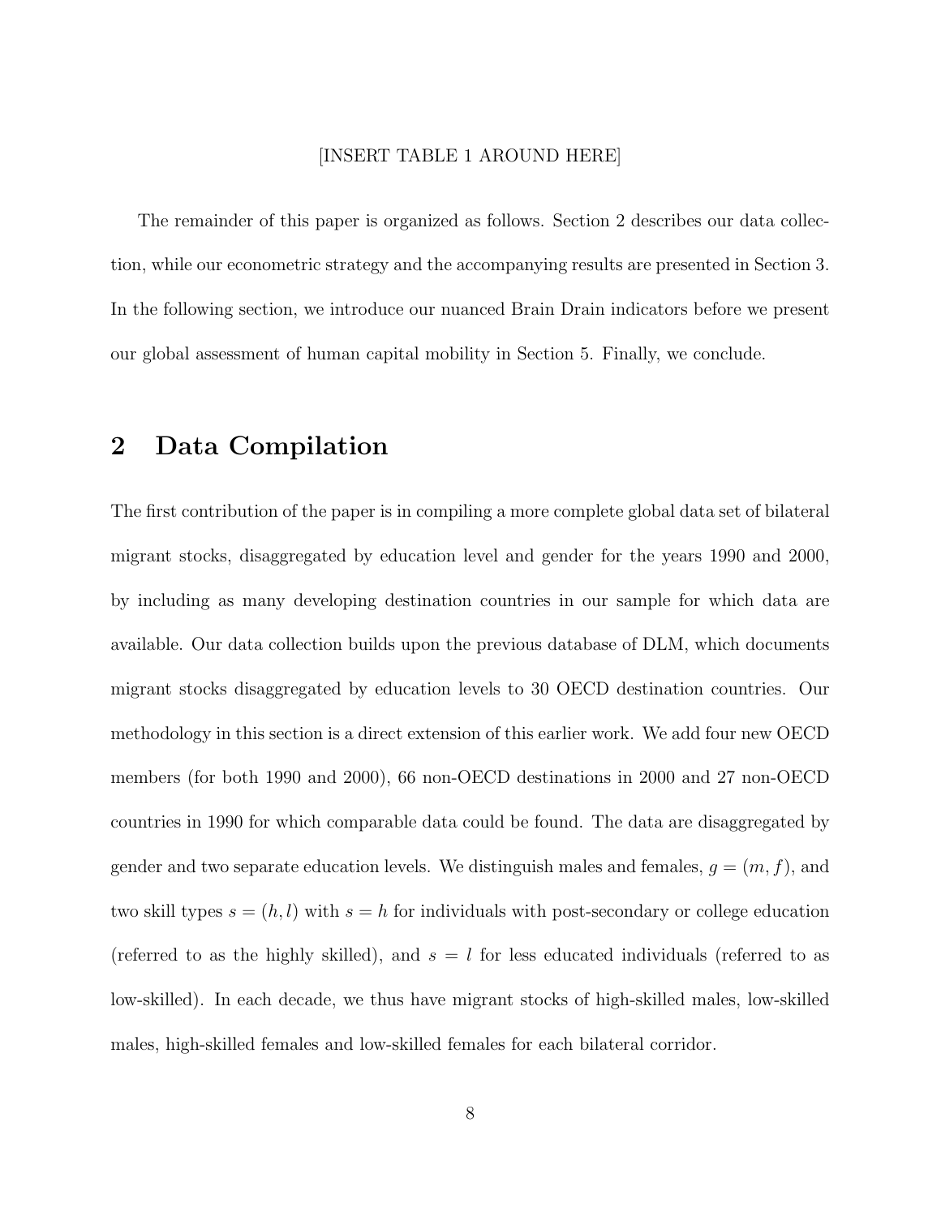[INSERT TABLE 1 AROUND HERE]

The remainder of this paper is organized as follows. Section 2 describes our data collection, while our econometric strategy and the accompanying results are presented in Section 3. In the following section, we introduce our nuanced Brain Drain indicators before we present our global assessment of human capital mobility in Section 5. Finally, we conclude.

## 2 Data Compilation

The first contribution of the paper is in compiling a more complete global data set of bilateral migrant stocks, disaggregated by education level and gender for the years 1990 and 2000, by including as many developing destination countries in our sample for which data are available. Our data collection builds upon the previous database of DLM, which documents migrant stocks disaggregated by education levels to 30 OECD destination countries. Our methodology in this section is a direct extension of this earlier work. We add four new OECD members (for both 1990 and 2000), 66 non-OECD destinations in 2000 and 27 non-OECD countries in 1990 for which comparable data could be found. The data are disaggregated by gender and two separate education levels. We distinguish males and females, $g = (m, f)$, and two skill types $s = (h, l)$ with $s = h$ for individuals with post-secondary or college education (referred to as the highly skilled), and $s = l$ for less educated individuals (referred to as low-skilled). In each decade, we thus have migrant stocks of high-skilled males, low-skilled males, high-skilled females and low-skilled females for each bilateral corridor.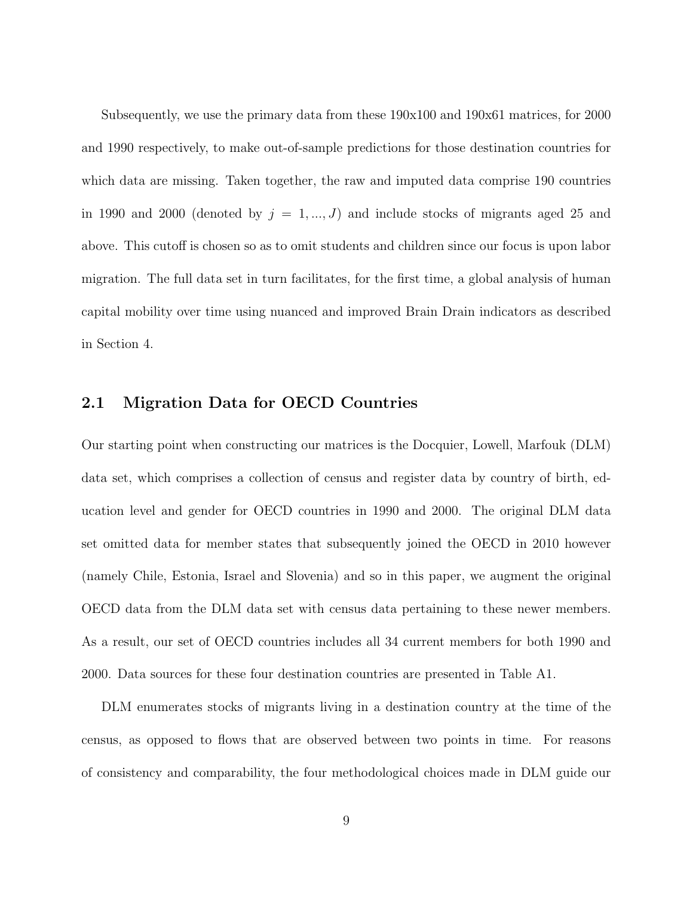Subsequently, we use the primary data from these 190x100 and 190x61 matrices, for 2000 and 1990 respectively, to make out-of-sample predictions for those destination countries for which data are missing. Taken together, the raw and imputed data comprise 190 countries in 1990 and 2000 (denoted by $j = 1, ..., J$) and include stocks of migrants aged 25 and above. This cutoff is chosen so as to omit students and children since our focus is upon labor migration. The full data set in turn facilitates, for the first time, a global analysis of human capital mobility over time using nuanced and improved Brain Drain indicators as described in Section 4.

## 2.1 Migration Data for OECD Countries

Our starting point when constructing our matrices is the Docquier, Lowell, Marfouk (DLM) data set, which comprises a collection of census and register data by country of birth, education level and gender for OECD countries in 1990 and 2000. The original DLM data set omitted data for member states that subsequently joined the OECD in 2010 however (namely Chile, Estonia, Israel and Slovenia) and so in this paper, we augment the original OECD data from the DLM data set with census data pertaining to these newer members. As a result, our set of OECD countries includes all 34 current members for both 1990 and 2000. Data sources for these four destination countries are presented in Table A1.

DLM enumerates stocks of migrants living in a destination country at the time of the census, as opposed to flows that are observed between two points in time. For reasons of consistency and comparability, the four methodological choices made in DLM guide our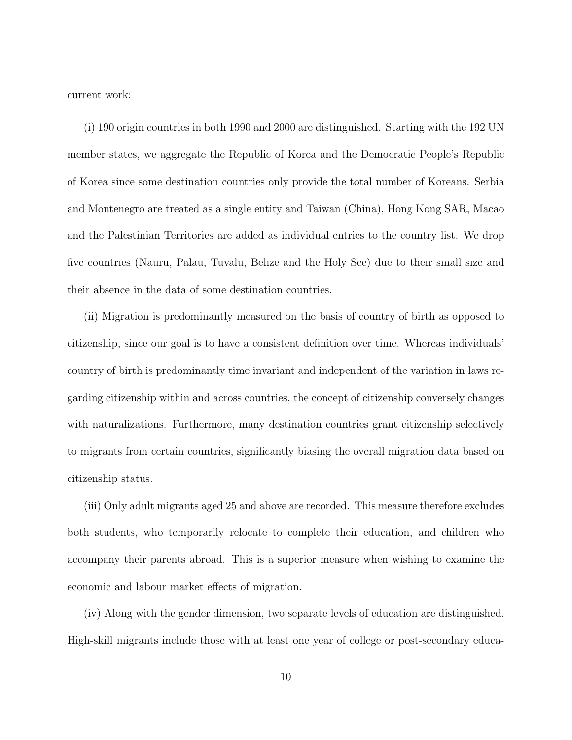current work:

(i) 190 origin countries in both 1990 and 2000 are distinguished. Starting with the 192 UN member states, we aggregate the Republic of Korea and the Democratic People's Republic of Korea since some destination countries only provide the total number of Koreans. Serbia and Montenegro are treated as a single entity and Taiwan (China), Hong Kong SAR, Macao and the Palestinian Territories are added as individual entries to the country list. We drop five countries (Nauru, Palau, Tuvalu, Belize and the Holy See) due to their small size and their absence in the data of some destination countries.

(ii) Migration is predominantly measured on the basis of country of birth as opposed to citizenship, since our goal is to have a consistent definition over time. Whereas individuals' country of birth is predominantly time invariant and independent of the variation in laws regarding citizenship within and across countries, the concept of citizenship conversely changes with naturalizations. Furthermore, many destination countries grant citizenship selectively to migrants from certain countries, significantly biasing the overall migration data based on citizenship status.

(iii) Only adult migrants aged 25 and above are recorded. This measure therefore excludes both students, who temporarily relocate to complete their education, and children who accompany their parents abroad. This is a superior measure when wishing to examine the economic and labour market effects of migration.

(iv) Along with the gender dimension, two separate levels of education are distinguished. High-skill migrants include those with at least one year of college or post-secondary educa-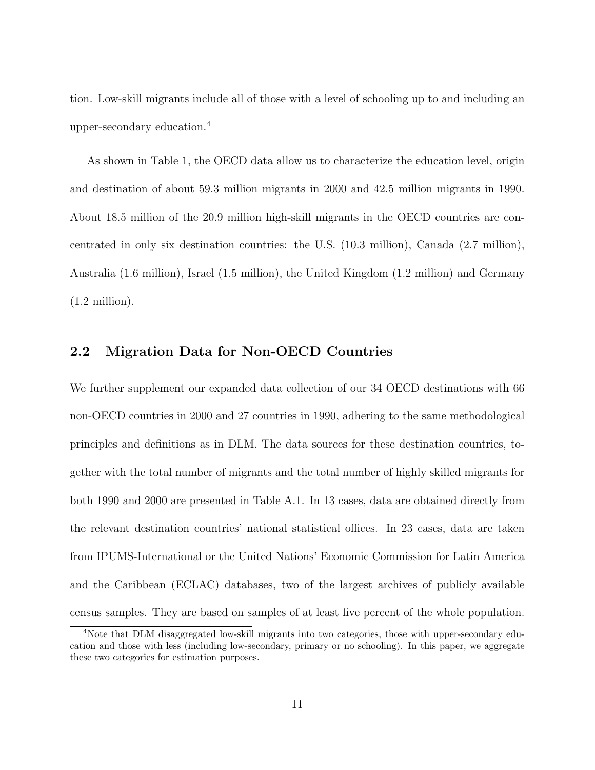tion. Low-skill migrants include all of those with a level of schooling up to and including an upper-secondary education.[4]

As shown in Table 1, the OECD data allow us to characterize the education level, origin and destination of about 59.3 million migrants in 2000 and 42.5 million migrants in 1990. About 18.5 million of the 20.9 million high-skill migrants in the OECD countries are concentrated in only six destination countries: the U.S. (10.3 million), Canada (2.7 million), Australia (1.6 million), Israel (1.5 million), the United Kingdom (1.2 million) and Germany (1.2 million).

## 2.2 Migration Data for Non-OECD Countries

We further supplement our expanded data collection of our 34 OECD destinations with 66 non-OECD countries in 2000 and 27 countries in 1990, adhering to the same methodological principles and definitions as in DLM. The data sources for these destination countries, together with the total number of migrants and the total number of highly skilled migrants for both 1990 and 2000 are presented in Table A.1. In 13 cases, data are obtained directly from the relevant destination countries' national statistical offices. In 23 cases, data are taken from IPUMS-International or the United Nations' Economic Commission for Latin America and the Caribbean (ECLAC) databases, two of the largest archives of publicly available census samples. They are based on samples of at least five percent of the whole population.

[4] Note that DLM disaggregated low-skill migrants into two categories, those with upper-secondary education and those with less (including low-secondary, primary or no schooling). In this paper, we aggregate these two categories for estimation purposes.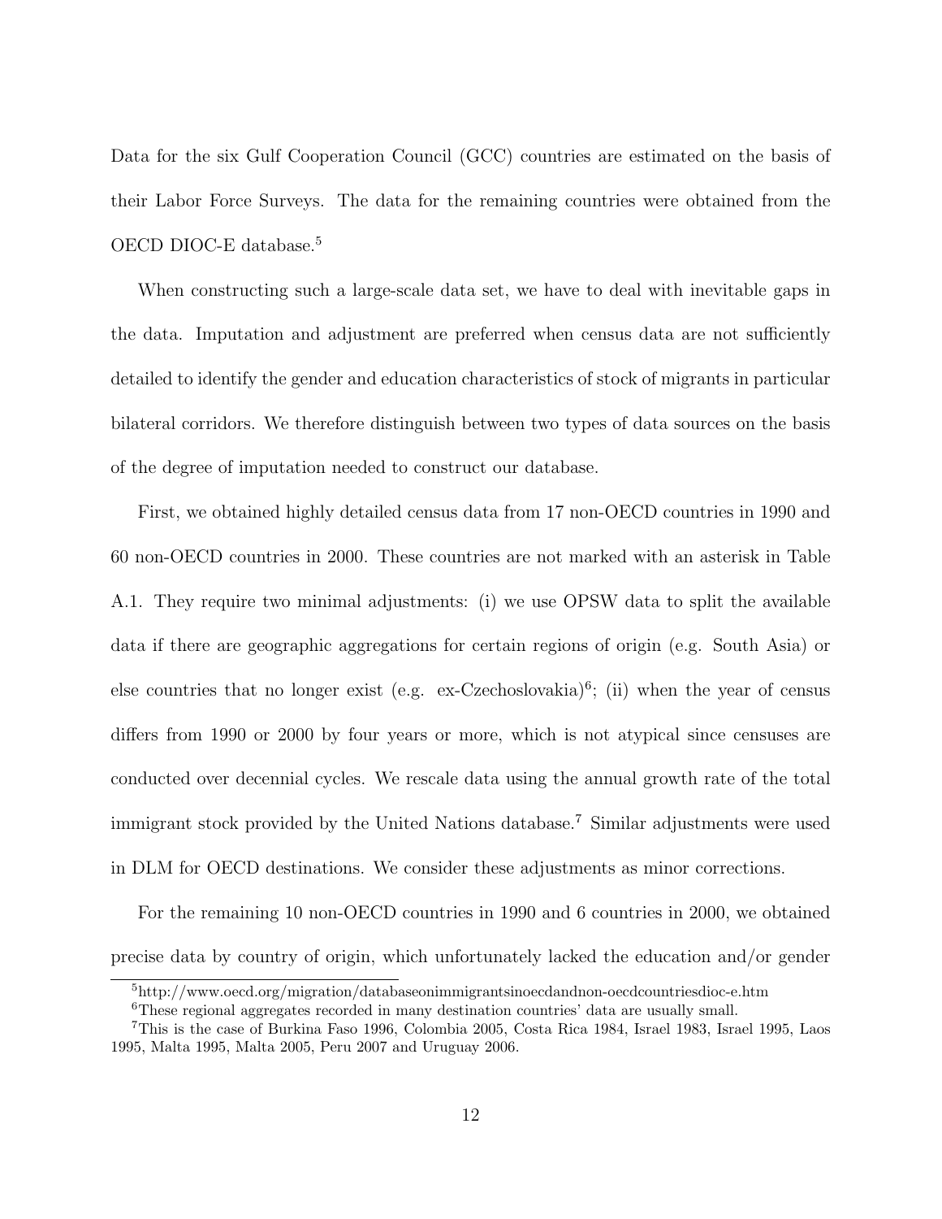Data for the six Gulf Cooperation Council (GCC) countries are estimated on the basis of their Labor Force Surveys. The data for the remaining countries were obtained from the OECD DIOC-E database.[5]

When constructing such a large-scale data set, we have to deal with inevitable gaps in the data. Imputation and adjustment are preferred when census data are not sufficiently detailed to identify the gender and education characteristics of stock of migrants in particular bilateral corridors. We therefore distinguish between two types of data sources on the basis of the degree of imputation needed to construct our database.

First, we obtained highly detailed census data from 17 non-OECD countries in 1990 and 60 non-OECD countries in 2000. These countries are not marked with an asterisk in Table A.1. They require two minimal adjustments: (i) we use OPSW data to split the available data if there are geographic aggregations for certain regions of origin (e.g. South Asia) or else countries that no longer exist (e.g. ex-Czechoslovakia)[6]; (ii) when the year of census differs from 1990 or 2000 by four years or more, which is not atypical since censuses are conducted over decennial cycles. We rescale data using the annual growth rate of the total immigrant stock provided by the United Nations database.[7] Similar adjustments were used in DLM for OECD destinations. We consider these adjustments as minor corrections.

For the remaining 10 non-OECD countries in 1990 and 6 countries in 2000, we obtained precise data by country of origin, which unfortunately lacked the education and/or gender

---

[5] http://www.oecd.org/migration/databaseonimmigrantsinoecdandnon-oecdcountriesdioc-e.htm

[6] These regional aggregates recorded in many destination countries' data are usually small.

[7] This is the case of Burkina Faso 1996, Colombia 2005, Costa Rica 1984, Israel 1983, Israel 1995, Laos 1995, Malta 1995, Malta 2005, Peru 2007 and Uruguay 2006.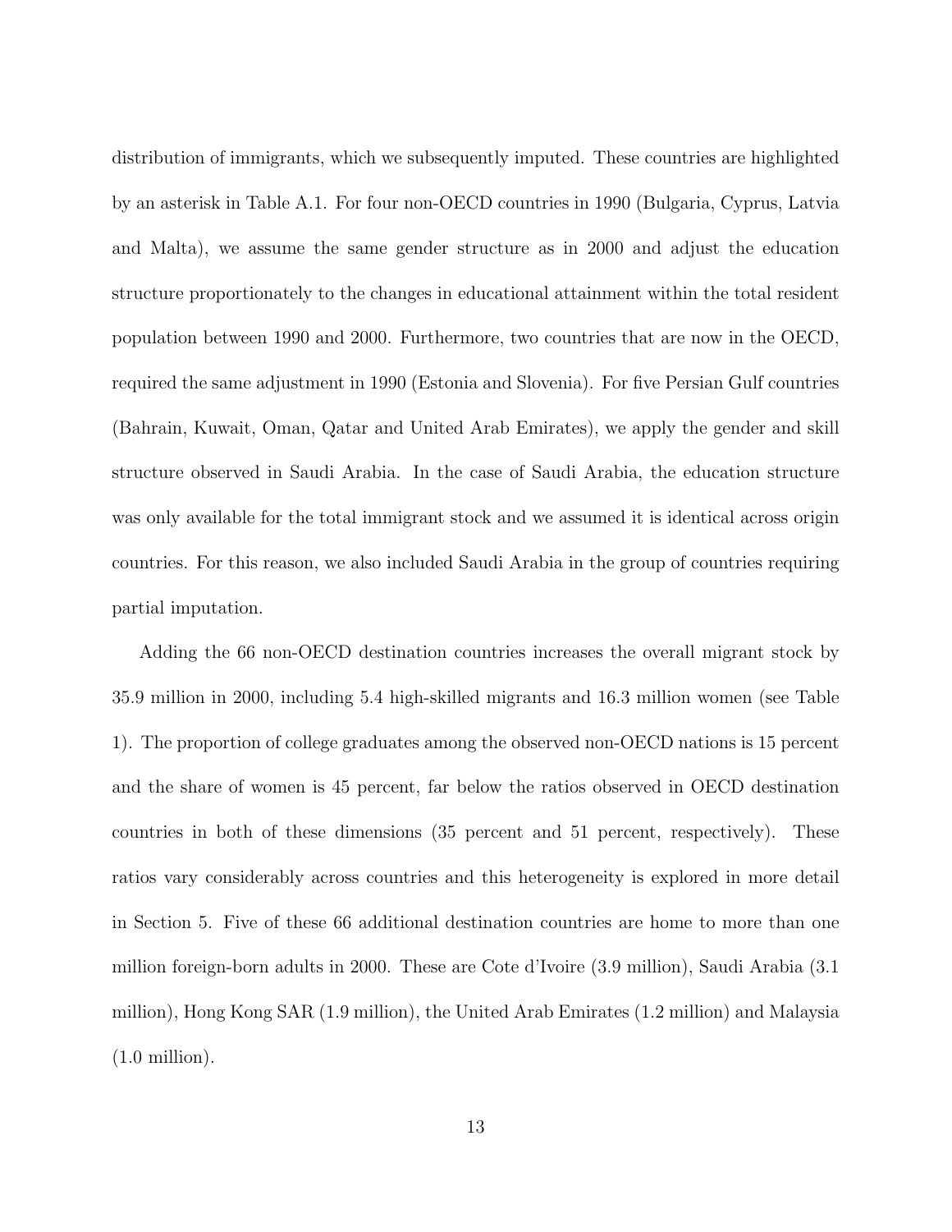distribution of immigrants, which we subsequently imputed. These countries are highlighted by an asterisk in Table A.1. For four non-OECD countries in 1990 (Bulgaria, Cyprus, Latvia and Malta), we assume the same gender structure as in 2000 and adjust the education structure proportionately to the changes in educational attainment within the total resident population between 1990 and 2000. Furthermore, two countries that are now in the OECD, required the same adjustment in 1990 (Estonia and Slovenia). For five Persian Gulf countries (Bahrain, Kuwait, Oman, Qatar and United Arab Emirates), we apply the gender and skill structure observed in Saudi Arabia. In the case of Saudi Arabia, the education structure was only available for the total immigrant stock and we assumed it is identical across origin countries. For this reason, we also included Saudi Arabia in the group of countries requiring partial imputation.

Adding the 66 non-OECD destination countries increases the overall migrant stock by 35.9 million in 2000, including 5.4 high-skilled migrants and 16.3 million women (see Table 1). The proportion of college graduates among the observed non-OECD nations is 15 percent and the share of women is 45 percent, far below the ratios observed in OECD destination countries in both of these dimensions (35 percent and 51 percent, respectively). These ratios vary considerably across countries and this heterogeneity is explored in more detail in Section 5. Five of these 66 additional destination countries are home to more than one million foreign-born adults in 2000. These are Cote d'Ivoire (3.9 million), Saudi Arabia (3.1 million), Hong Kong SAR (1.9 million), the United Arab Emirates (1.2 million) and Malaysia (1.0 million).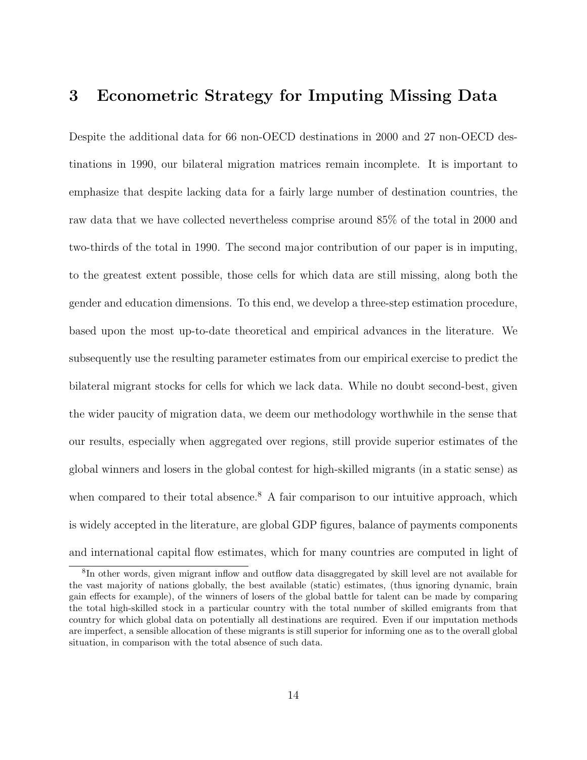# 3 Econometric Strategy for Imputing Missing Data

Despite the additional data for 66 non-OECD destinations in 2000 and 27 non-OECD destinations in 1990, our bilateral migration matrices remain incomplete. It is important to emphasize that despite lacking data for a fairly large number of destination countries, the raw data that we have collected nevertheless comprise around 85% of the total in 2000 and two-thirds of the total in 1990. The second major contribution of our paper is in imputing, to the greatest extent possible, those cells for which data are still missing, along both the gender and education dimensions. To this end, we develop a three-step estimation procedure, based upon the most up-to-date theoretical and empirical advances in the literature. We subsequently use the resulting parameter estimates from our empirical exercise to predict the bilateral migrant stocks for cells for which we lack data. While no doubt second-best, given the wider paucity of migration data, we deem our methodology worthwhile in the sense that our results, especially when aggregated over regions, still provide superior estimates of the global winners and losers in the global contest for high-skilled migrants (in a static sense) as when compared to their total absence.[8] A fair comparison to our intuitive approach, which is widely accepted in the literature, are global GDP figures, balance of payments components and international capital flow estimates, which for many countries are computed in light of

[8]In other words, given migrant inflow and outflow data disaggregated by skill level are not available for the vast majority of nations globally, the best available (static) estimates, (thus ignoring dynamic, brain gain effects for example), of the winners of losers of the global battle for talent can be made by comparing the total high-skilled stock in a particular country with the total number of skilled emigrants from that country for which global data on potentially all destinations are required. Even if our imputation methods are imperfect, a sensible allocation of these migrants is still superior for informing one as to the overall global situation, in comparison with the total absence of such data.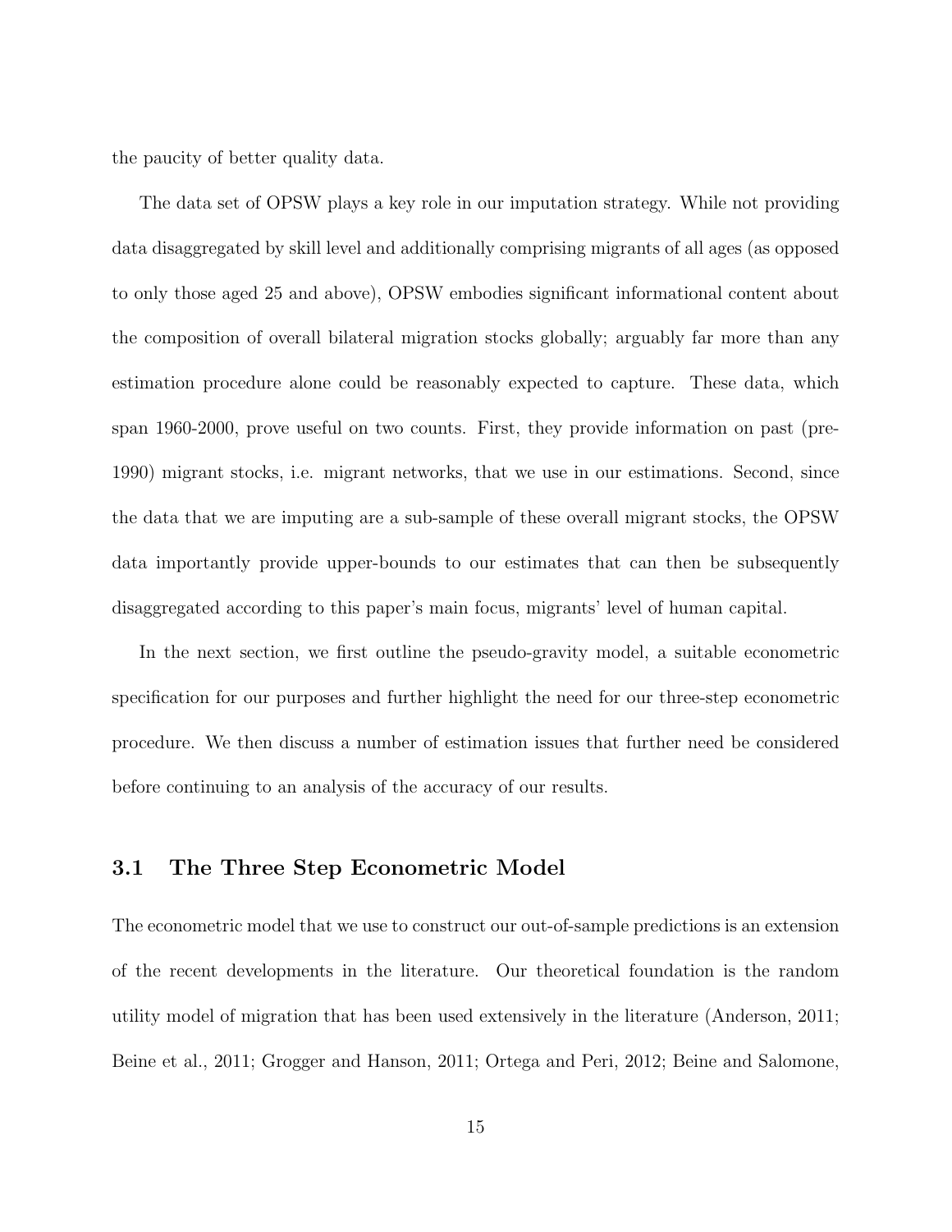the paucity of better quality data.

The data set of OPSW plays a key role in our imputation strategy. While not providing data disaggregated by skill level and additionally comprising migrants of all ages (as opposed to only those aged 25 and above), OPSW embodies significant informational content about the composition of overall bilateral migration stocks globally; arguably far more than any estimation procedure alone could be reasonably expected to capture. These data, which span 1960-2000, prove useful on two counts. First, they provide information on past (pre-1990) migrant stocks, i.e. migrant networks, that we use in our estimations. Second, since the data that we are imputing are a sub-sample of these overall migrant stocks, the OPSW data importantly provide upper-bounds to our estimates that can then be subsequently disaggregated according to this paper's main focus, migrants' level of human capital.

In the next section, we first outline the pseudo-gravity model, a suitable econometric specification for our purposes and further highlight the need for our three-step econometric procedure. We then discuss a number of estimation issues that further need be considered before continuing to an analysis of the accuracy of our results.

## 3.1 The Three Step Econometric Model

The econometric model that we use to construct our out-of-sample predictions is an extension of the recent developments in the literature. Our theoretical foundation is the random utility model of migration that has been used extensively in the literature (Anderson, 2011; Beine et al., 2011; Grogger and Hanson, 2011; Ortega and Peri, 2012; Beine and Salomone,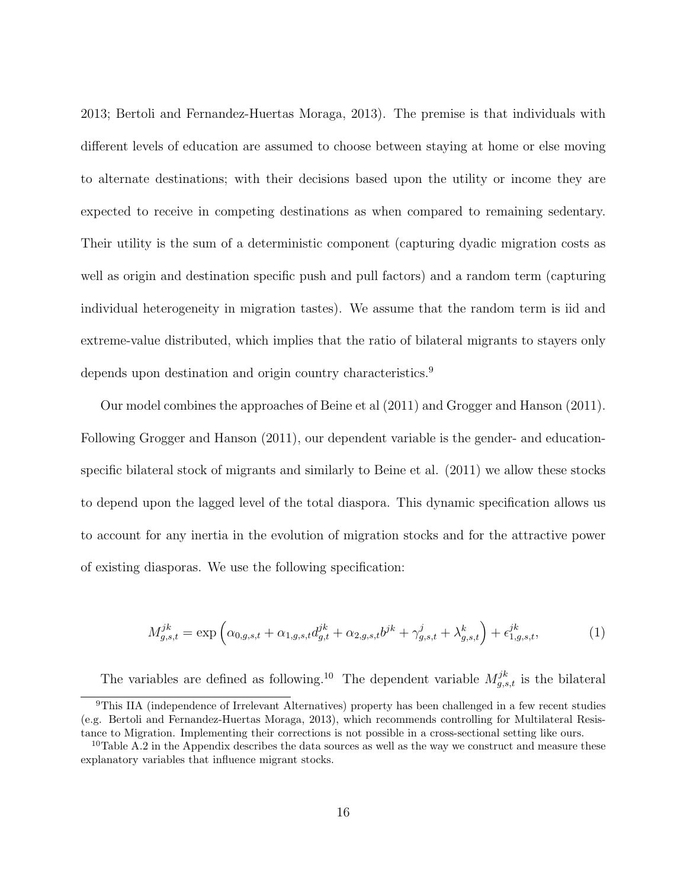2013; Bertoli and Fernandez-Huertas Moraga, 2013). The premise is that individuals with different levels of education are assumed to choose between staying at home or else moving to alternate destinations; with their decisions based upon the utility or income they are expected to receive in competing destinations as when compared to remaining sedentary. Their utility is the sum of a deterministic component (capturing dyadic migration costs as well as origin and destination specific push and pull factors) and a random term (capturing individual heterogeneity in migration tastes). We assume that the random term is iid and extreme-value distributed, which implies that the ratio of bilateral migrants to stayers only depends upon destination and origin country characteristics.[9]

Our model combines the approaches of Beine et al (2011) and Grogger and Hanson (2011). Following Grogger and Hanson (2011), our dependent variable is the gender- and education-specific bilateral stock of migrants and similarly to Beine et al. (2011) we allow these stocks to depend upon the lagged level of the total diaspora. This dynamic specification allows us to account for any inertia in the evolution of migration stocks and for the attractive power of existing diasporas. We use the following specification:

$$M^{jk}_{g,s,t} = \exp\left(\alpha_{0,g,s,t} + \alpha_{1,g,s,t} d^{jk}_{g,t} + \alpha_{2,g,s,t} b^{jk} + \gamma^{j}_{g,s,t} + \lambda^{k}_{g,s,t}\right) + \epsilon^{jk}_{1,g,s,t}, \tag{1}$$

The variables are defined as following.[10] The dependent variable $M^{jk}_{g,s,t}$ is the bilateral

[9] This IIA (independence of Irrelevant Alternatives) property has been challenged in a few recent studies (e.g. Bertoli and Fernandez-Huertas Moraga, 2013), which recommends controlling for Multilateral Resistance to Migration. Implementing their corrections is not possible in a cross-sectional setting like ours.

[10] Table A.2 in the Appendix describes the data sources as well as the way we construct and measure these explanatory variables that influence migrant stocks.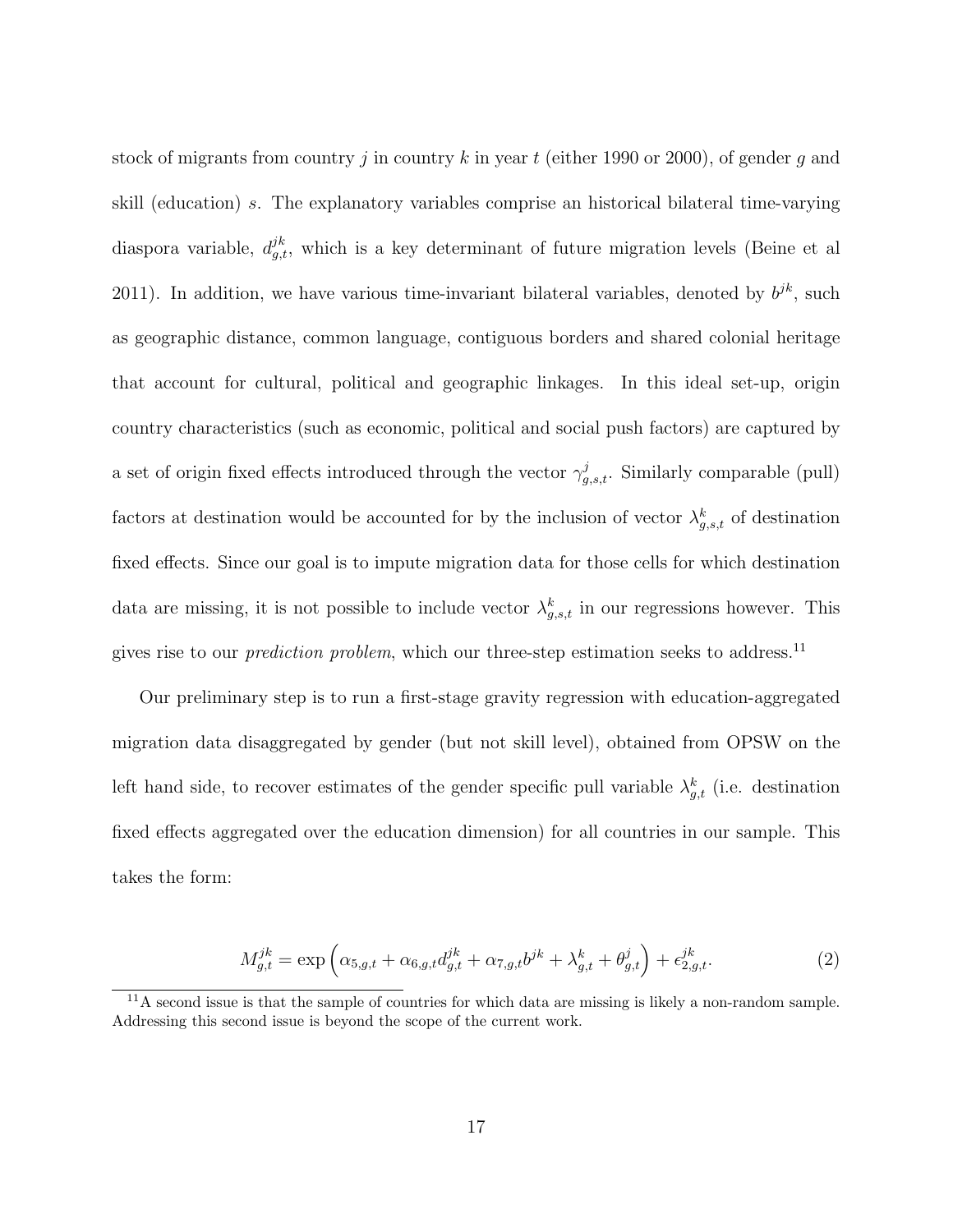stock of migrants from country $j$ in country $k$ in year $t$ (either 1990 or 2000), of gender $g$ and skill (education) $s$. The explanatory variables comprise an historical bilateral time-varying diaspora variable, $d^{jk}_{g,t}$, which is a key determinant of future migration levels (Beine et al 2011). In addition, we have various time-invariant bilateral variables, denoted by $b^{jk}$, such as geographic distance, common language, contiguous borders and shared colonial heritage that account for cultural, political and geographic linkages. In this ideal set-up, origin country characteristics (such as economic, political and social push factors) are captured by a set of origin fixed effects introduced through the vector $\gamma^{j}_{g,s,t}$. Similarly comparable (pull) factors at destination would be accounted for by the inclusion of vector $\lambda^{k}_{g,s,t}$ of destination fixed effects. Since our goal is to impute migration data for those cells for which destination data are missing, it is not possible to include vector $\lambda^{k}_{g,s,t}$ in our regressions however. This gives rise to our *prediction problem*, which our three-step estimation seeks to address.[11]

Our preliminary step is to run a first-stage gravity regression with education-aggregated migration data disaggregated by gender (but not skill level), obtained from OPSW on the left hand side, to recover estimates of the gender specific pull variable $\lambda^{k}_{g,t}$ (i.e. destination fixed effects aggregated over the education dimension) for all countries in our sample. This takes the form:

$$M^{jk}_{g,t} = \exp\left(\alpha_{5,g,t} + \alpha_{6,g,t} d^{jk}_{g,t} + \alpha_{7,g,t} b^{jk} + \lambda^{k}_{g,t} + \theta^{j}_{g,t}\right) + \epsilon^{jk}_{2,g,t}. \tag{2}$$

[11] A second issue is that the sample of countries for which data are missing is likely a non-random sample. Addressing this second issue is beyond the scope of the current work.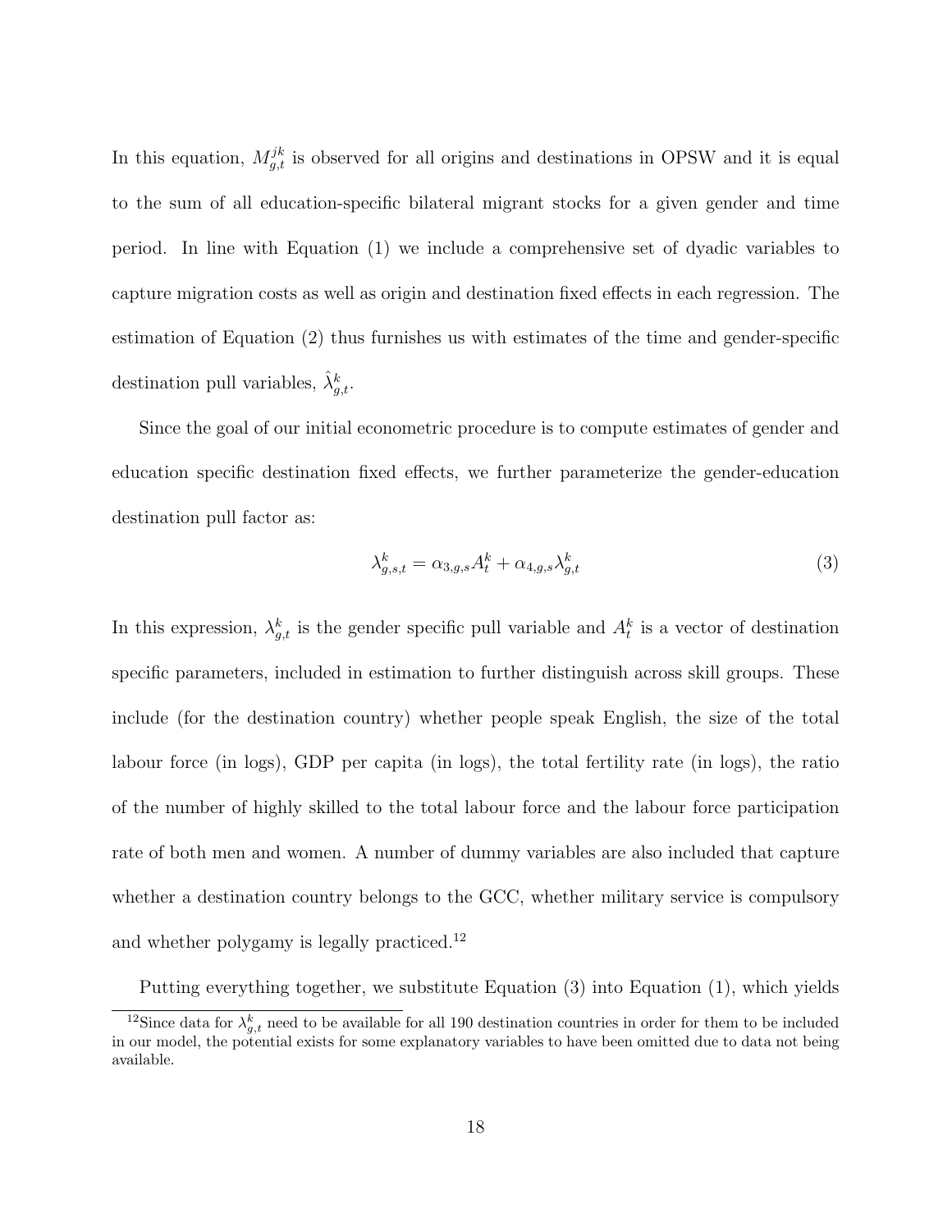In this equation, $M_{g,t}^{jk}$ is observed for all origins and destinations in OPSW and it is equal to the sum of all education-specific bilateral migrant stocks for a given gender and time period. In line with Equation (1) we include a comprehensive set of dyadic variables to capture migration costs as well as origin and destination fixed effects in each regression. The estimation of Equation (2) thus furnishes us with estimates of the time and gender-specific destination pull variables, $\hat{\lambda}_{g,t}^{k}$.

Since the goal of our initial econometric procedure is to compute estimates of gender and education specific destination fixed effects, we further parameterize the gender-education destination pull factor as:

$$\lambda_{g,s,t}^{k} = \alpha_{3,g,s} A_t^k + \alpha_{4,g,s} \lambda_{g,t}^{k} \tag{3}$$

In this expression, $\lambda_{g,t}^{k}$ is the gender specific pull variable and $A_t^k$ is a vector of destination specific parameters, included in estimation to further distinguish across skill groups. These include (for the destination country) whether people speak English, the size of the total labour force (in logs), GDP per capita (in logs), the total fertility rate (in logs), the ratio of the number of highly skilled to the total labour force and the labour force participation rate of both men and women. A number of dummy variables are also included that capture whether a destination country belongs to the GCC, whether military service is compulsory and whether polygamy is legally practiced.[12]

Putting everything together, we substitute Equation (3) into Equation (1), which yields

[12]Since data for $\lambda_{g,t}^{k}$ need to be available for all 190 destination countries in order for them to be included in our model, the potential exists for some explanatory variables to have been omitted due to data not being available.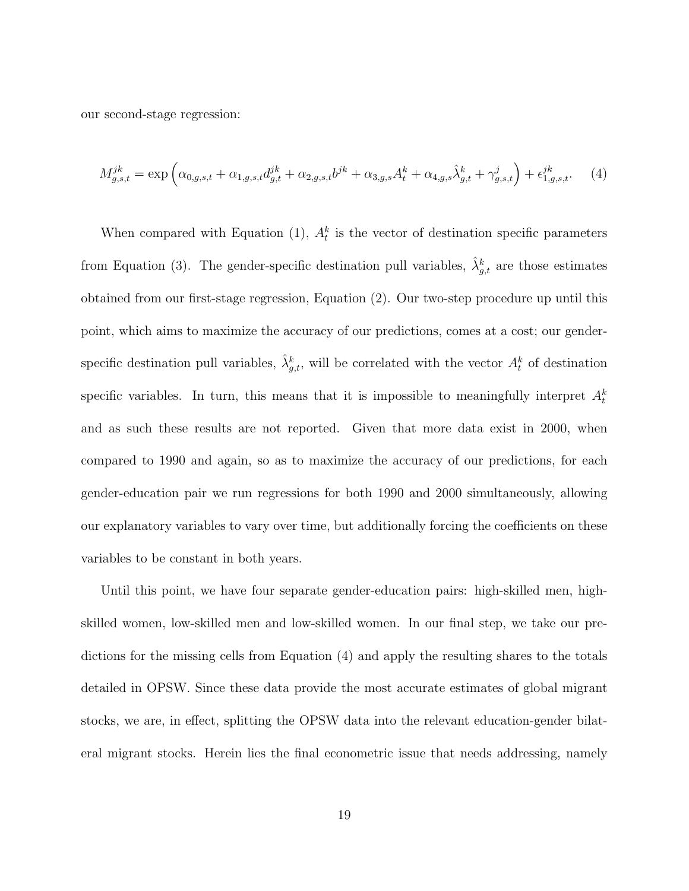our second-stage regression:

$$M_{g,s,t}^{jk} = \exp\left(\alpha_{0,g,s,t} + \alpha_{1,g,s,t} d_{g,t}^{jk} + \alpha_{2,g,s,t} b^{jk} + \alpha_{3,g,s} A_t^k + \alpha_{4,g,s} \hat{\lambda}_{g,t}^k + \gamma_{g,s,t}^j\right) + \epsilon_{1,g,s,t}^{jk}. \quad (4)$$

When compared with Equation (1), $A_t^k$ is the vector of destination specific parameters from Equation (3). The gender-specific destination pull variables, $\hat{\lambda}_{g,t}^k$ are those estimates obtained from our first-stage regression, Equation (2). Our two-step procedure up until this point, which aims to maximize the accuracy of our predictions, comes at a cost; our gender-specific destination pull variables, $\hat{\lambda}_{g,t}^k$, will be correlated with the vector $A_t^k$ of destination specific variables. In turn, this means that it is impossible to meaningfully interpret $A_t^k$ and as such these results are not reported. Given that more data exist in 2000, when compared to 1990 and again, so as to maximize the accuracy of our predictions, for each gender-education pair we run regressions for both 1990 and 2000 simultaneously, allowing our explanatory variables to vary over time, but additionally forcing the coefficients on these variables to be constant in both years.

Until this point, we have four separate gender-education pairs: high-skilled men, high-skilled women, low-skilled men and low-skilled women. In our final step, we take our predictions for the missing cells from Equation (4) and apply the resulting shares to the totals detailed in OPSW. Since these data provide the most accurate estimates of global migrant stocks, we are, in effect, splitting the OPSW data into the relevant education-gender bilateral migrant stocks. Herein lies the final econometric issue that needs addressing, namely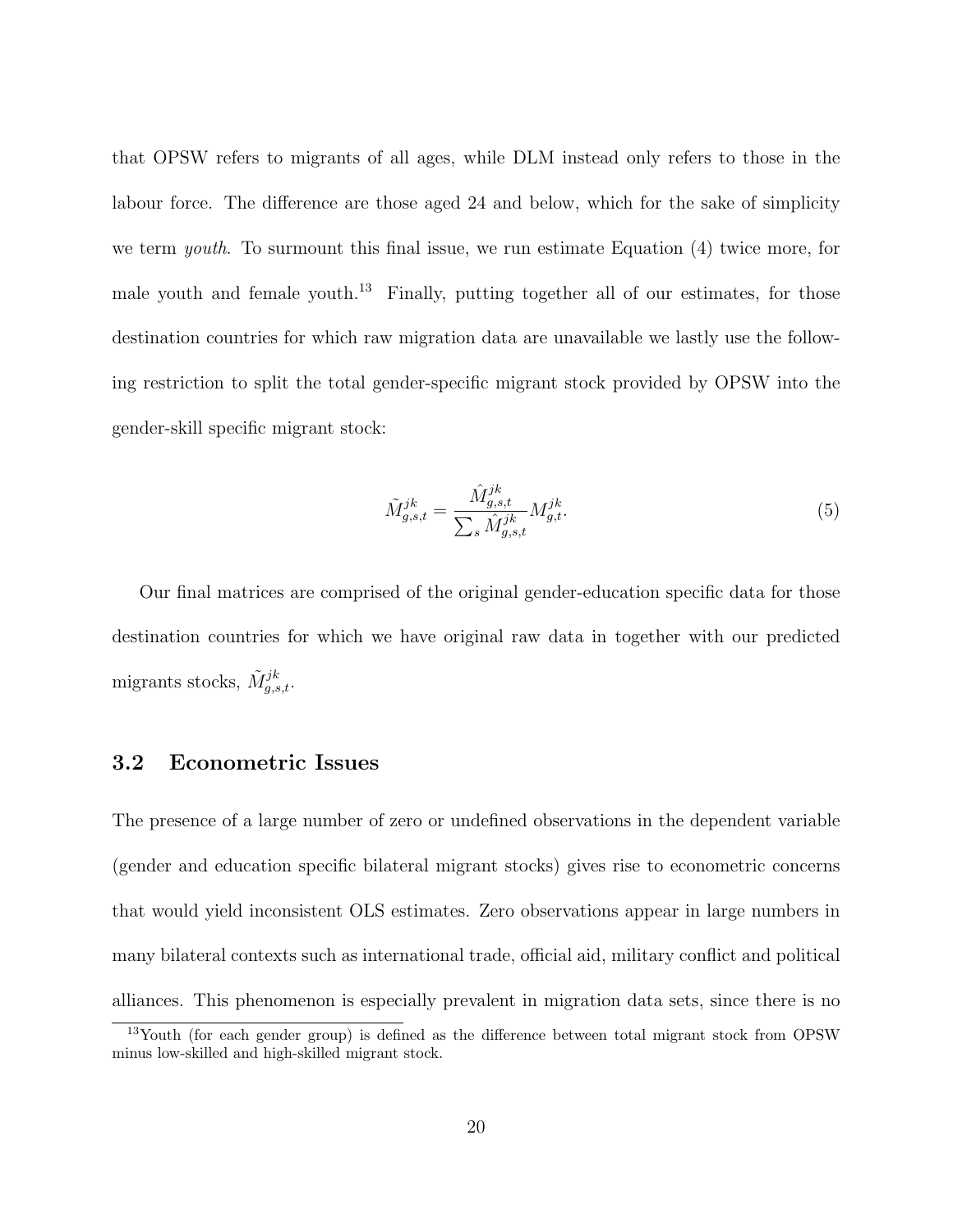that OPSW refers to migrants of all ages, while DLM instead only refers to those in the labour force. The difference are those aged 24 and below, which for the sake of simplicity we term *youth*. To surmount this final issue, we run estimate Equation (4) twice more, for male youth and female youth.[13] Finally, putting together all of our estimates, for those destination countries for which raw migration data are unavailable we lastly use the following restriction to split the total gender-specific migrant stock provided by OPSW into the gender-skill specific migrant stock:

$$\tilde{M}^{jk}_{g,s,t} = \frac{\hat{M}^{jk}_{g,s,t}}{\sum_s \hat{M}^{jk}_{g,s,t}} M^{jk}_{g,t}. \tag{5}$$

Our final matrices are comprised of the original gender-education specific data for those destination countries for which we have original raw data in together with our predicted migrants stocks, $\tilde{M}^{jk}_{g,s,t}$.

## 3.2 Econometric Issues

The presence of a large number of zero or undefined observations in the dependent variable (gender and education specific bilateral migrant stocks) gives rise to econometric concerns that would yield inconsistent OLS estimates. Zero observations appear in large numbers in many bilateral contexts such as international trade, official aid, military conflict and political alliances. This phenomenon is especially prevalent in migration data sets, since there is no

[13] Youth (for each gender group) is defined as the difference between total migrant stock from OPSW minus low-skilled and high-skilled migrant stock.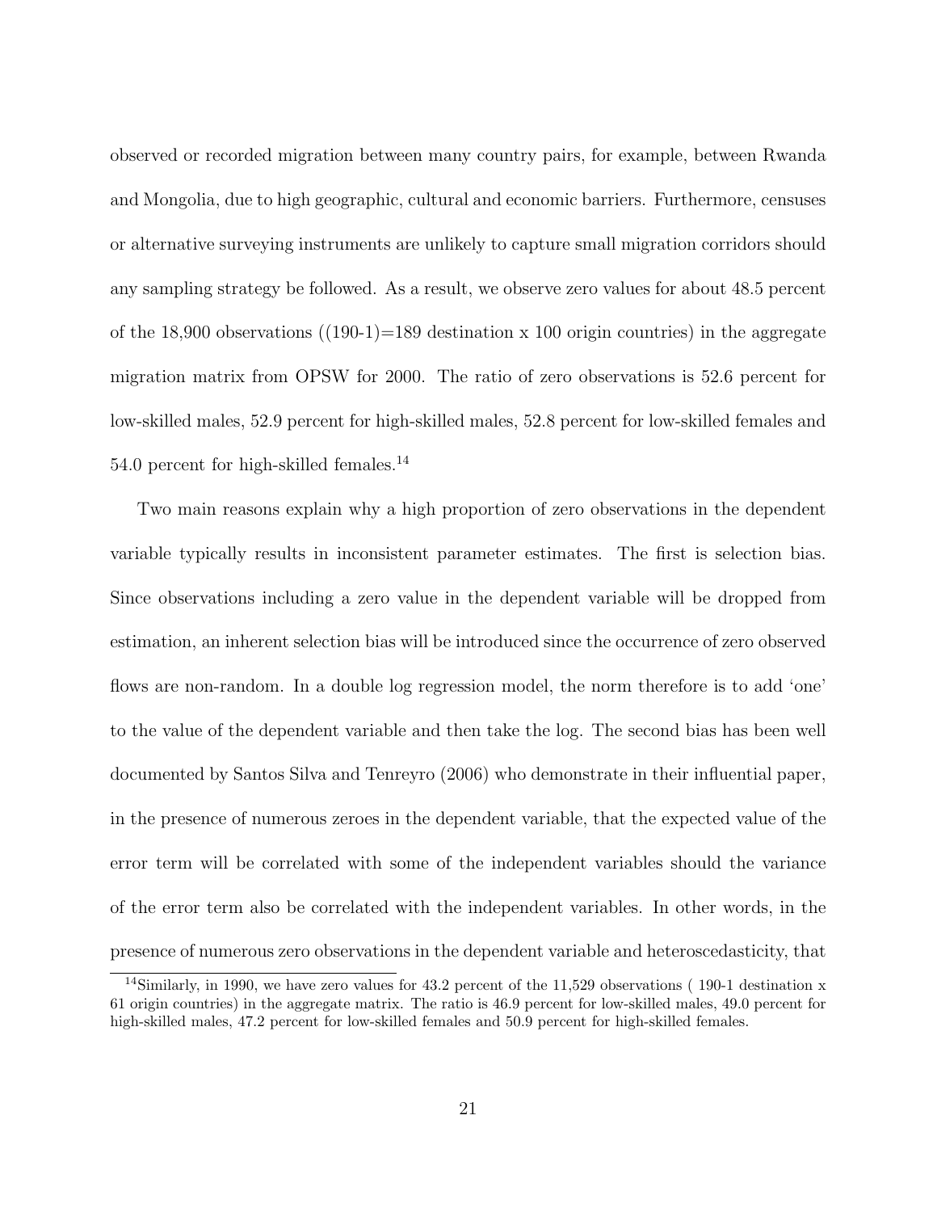observed or recorded migration between many country pairs, for example, between Rwanda and Mongolia, due to high geographic, cultural and economic barriers. Furthermore, censuses or alternative surveying instruments are unlikely to capture small migration corridors should any sampling strategy be followed. As a result, we observe zero values for about 48.5 percent of the 18,900 observations ((190-1)=189 destination x 100 origin countries) in the aggregate migration matrix from OPSW for 2000. The ratio of zero observations is 52.6 percent for low-skilled males, 52.9 percent for high-skilled males, 52.8 percent for low-skilled females and 54.0 percent for high-skilled females.[14]

Two main reasons explain why a high proportion of zero observations in the dependent variable typically results in inconsistent parameter estimates. The first is selection bias. Since observations including a zero value in the dependent variable will be dropped from estimation, an inherent selection bias will be introduced since the occurrence of zero observed flows are non-random. In a double log regression model, the norm therefore is to add 'one' to the value of the dependent variable and then take the log. The second bias has been well documented by Santos Silva and Tenreyro (2006) who demonstrate in their influential paper, in the presence of numerous zeroes in the dependent variable, that the expected value of the error term will be correlated with some of the independent variables should the variance of the error term also be correlated with the independent variables. In other words, in the presence of numerous zero observations in the dependent variable and heteroscedasticity, that

[14] Similarly, in 1990, we have zero values for 43.2 percent of the 11,529 observations ( 190-1 destination x 61 origin countries) in the aggregate matrix. The ratio is 46.9 percent for low-skilled males, 49.0 percent for high-skilled males, 47.2 percent for low-skilled females and 50.9 percent for high-skilled females.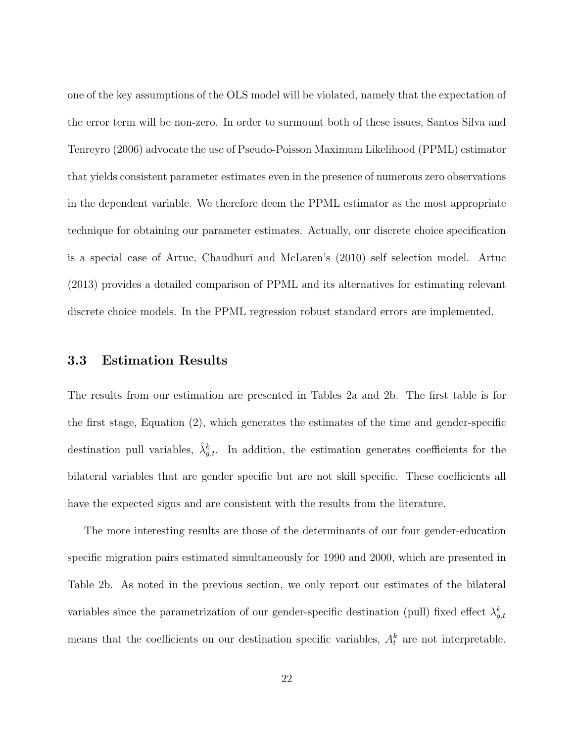one of the key assumptions of the OLS model will be violated, namely that the expectation of the error term will be non-zero. In order to surmount both of these issues, Santos Silva and Tenreyro (2006) advocate the use of Pseudo-Poisson Maximum Likelihood (PPML) estimator that yields consistent parameter estimates even in the presence of numerous zero observations in the dependent variable. We therefore deem the PPML estimator as the most appropriate technique for obtaining our parameter estimates. Actually, our discrete choice specification is a special case of Artuc, Chaudhuri and McLaren's (2010) self selection model. Artuc (2013) provides a detailed comparison of PPML and its alternatives for estimating relevant discrete choice models. In the PPML regression robust standard errors are implemented.

### 3.3 Estimation Results

The results from our estimation are presented in Tables 2a and 2b. The first table is for the first stage, Equation (2), which generates the estimates of the time and gender-specific destination pull variables, $\hat{\lambda}^k_{g,t}$. In addition, the estimation generates coefficients for the bilateral variables that are gender specific but are not skill specific. These coefficients all have the expected signs and are consistent with the results from the literature.

The more interesting results are those of the determinants of our four gender-education specific migration pairs estimated simultaneously for 1990 and 2000, which are presented in Table 2b. As noted in the previous section, we only report our estimates of the bilateral variables since the parametrization of our gender-specific destination (pull) fixed effect $\lambda^k_{g,t}$ means that the coefficients on our destination specific variables, $A^k_t$ are not interpretable.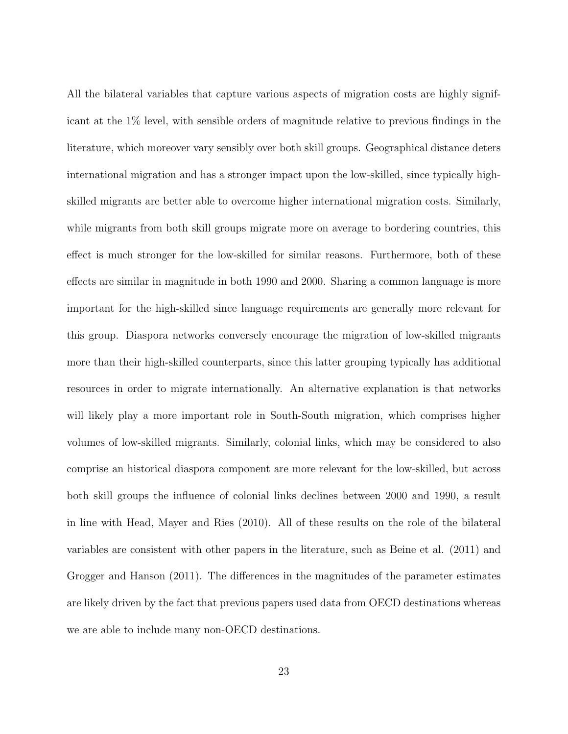All the bilateral variables that capture various aspects of migration costs are highly significant at the 1% level, with sensible orders of magnitude relative to previous findings in the literature, which moreover vary sensibly over both skill groups. Geographical distance deters international migration and has a stronger impact upon the low-skilled, since typically high-skilled migrants are better able to overcome higher international migration costs. Similarly, while migrants from both skill groups migrate more on average to bordering countries, this effect is much stronger for the low-skilled for similar reasons. Furthermore, both of these effects are similar in magnitude in both 1990 and 2000. Sharing a common language is more important for the high-skilled since language requirements are generally more relevant for this group. Diaspora networks conversely encourage the migration of low-skilled migrants more than their high-skilled counterparts, since this latter grouping typically has additional resources in order to migrate internationally. An alternative explanation is that networks will likely play a more important role in South-South migration, which comprises higher volumes of low-skilled migrants. Similarly, colonial links, which may be considered to also comprise an historical diaspora component are more relevant for the low-skilled, but across both skill groups the influence of colonial links declines between 2000 and 1990, a result in line with Head, Mayer and Ries (2010). All of these results on the role of the bilateral variables are consistent with other papers in the literature, such as Beine et al. (2011) and Grogger and Hanson (2011). The differences in the magnitudes of the parameter estimates are likely driven by the fact that previous papers used data from OECD destinations whereas we are able to include many non-OECD destinations.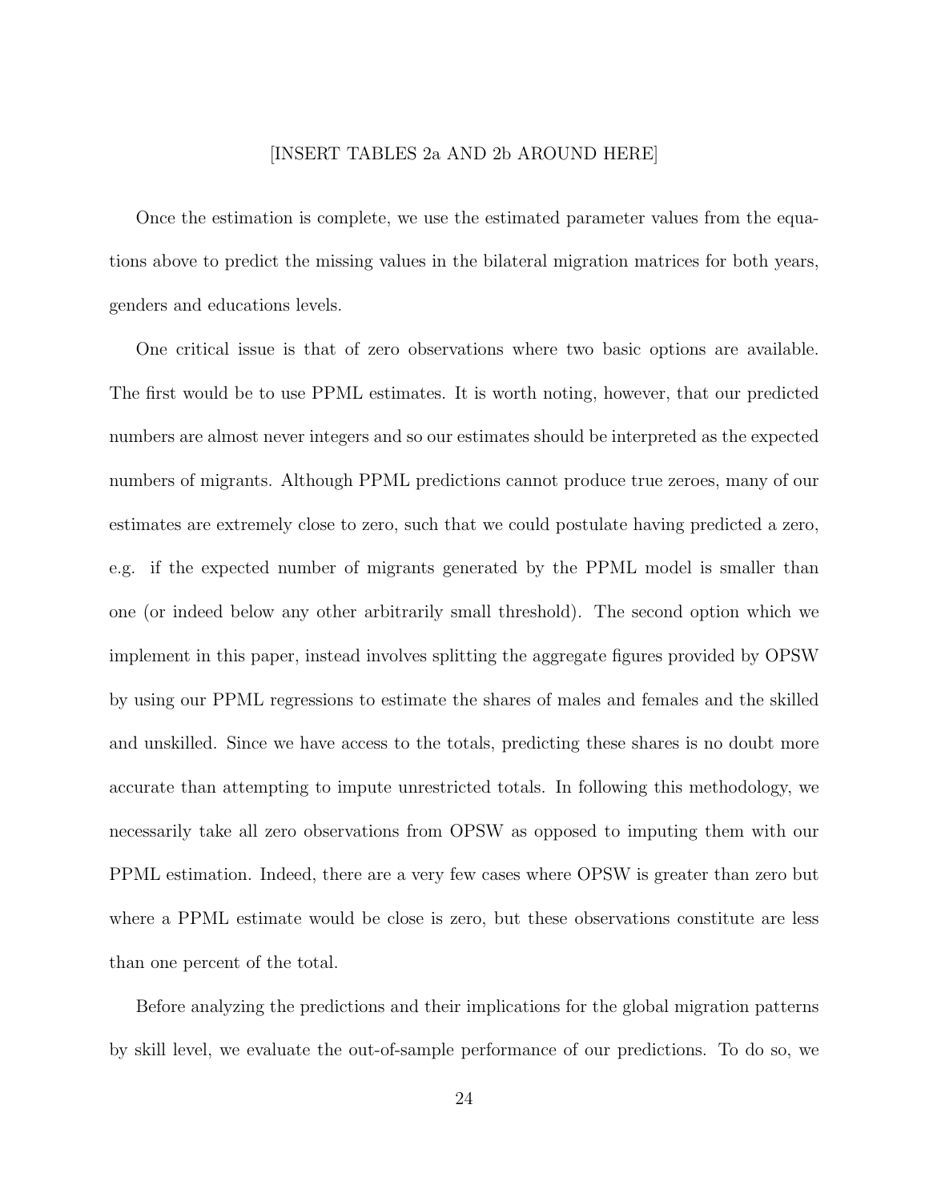[INSERT TABLES 2a AND 2b AROUND HERE]

Once the estimation is complete, we use the estimated parameter values from the equations above to predict the missing values in the bilateral migration matrices for both years, genders and educations levels.

One critical issue is that of zero observations where two basic options are available. The first would be to use PPML estimates. It is worth noting, however, that our predicted numbers are almost never integers and so our estimates should be interpreted as the expected numbers of migrants. Although PPML predictions cannot produce true zeroes, many of our estimates are extremely close to zero, such that we could postulate having predicted a zero, e.g. if the expected number of migrants generated by the PPML model is smaller than one (or indeed below any other arbitrarily small threshold). The second option which we implement in this paper, instead involves splitting the aggregate figures provided by OPSW by using our PPML regressions to estimate the shares of males and females and the skilled and unskilled. Since we have access to the totals, predicting these shares is no doubt more accurate than attempting to impute unrestricted totals. In following this methodology, we necessarily take all zero observations from OPSW as opposed to imputing them with our PPML estimation. Indeed, there are a very few cases where OPSW is greater than zero but where a PPML estimate would be close is zero, but these observations constitute are less than one percent of the total.

Before analyzing the predictions and their implications for the global migration patterns by skill level, we evaluate the out-of-sample performance of our predictions. To do so, we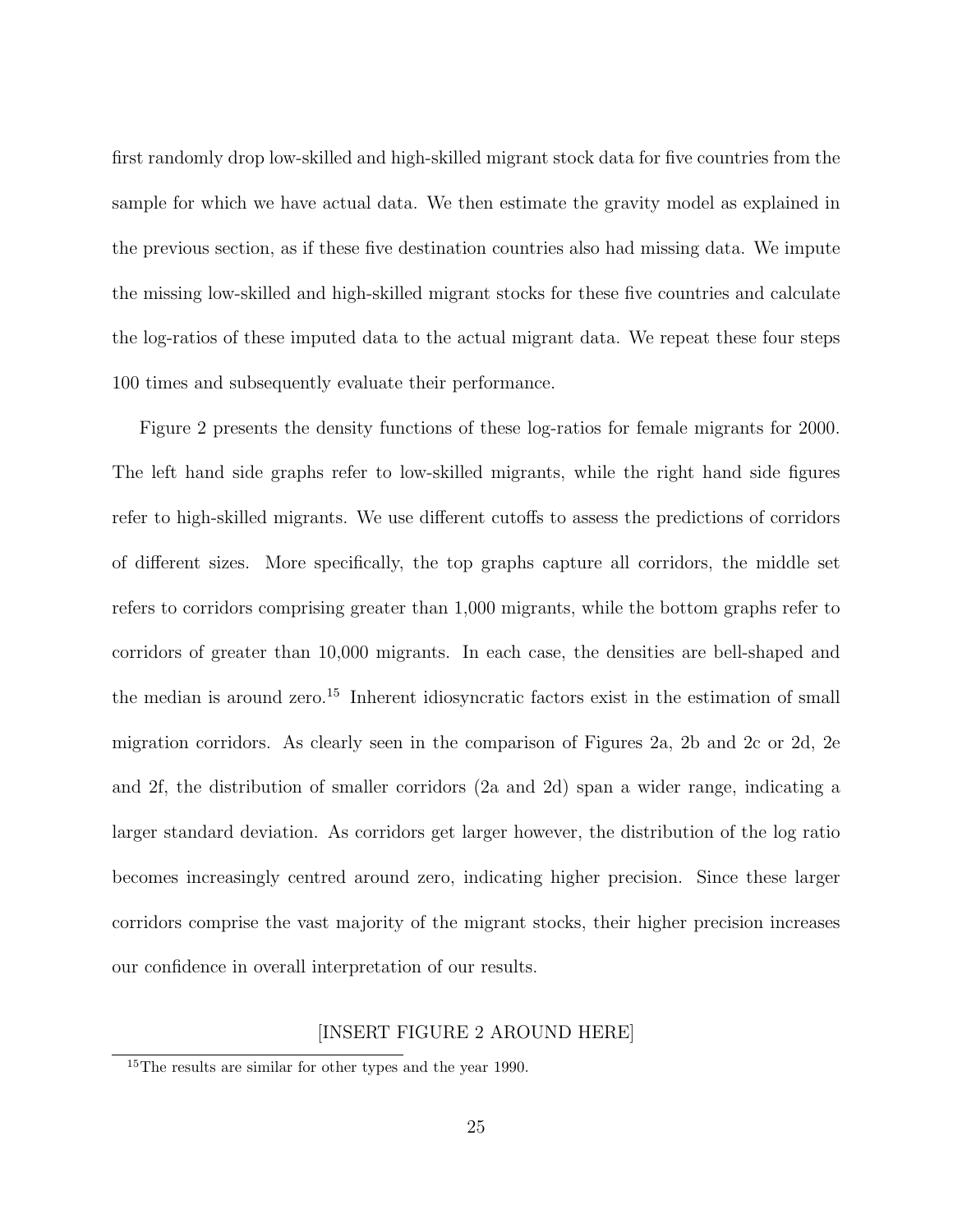first randomly drop low-skilled and high-skilled migrant stock data for five countries from the sample for which we have actual data. We then estimate the gravity model as explained in the previous section, as if these five destination countries also had missing data. We impute the missing low-skilled and high-skilled migrant stocks for these five countries and calculate the log-ratios of these imputed data to the actual migrant data. We repeat these four steps 100 times and subsequently evaluate their performance.

Figure 2 presents the density functions of these log-ratios for female migrants for 2000. The left hand side graphs refer to low-skilled migrants, while the right hand side figures refer to high-skilled migrants. We use different cutoffs to assess the predictions of corridors of different sizes. More specifically, the top graphs capture all corridors, the middle set refers to corridors comprising greater than 1,000 migrants, while the bottom graphs refer to corridors of greater than 10,000 migrants. In each case, the densities are bell-shaped and the median is around zero.[15] Inherent idiosyncratic factors exist in the estimation of small migration corridors. As clearly seen in the comparison of Figures 2a, 2b and 2c or 2d, 2e and 2f, the distribution of smaller corridors (2a and 2d) span a wider range, indicating a larger standard deviation. As corridors get larger however, the distribution of the log ratio becomes increasingly centred around zero, indicating higher precision. Since these larger corridors comprise the vast majority of the migrant stocks, their higher precision increases our confidence in overall interpretation of our results.

[INSERT FIGURE 2 AROUND HERE]

[15] The results are similar for other types and the year 1990.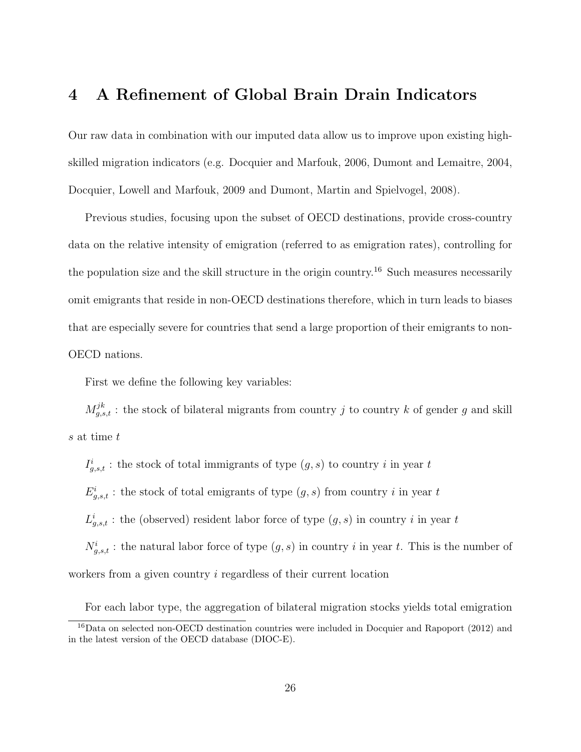## 4 A Refinement of Global Brain Drain Indicators

Our raw data in combination with our imputed data allow us to improve upon existing high-skilled migration indicators (e.g. Docquier and Marfouk, 2006, Dumont and Lemaitre, 2004, Docquier, Lowell and Marfouk, 2009 and Dumont, Martin and Spielvogel, 2008).

Previous studies, focusing upon the subset of OECD destinations, provide cross-country data on the relative intensity of emigration (referred to as emigration rates), controlling for the population size and the skill structure in the origin country.[16] Such measures necessarily omit emigrants that reside in non-OECD destinations therefore, which in turn leads to biases that are especially severe for countries that send a large proportion of their emigrants to non-OECD nations.

First we define the following key variables:

$M^{jk}_{g,s,t}$ : the stock of bilateral migrants from country $j$ to country $k$ of gender $g$ and skill $s$ at time $t$

$I^{i}_{g,s,t}$ : the stock of total immigrants of type $(g, s)$ to country $i$ in year $t$

$E^{i}_{g,s,t}$ : the stock of total emigrants of type $(g, s)$ from country $i$ in year $t$

$L^{i}_{g,s,t}$ : the (observed) resident labor force of type $(g, s)$ in country $i$ in year $t$

$N^{i}_{g,s,t}$ : the natural labor force of type $(g, s)$ in country $i$ in year $t$. This is the number of workers from a given country $i$ regardless of their current location

For each labor type, the aggregation of bilateral migration stocks yields total emigration

[16] Data on selected non-OECD destination countries were included in Docquier and Rapoport (2012) and in the latest version of the OECD database (DIOC-E).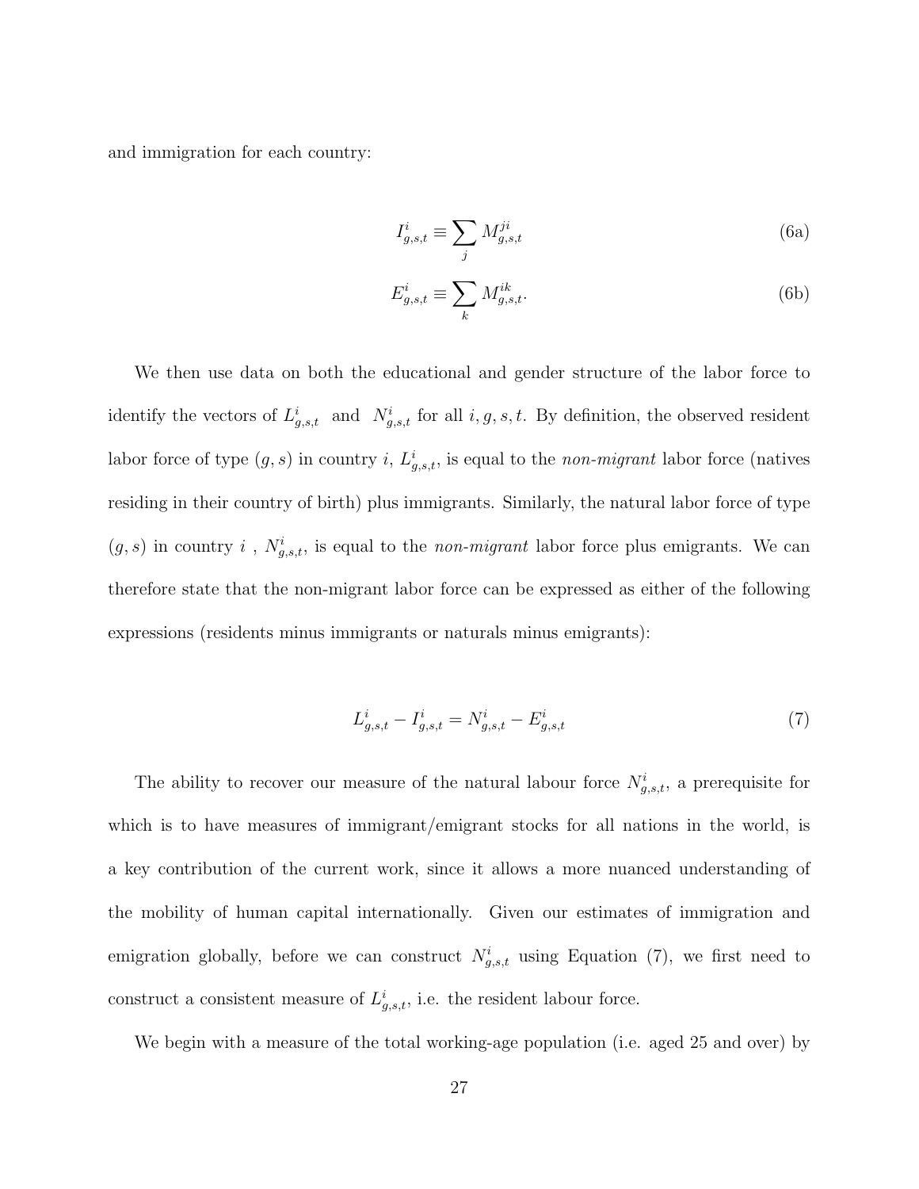and immigration for each country:

$$I^i_{g,s,t} \equiv \sum_j M^{ji}_{g,s,t} \tag{6a}$$

$$E^i_{g,s,t} \equiv \sum_k M^{ik}_{g,s,t}. \tag{6b}$$

We then use data on both the educational and gender structure of the labor force to identify the vectors of $L^i_{g,s,t}$ and $N^i_{g,s,t}$ for all $i, g, s, t$. By definition, the observed resident labor force of type $(g, s)$ in country $i$, $L^i_{g,s,t}$, is equal to the *non-migrant* labor force (natives residing in their country of birth) plus immigrants. Similarly, the natural labor force of type $(g, s)$ in country $i$ , $N^i_{g,s,t}$, is equal to the *non-migrant* labor force plus emigrants. We can therefore state that the non-migrant labor force can be expressed as either of the following expressions (residents minus immigrants or naturals minus emigrants):

$$L^i_{g,s,t} - I^i_{g,s,t} = N^i_{g,s,t} - E^i_{g,s,t} \tag{7}$$

The ability to recover our measure of the natural labour force $N^i_{g,s,t}$, a prerequisite for which is to have measures of immigrant/emigrant stocks for all nations in the world, is a key contribution of the current work, since it allows a more nuanced understanding of the mobility of human capital internationally. Given our estimates of immigration and emigration globally, before we can construct $N^i_{g,s,t}$ using Equation (7), we first need to construct a consistent measure of $L^i_{g,s,t}$, i.e. the resident labour force.

We begin with a measure of the total working-age population (i.e. aged 25 and over) by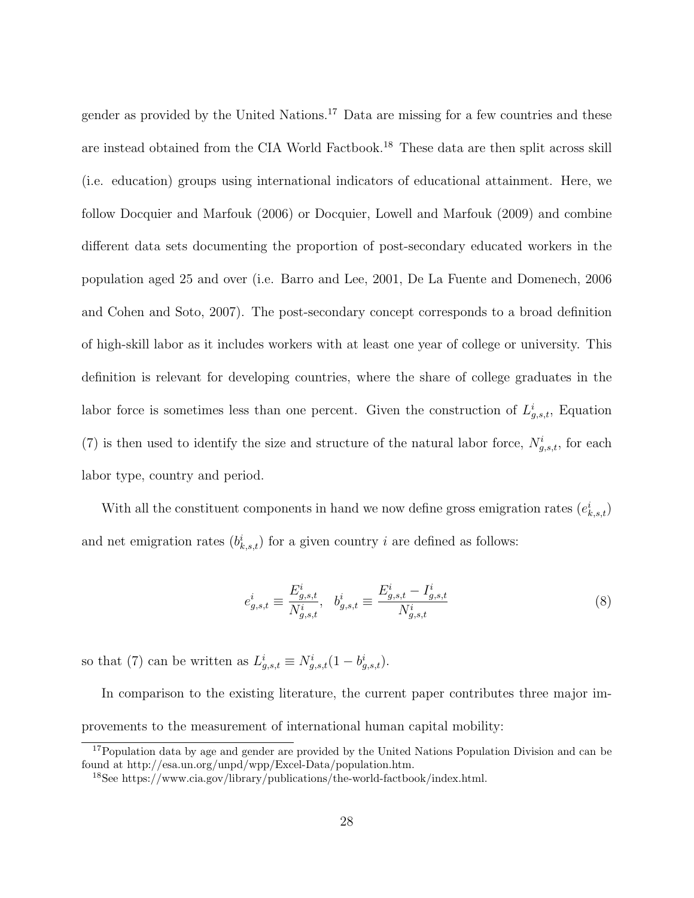gender as provided by the United Nations.[17] Data are missing for a few countries and these are instead obtained from the CIA World Factbook.[18] These data are then split across skill (i.e. education) groups using international indicators of educational attainment. Here, we follow Docquier and Marfouk (2006) or Docquier, Lowell and Marfouk (2009) and combine different data sets documenting the proportion of post-secondary educated workers in the population aged 25 and over (i.e. Barro and Lee, 2001, De La Fuente and Domenech, 2006 and Cohen and Soto, 2007). The post-secondary concept corresponds to a broad definition of high-skill labor as it includes workers with at least one year of college or university. This definition is relevant for developing countries, where the share of college graduates in the labor force is sometimes less than one percent. Given the construction of $L^i_{g,s,t}$, Equation (7) is then used to identify the size and structure of the natural labor force, $N^i_{g,s,t}$, for each labor type, country and period.

With all the constituent components in hand we now define gross emigration rates ($e^i_{k,s,t}$) and net emigration rates ($b^i_{k,s,t}$) for a given country $i$ are defined as follows:

$$e^i_{g,s,t} \equiv \frac{E^i_{g,s,t}}{N^i_{g,s,t}}, \quad b^i_{g,s,t} \equiv \frac{E^i_{g,s,t} - I^i_{g,s,t}}{N^i_{g,s,t}} \tag{8}$$

so that (7) can be written as $L^i_{g,s,t} \equiv N^i_{g,s,t}(1 - b^i_{g,s,t})$.

In comparison to the existing literature, the current paper contributes three major improvements to the measurement of international human capital mobility:

[17] Population data by age and gender are provided by the United Nations Population Division and can be found at http://esa.un.org/unpd/wpp/Excel-Data/population.htm.

[18] See https://www.cia.gov/library/publications/the-world-factbook/index.html.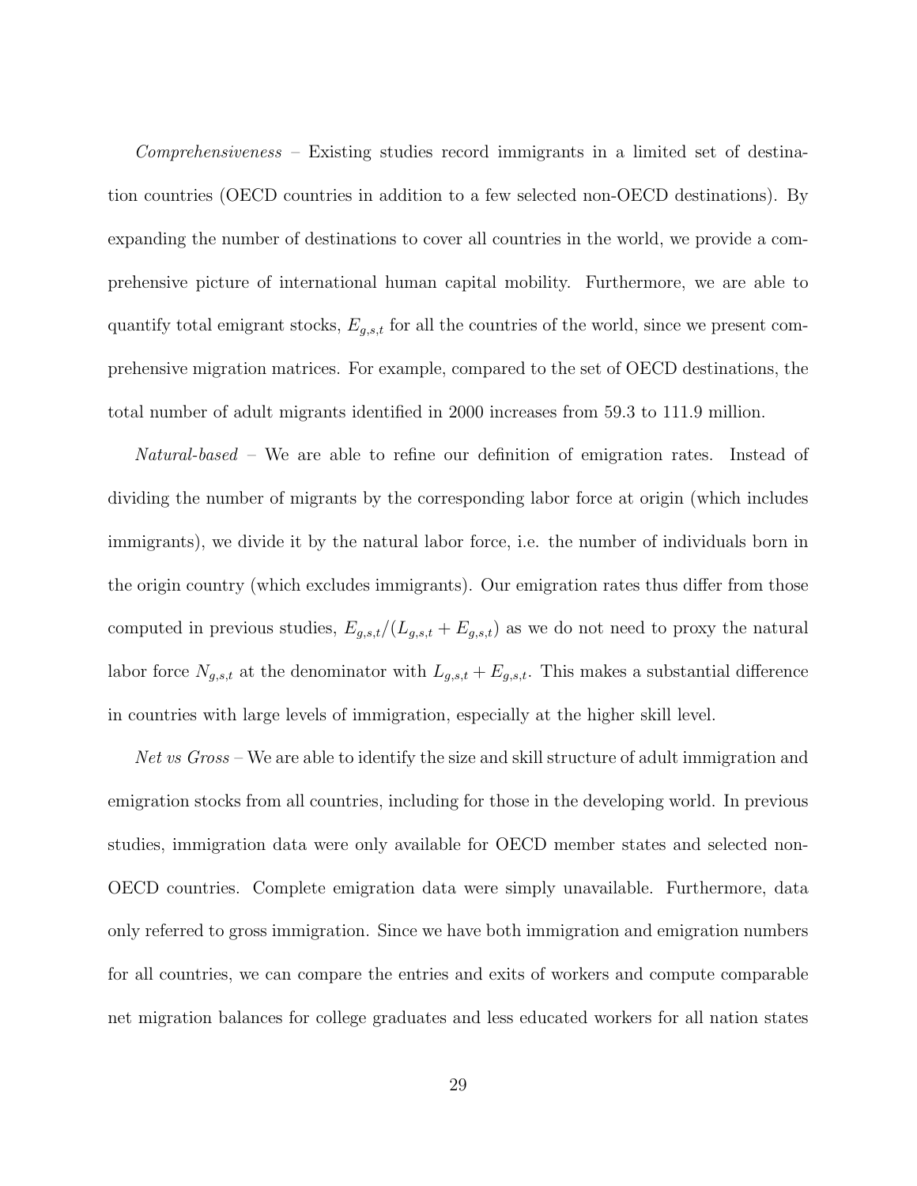*Comprehensiveness* – Existing studies record immigrants in a limited set of destination countries (OECD countries in addition to a few selected non-OECD destinations). By expanding the number of destinations to cover all countries in the world, we provide a comprehensive picture of international human capital mobility. Furthermore, we are able to quantify total emigrant stocks, $E_{g,s,t}$ for all the countries of the world, since we present comprehensive migration matrices. For example, compared to the set of OECD destinations, the total number of adult migrants identified in 2000 increases from 59.3 to 111.9 million.

*Natural-based* – We are able to refine our definition of emigration rates. Instead of dividing the number of migrants by the corresponding labor force at origin (which includes immigrants), we divide it by the natural labor force, i.e. the number of individuals born in the origin country (which excludes immigrants). Our emigration rates thus differ from those computed in previous studies, $E_{g,s,t}/(L_{g,s,t} + E_{g,s,t})$ as we do not need to proxy the natural labor force $N_{g,s,t}$ at the denominator with $L_{g,s,t} + E_{g,s,t}$. This makes a substantial difference in countries with large levels of immigration, especially at the higher skill level.

*Net vs Gross* – We are able to identify the size and skill structure of adult immigration and emigration stocks from all countries, including for those in the developing world. In previous studies, immigration data were only available for OECD member states and selected non-OECD countries. Complete emigration data were simply unavailable. Furthermore, data only referred to gross immigration. Since we have both immigration and emigration numbers for all countries, we can compare the entries and exits of workers and compute comparable net migration balances for college graduates and less educated workers for all nation states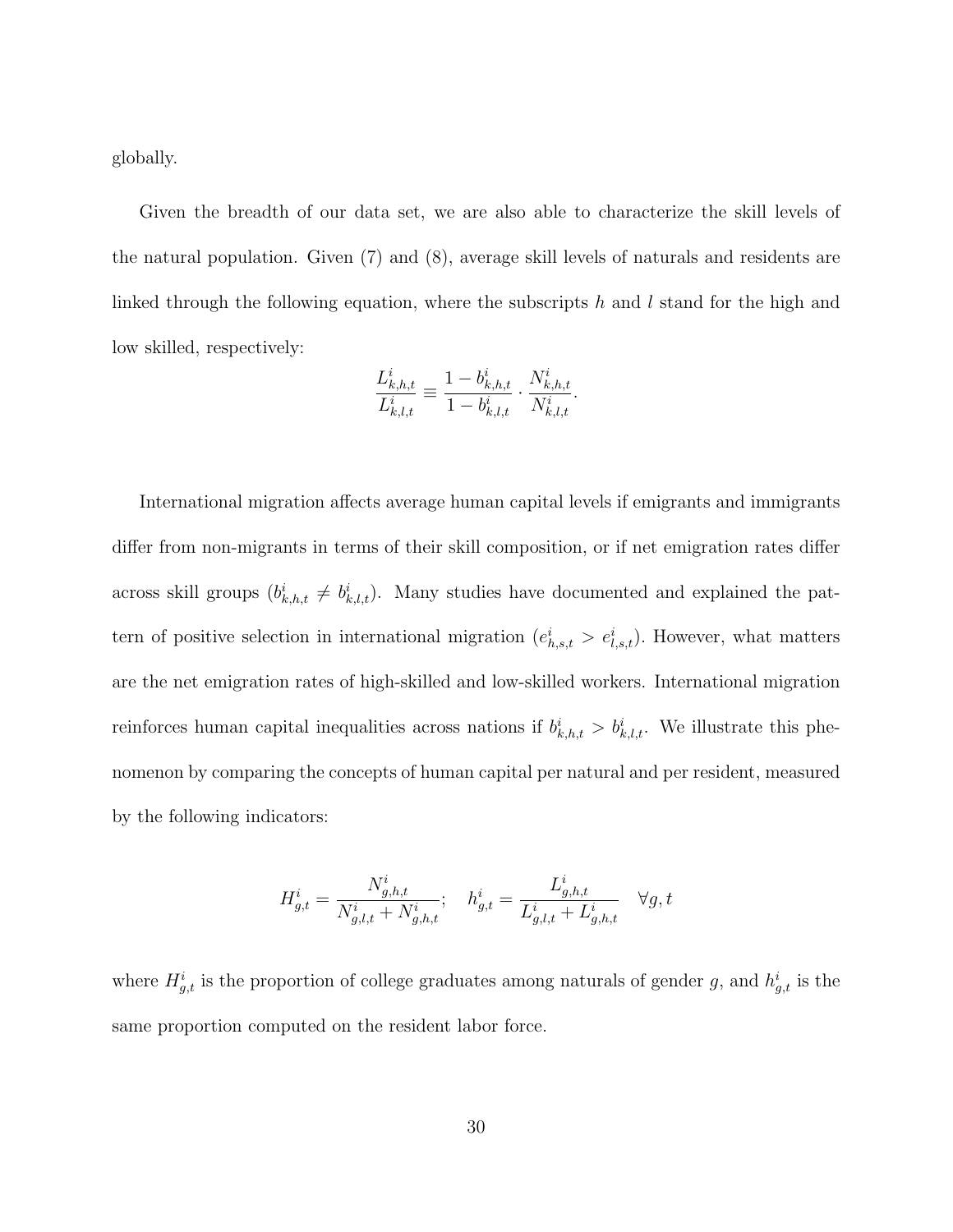globally.

Given the breadth of our data set, we are also able to characterize the skill levels of the natural population. Given (7) and (8), average skill levels of naturals and residents are linked through the following equation, where the subscripts $h$ and $l$ stand for the high and low skilled, respectively:

$$\frac{L^i_{k,h,t}}{L^i_{k,l,t}} \equiv \frac{1 - b^i_{k,h,t}}{1 - b^i_{k,l,t}} \cdot \frac{N^i_{k,h,t}}{N^i_{k,l,t}}.$$

International migration affects average human capital levels if emigrants and immigrants differ from non-migrants in terms of their skill composition, or if net emigration rates differ across skill groups ($b^i_{k,h,t} \neq b^i_{k,l,t}$). Many studies have documented and explained the pattern of positive selection in international migration ($e^i_{h,s,t} > e^i_{l,s,t}$). However, what matters are the net emigration rates of high-skilled and low-skilled workers. International migration reinforces human capital inequalities across nations if $b^i_{k,h,t} > b^i_{k,l,t}$. We illustrate this phenomenon by comparing the concepts of human capital per natural and per resident, measured by the following indicators:

$$H^i_{g,t} = \frac{N^i_{g,h,t}}{N^i_{g,l,t} + N^i_{g,h,t}}; \quad h^i_{g,t} = \frac{L^i_{g,h,t}}{L^i_{g,l,t} + L^i_{g,h,t}} \quad \forall g, t$$

where $H^i_{g,t}$ is the proportion of college graduates among naturals of gender $g$, and $h^i_{g,t}$ is the same proportion computed on the resident labor force.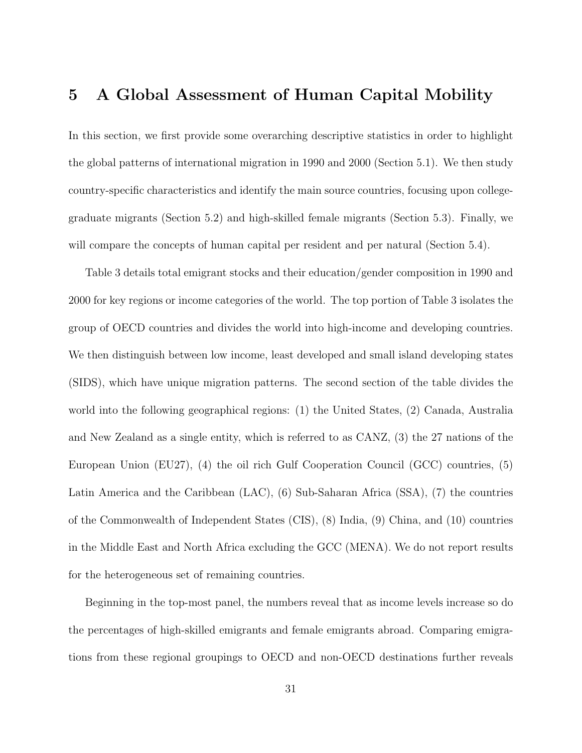# 5 A Global Assessment of Human Capital Mobility

In this section, we first provide some overarching descriptive statistics in order to highlight the global patterns of international migration in 1990 and 2000 (Section 5.1). We then study country-specific characteristics and identify the main source countries, focusing upon college-graduate migrants (Section 5.2) and high-skilled female migrants (Section 5.3). Finally, we will compare the concepts of human capital per resident and per natural (Section 5.4).

Table 3 details total emigrant stocks and their education/gender composition in 1990 and 2000 for key regions or income categories of the world. The top portion of Table 3 isolates the group of OECD countries and divides the world into high-income and developing countries. We then distinguish between low income, least developed and small island developing states (SIDS), which have unique migration patterns. The second section of the table divides the world into the following geographical regions: (1) the United States, (2) Canada, Australia and New Zealand as a single entity, which is referred to as CANZ, (3) the 27 nations of the European Union (EU27), (4) the oil rich Gulf Cooperation Council (GCC) countries, (5) Latin America and the Caribbean (LAC), (6) Sub-Saharan Africa (SSA), (7) the countries of the Commonwealth of Independent States (CIS), (8) India, (9) China, and (10) countries in the Middle East and North Africa excluding the GCC (MENA). We do not report results for the heterogeneous set of remaining countries.

Beginning in the top-most panel, the numbers reveal that as income levels increase so do the percentages of high-skilled emigrants and female emigrants abroad. Comparing emigrations from these regional groupings to OECD and non-OECD destinations further reveals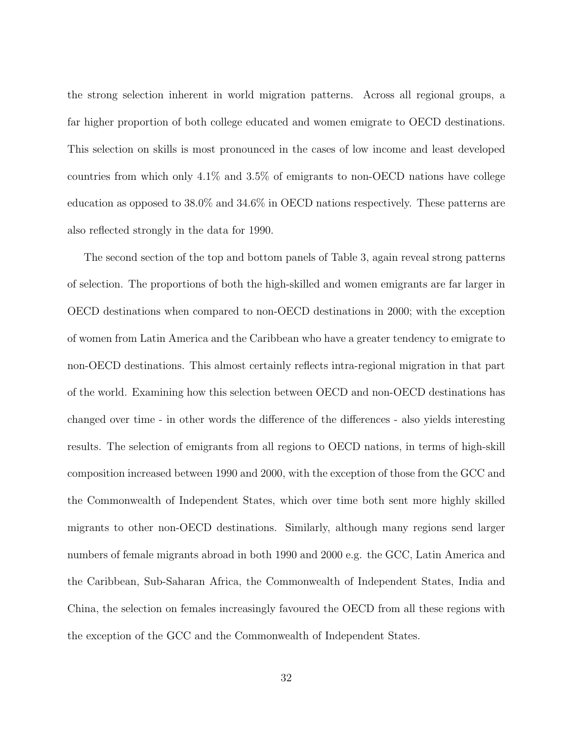the strong selection inherent in world migration patterns. Across all regional groups, a far higher proportion of both college educated and women emigrate to OECD destinations. This selection on skills is most pronounced in the cases of low income and least developed countries from which only 4.1% and 3.5% of emigrants to non-OECD nations have college education as opposed to 38.0% and 34.6% in OECD nations respectively. These patterns are also reflected strongly in the data for 1990.

The second section of the top and bottom panels of Table 3, again reveal strong patterns of selection. The proportions of both the high-skilled and women emigrants are far larger in OECD destinations when compared to non-OECD destinations in 2000; with the exception of women from Latin America and the Caribbean who have a greater tendency to emigrate to non-OECD destinations. This almost certainly reflects intra-regional migration in that part of the world. Examining how this selection between OECD and non-OECD destinations has changed over time - in other words the difference of the differences - also yields interesting results. The selection of emigrants from all regions to OECD nations, in terms of high-skill composition increased between 1990 and 2000, with the exception of those from the GCC and the Commonwealth of Independent States, which over time both sent more highly skilled migrants to other non-OECD destinations. Similarly, although many regions send larger numbers of female migrants abroad in both 1990 and 2000 e.g. the GCC, Latin America and the Caribbean, Sub-Saharan Africa, the Commonwealth of Independent States, India and China, the selection on females increasingly favoured the OECD from all these regions with the exception of the GCC and the Commonwealth of Independent States.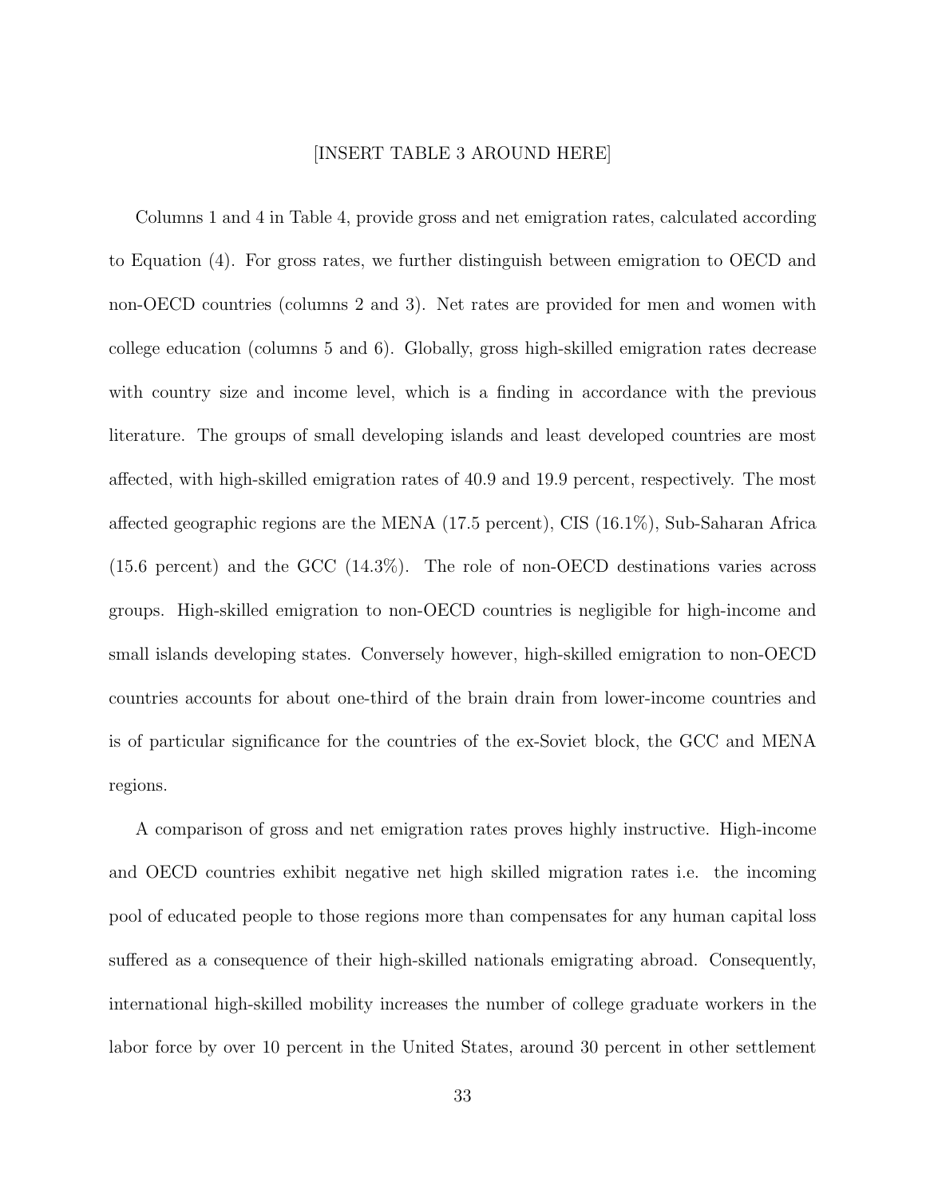[INSERT TABLE 3 AROUND HERE]

Columns 1 and 4 in Table 4, provide gross and net emigration rates, calculated according to Equation (4). For gross rates, we further distinguish between emigration to OECD and non-OECD countries (columns 2 and 3). Net rates are provided for men and women with college education (columns 5 and 6). Globally, gross high-skilled emigration rates decrease with country size and income level, which is a finding in accordance with the previous literature. The groups of small developing islands and least developed countries are most affected, with high-skilled emigration rates of 40.9 and 19.9 percent, respectively. The most affected geographic regions are the MENA (17.5 percent), CIS (16.1%), Sub-Saharan Africa (15.6 percent) and the GCC (14.3%). The role of non-OECD destinations varies across groups. High-skilled emigration to non-OECD countries is negligible for high-income and small islands developing states. Conversely however, high-skilled emigration to non-OECD countries accounts for about one-third of the brain drain from lower-income countries and is of particular significance for the countries of the ex-Soviet block, the GCC and MENA regions.

A comparison of gross and net emigration rates proves highly instructive. High-income and OECD countries exhibit negative net high skilled migration rates i.e. the incoming pool of educated people to those regions more than compensates for any human capital loss suffered as a consequence of their high-skilled nationals emigrating abroad. Consequently, international high-skilled mobility increases the number of college graduate workers in the labor force by over 10 percent in the United States, around 30 percent in other settlement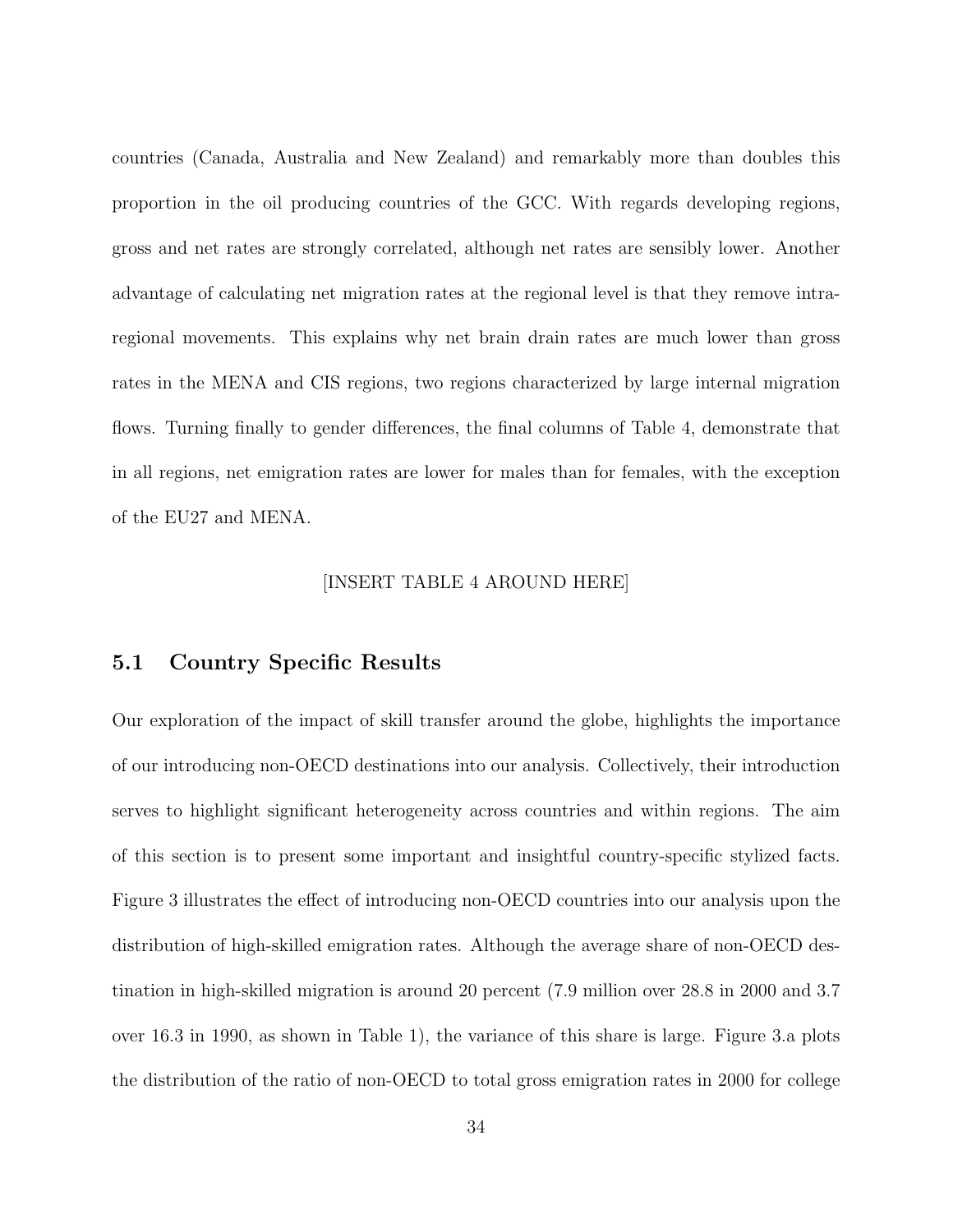countries (Canada, Australia and New Zealand) and remarkably more than doubles this proportion in the oil producing countries of the GCC. With regards developing regions, gross and net rates are strongly correlated, although net rates are sensibly lower. Another advantage of calculating net migration rates at the regional level is that they remove intra-regional movements. This explains why net brain drain rates are much lower than gross rates in the MENA and CIS regions, two regions characterized by large internal migration flows. Turning finally to gender differences, the final columns of Table 4, demonstrate that in all regions, net emigration rates are lower for males than for females, with the exception of the EU27 and MENA.

[INSERT TABLE 4 AROUND HERE]

## 5.1 Country Specific Results

Our exploration of the impact of skill transfer around the globe, highlights the importance of our introducing non-OECD destinations into our analysis. Collectively, their introduction serves to highlight significant heterogeneity across countries and within regions. The aim of this section is to present some important and insightful country-specific stylized facts. Figure 3 illustrates the effect of introducing non-OECD countries into our analysis upon the distribution of high-skilled emigration rates. Although the average share of non-OECD destination in high-skilled migration is around 20 percent (7.9 million over 28.8 in 2000 and 3.7 over 16.3 in 1990, as shown in Table 1), the variance of this share is large. Figure 3.a plots the distribution of the ratio of non-OECD to total gross emigration rates in 2000 for college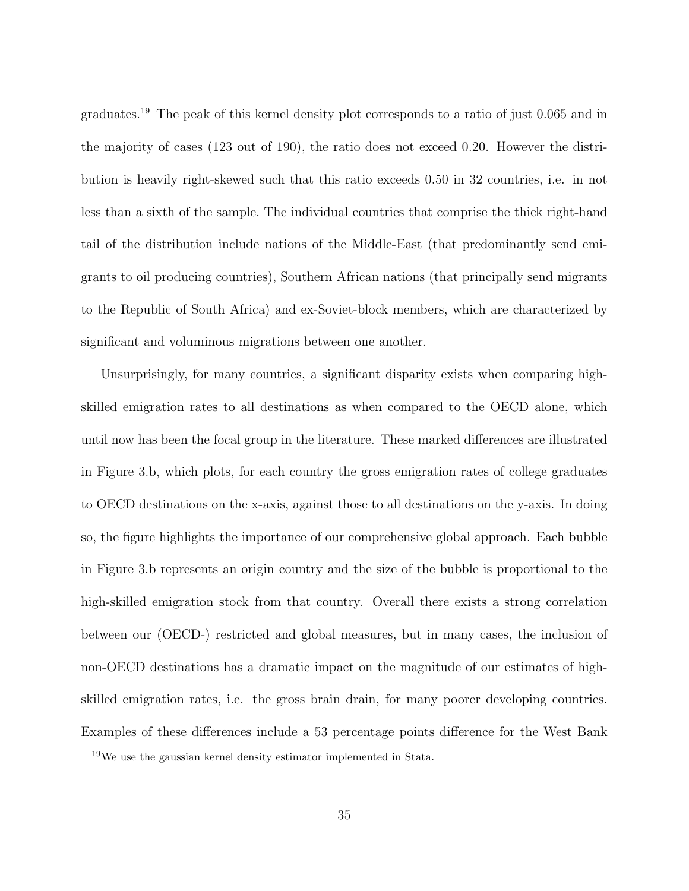graduates.[19] The peak of this kernel density plot corresponds to a ratio of just 0.065 and in the majority of cases (123 out of 190), the ratio does not exceed 0.20. However the distribution is heavily right-skewed such that this ratio exceeds 0.50 in 32 countries, i.e. in not less than a sixth of the sample. The individual countries that comprise the thick right-hand tail of the distribution include nations of the Middle-East (that predominantly send emigrants to oil producing countries), Southern African nations (that principally send migrants to the Republic of South Africa) and ex-Soviet-block members, which are characterized by significant and voluminous migrations between one another.

Unsurprisingly, for many countries, a significant disparity exists when comparing high-skilled emigration rates to all destinations as when compared to the OECD alone, which until now has been the focal group in the literature. These marked differences are illustrated in Figure 3.b, which plots, for each country the gross emigration rates of college graduates to OECD destinations on the x-axis, against those to all destinations on the y-axis. In doing so, the figure highlights the importance of our comprehensive global approach. Each bubble in Figure 3.b represents an origin country and the size of the bubble is proportional to the high-skilled emigration stock from that country. Overall there exists a strong correlation between our (OECD-) restricted and global measures, but in many cases, the inclusion of non-OECD destinations has a dramatic impact on the magnitude of our estimates of high-skilled emigration rates, i.e. the gross brain drain, for many poorer developing countries. Examples of these differences include a 53 percentage points difference for the West Bank

[19] We use the gaussian kernel density estimator implemented in Stata.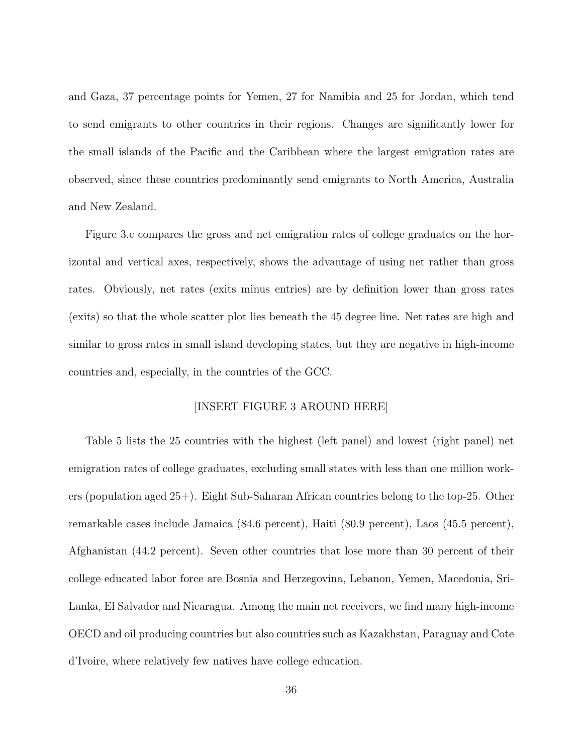and Gaza, 37 percentage points for Yemen, 27 for Namibia and 25 for Jordan, which tend to send emigrants to other countries in their regions. Changes are significantly lower for the small islands of the Pacific and the Caribbean where the largest emigration rates are observed, since these countries predominantly send emigrants to North America, Australia and New Zealand.

Figure 3.c compares the gross and net emigration rates of college graduates on the horizontal and vertical axes, respectively, shows the advantage of using net rather than gross rates. Obviously, net rates (exits minus entries) are by definition lower than gross rates (exits) so that the whole scatter plot lies beneath the 45 degree line. Net rates are high and similar to gross rates in small island developing states, but they are negative in high-income countries and, especially, in the countries of the GCC.

[INSERT FIGURE 3 AROUND HERE]

Table 5 lists the 25 countries with the highest (left panel) and lowest (right panel) net emigration rates of college graduates, excluding small states with less than one million workers (population aged 25+). Eight Sub-Saharan African countries belong to the top-25. Other remarkable cases include Jamaica (84.6 percent), Haiti (80.9 percent), Laos (45.5 percent), Afghanistan (44.2 percent). Seven other countries that lose more than 30 percent of their college educated labor force are Bosnia and Herzegovina, Lebanon, Yemen, Macedonia, Sri-Lanka, El Salvador and Nicaragua. Among the main net receivers, we find many high-income OECD and oil producing countries but also countries such as Kazakhstan, Paraguay and Cote d'Ivoire, where relatively few natives have college education.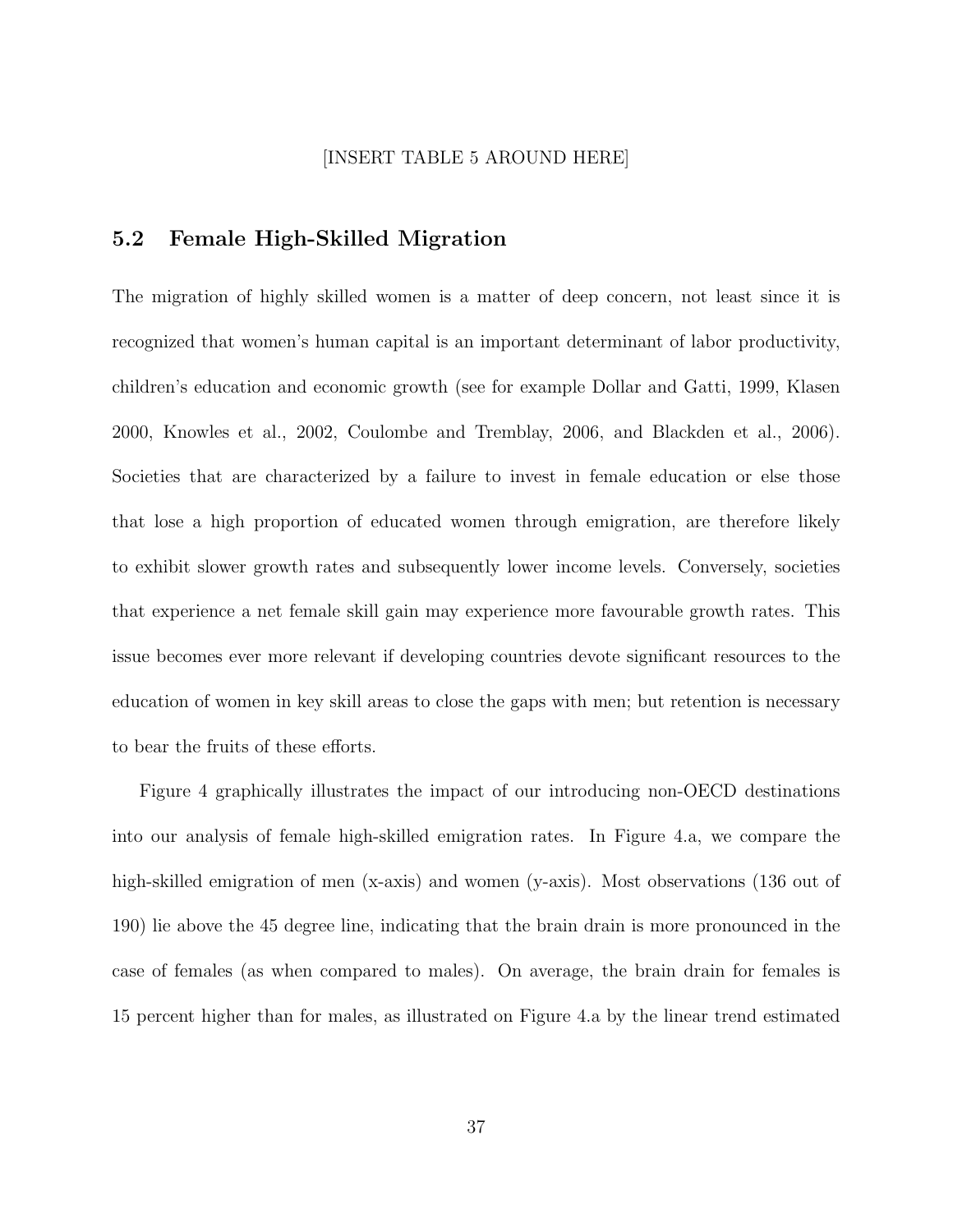[INSERT TABLE 5 AROUND HERE]

### 5.2 Female High-Skilled Migration

The migration of highly skilled women is a matter of deep concern, not least since it is recognized that women's human capital is an important determinant of labor productivity, children's education and economic growth (see for example Dollar and Gatti, 1999, Klasen 2000, Knowles et al., 2002, Coulombe and Tremblay, 2006, and Blackden et al., 2006). Societies that are characterized by a failure to invest in female education or else those that lose a high proportion of educated women through emigration, are therefore likely to exhibit slower growth rates and subsequently lower income levels. Conversely, societies that experience a net female skill gain may experience more favourable growth rates. This issue becomes ever more relevant if developing countries devote significant resources to the education of women in key skill areas to close the gaps with men; but retention is necessary to bear the fruits of these efforts.

Figure 4 graphically illustrates the impact of our introducing non-OECD destinations into our analysis of female high-skilled emigration rates. In Figure 4.a, we compare the high-skilled emigration of men (x-axis) and women (y-axis). Most observations (136 out of 190) lie above the 45 degree line, indicating that the brain drain is more pronounced in the case of females (as when compared to males). On average, the brain drain for females is 15 percent higher than for males, as illustrated on Figure 4.a by the linear trend estimated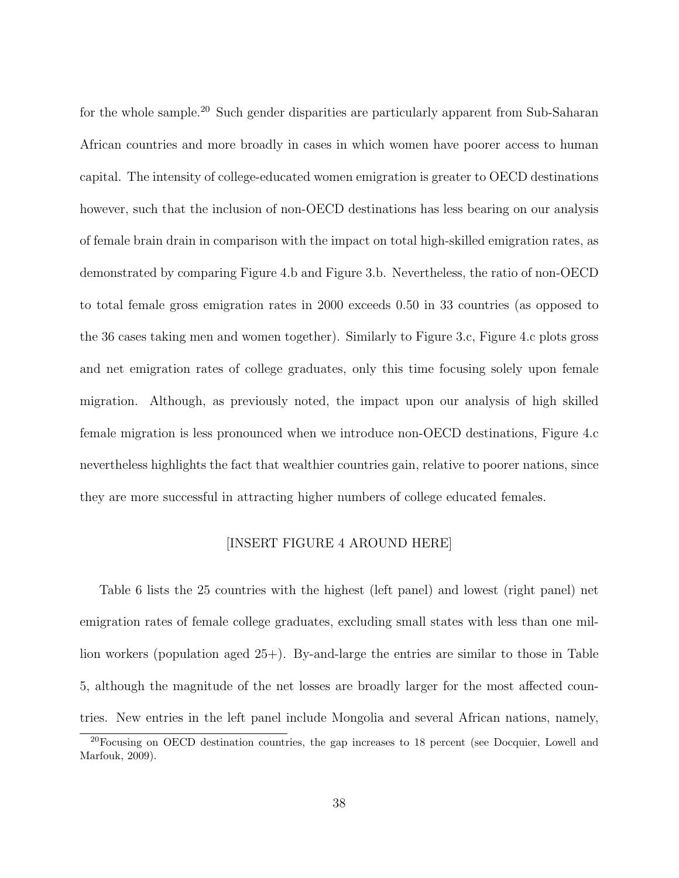for the whole sample.[20] Such gender disparities are particularly apparent from Sub-Saharan African countries and more broadly in cases in which women have poorer access to human capital. The intensity of college-educated women emigration is greater to OECD destinations however, such that the inclusion of non-OECD destinations has less bearing on our analysis of female brain drain in comparison with the impact on total high-skilled emigration rates, as demonstrated by comparing Figure 4.b and Figure 3.b. Nevertheless, the ratio of non-OECD to total female gross emigration rates in 2000 exceeds 0.50 in 33 countries (as opposed to the 36 cases taking men and women together). Similarly to Figure 3.c, Figure 4.c plots gross and net emigration rates of college graduates, only this time focusing solely upon female migration. Although, as previously noted, the impact upon our analysis of high skilled female migration is less pronounced when we introduce non-OECD destinations, Figure 4.c nevertheless highlights the fact that wealthier countries gain, relative to poorer nations, since they are more successful in attracting higher numbers of college educated females.

[INSERT FIGURE 4 AROUND HERE]

Table 6 lists the 25 countries with the highest (left panel) and lowest (right panel) net emigration rates of female college graduates, excluding small states with less than one million workers (population aged 25+). By-and-large the entries are similar to those in Table 5, although the magnitude of the net losses are broadly larger for the most affected countries. New entries in the left panel include Mongolia and several African nations, namely,

[20] Focusing on OECD destination countries, the gap increases to 18 percent (see Docquier, Lowell and Marfouk, 2009).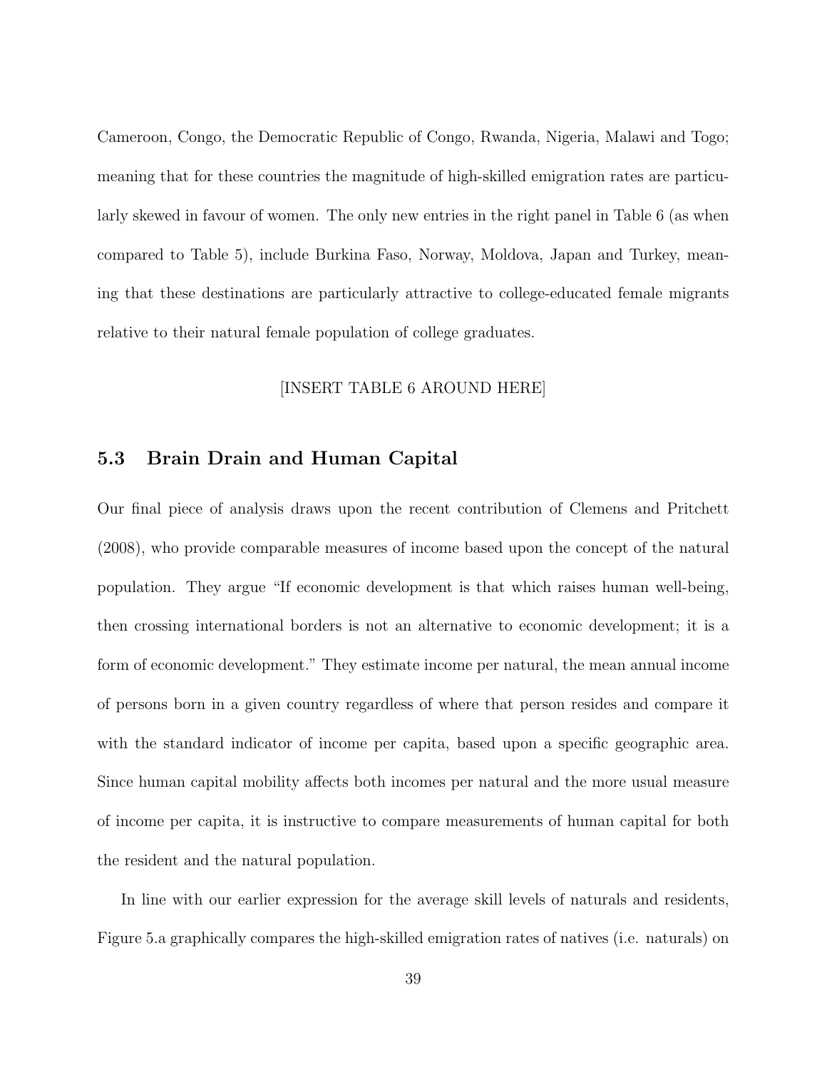Cameroon, Congo, the Democratic Republic of Congo, Rwanda, Nigeria, Malawi and Togo; meaning that for these countries the magnitude of high-skilled emigration rates are particularly skewed in favour of women. The only new entries in the right panel in Table 6 (as when compared to Table 5), include Burkina Faso, Norway, Moldova, Japan and Turkey, meaning that these destinations are particularly attractive to college-educated female migrants relative to their natural female population of college graduates.

[INSERT TABLE 6 AROUND HERE]

## 5.3 Brain Drain and Human Capital

Our final piece of analysis draws upon the recent contribution of Clemens and Pritchett (2008), who provide comparable measures of income based upon the concept of the natural population. They argue "If economic development is that which raises human well-being, then crossing international borders is not an alternative to economic development; it is a form of economic development." They estimate income per natural, the mean annual income of persons born in a given country regardless of where that person resides and compare it with the standard indicator of income per capita, based upon a specific geographic area. Since human capital mobility affects both incomes per natural and the more usual measure of income per capita, it is instructive to compare measurements of human capital for both the resident and the natural population.

In line with our earlier expression for the average skill levels of naturals and residents, Figure 5.a graphically compares the high-skilled emigration rates of natives (i.e. naturals) on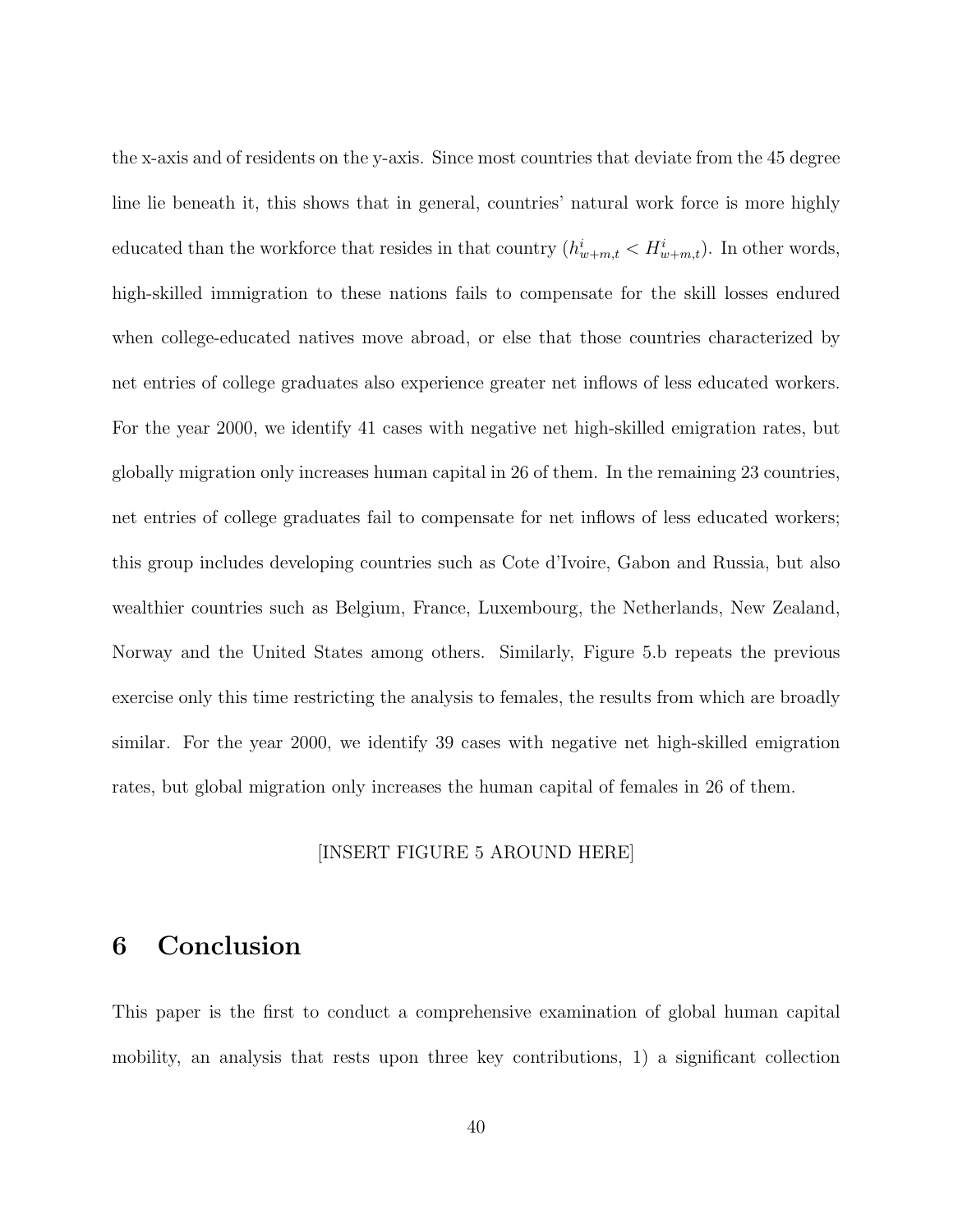the x-axis and of residents on the y-axis. Since most countries that deviate from the 45 degree line lie beneath it, this shows that in general, countries' natural work force is more highly educated than the workforce that resides in that country ($h^i_{w+m,t} < H^i_{w+m,t}$). In other words, high-skilled immigration to these nations fails to compensate for the skill losses endured when college-educated natives move abroad, or else that those countries characterized by net entries of college graduates also experience greater net inflows of less educated workers. For the year 2000, we identify 41 cases with negative net high-skilled emigration rates, but globally migration only increases human capital in 26 of them. In the remaining 23 countries, net entries of college graduates fail to compensate for net inflows of less educated workers; this group includes developing countries such as Cote d'Ivoire, Gabon and Russia, but also wealthier countries such as Belgium, France, Luxembourg, the Netherlands, New Zealand, Norway and the United States among others. Similarly, Figure 5.b repeats the previous exercise only this time restricting the analysis to females, the results from which are broadly similar. For the year 2000, we identify 39 cases with negative net high-skilled emigration rates, but global migration only increases the human capital of females in 26 of them.

[INSERT FIGURE 5 AROUND HERE]

# 6 Conclusion

This paper is the first to conduct a comprehensive examination of global human capital mobility, an analysis that rests upon three key contributions, 1) a significant collection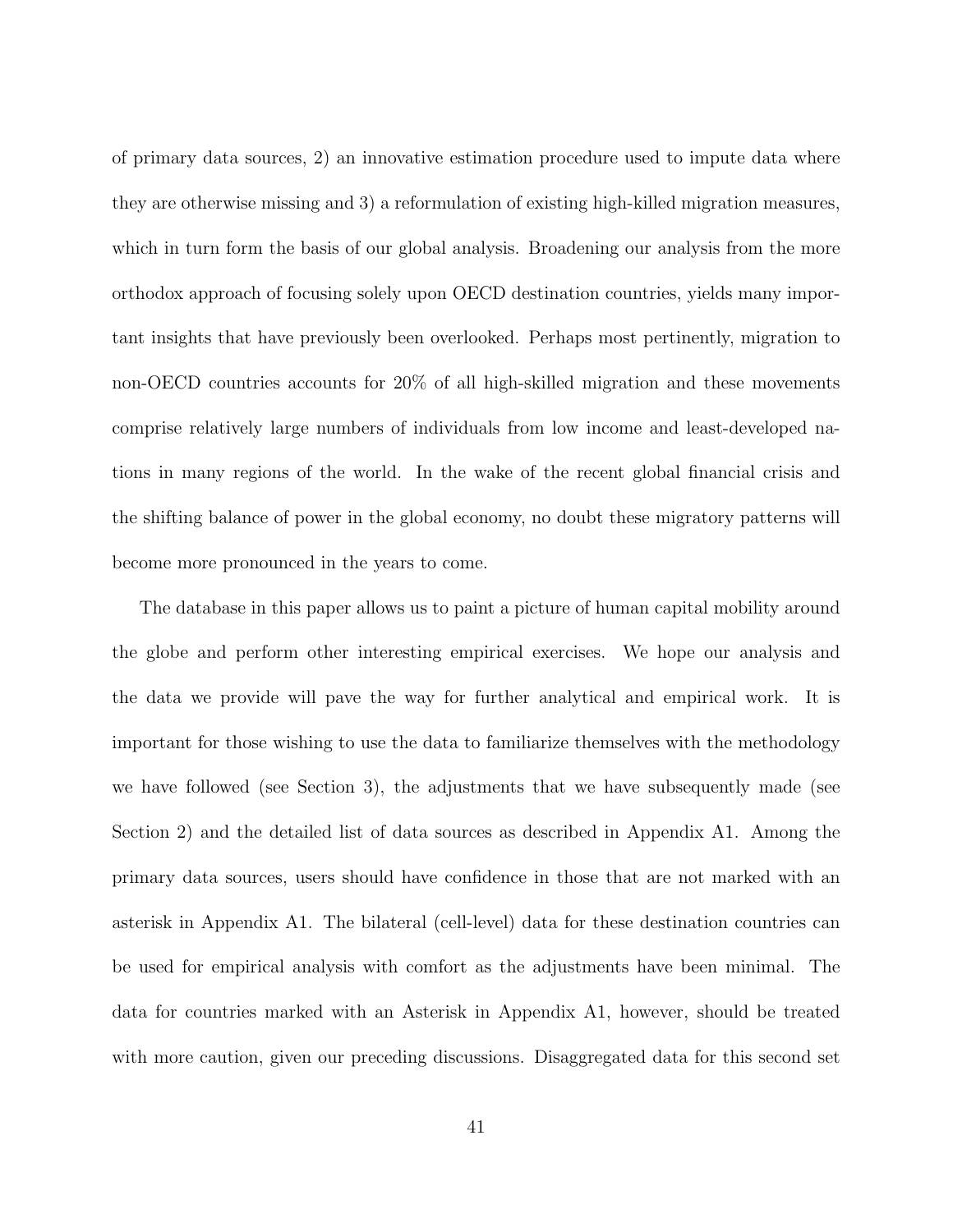of primary data sources, 2) an innovative estimation procedure used to impute data where they are otherwise missing and 3) a reformulation of existing high-killed migration measures, which in turn form the basis of our global analysis. Broadening our analysis from the more orthodox approach of focusing solely upon OECD destination countries, yields many important insights that have previously been overlooked. Perhaps most pertinently, migration to non-OECD countries accounts for 20% of all high-skilled migration and these movements comprise relatively large numbers of individuals from low income and least-developed nations in many regions of the world. In the wake of the recent global financial crisis and the shifting balance of power in the global economy, no doubt these migratory patterns will become more pronounced in the years to come.

The database in this paper allows us to paint a picture of human capital mobility around the globe and perform other interesting empirical exercises. We hope our analysis and the data we provide will pave the way for further analytical and empirical work. It is important for those wishing to use the data to familiarize themselves with the methodology we have followed (see Section 3), the adjustments that we have subsequently made (see Section 2) and the detailed list of data sources as described in Appendix A1. Among the primary data sources, users should have confidence in those that are not marked with an asterisk in Appendix A1. The bilateral (cell-level) data for these destination countries can be used for empirical analysis with comfort as the adjustments have been minimal. The data for countries marked with an Asterisk in Appendix A1, however, should be treated with more caution, given our preceding discussions. Disaggregated data for this second set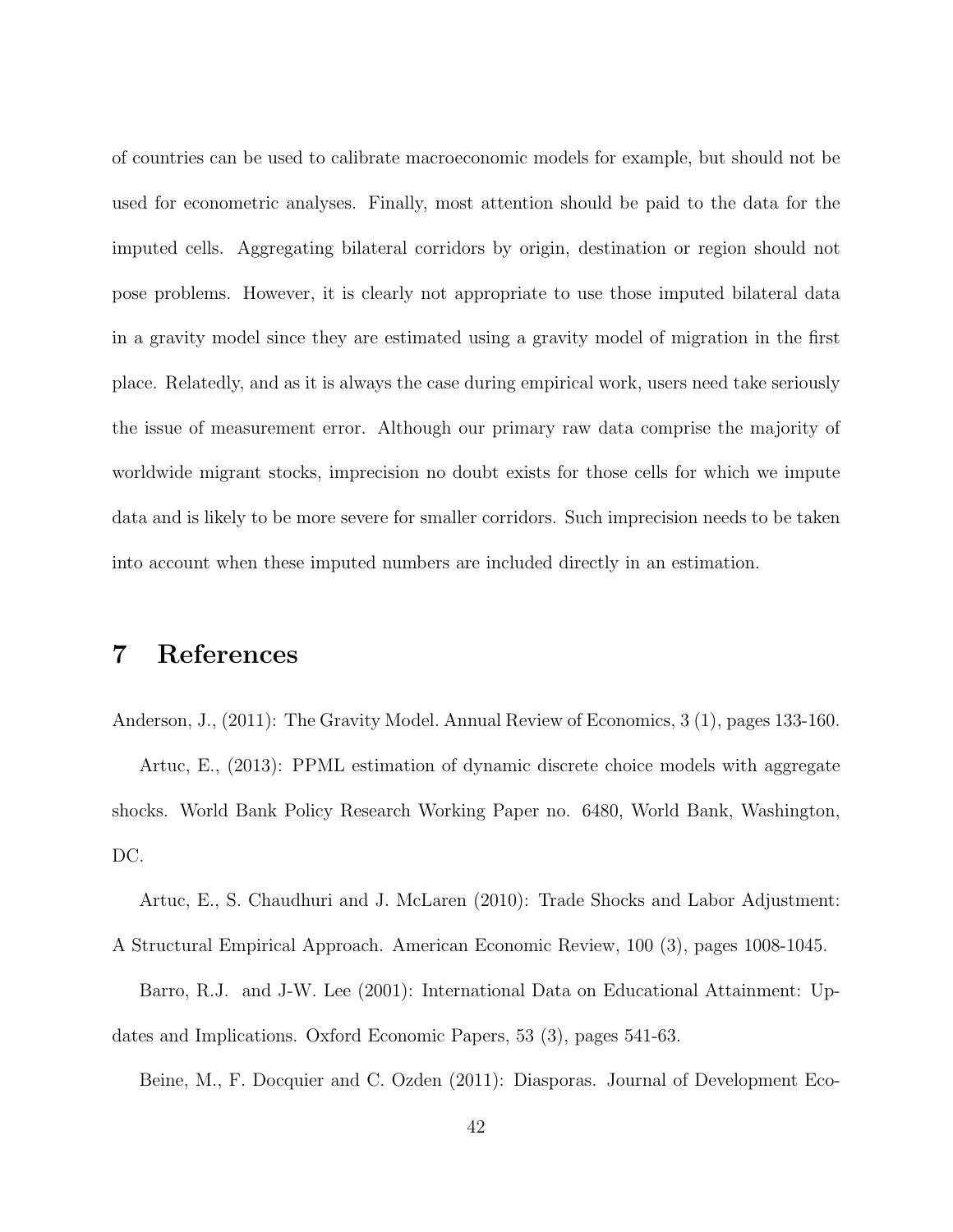of countries can be used to calibrate macroeconomic models for example, but should not be used for econometric analyses. Finally, most attention should be paid to the data for the imputed cells. Aggregating bilateral corridors by origin, destination or region should not pose problems. However, it is clearly not appropriate to use those imputed bilateral data in a gravity model since they are estimated using a gravity model of migration in the first place. Relatedly, and as it is always the case during empirical work, users need take seriously the issue of measurement error. Although our primary raw data comprise the majority of worldwide migrant stocks, imprecision no doubt exists for those cells for which we impute data and is likely to be more severe for smaller corridors. Such imprecision needs to be taken into account when these imputed numbers are included directly in an estimation.

# 7 References

Anderson, J., (2011): The Gravity Model. Annual Review of Economics, 3 (1), pages 133-160.

Artuc, E., (2013): PPML estimation of dynamic discrete choice models with aggregate shocks. World Bank Policy Research Working Paper no. 6480, World Bank, Washington, DC.

Artuc, E., S. Chaudhuri and J. McLaren (2010): Trade Shocks and Labor Adjustment: A Structural Empirical Approach. American Economic Review, 100 (3), pages 1008-1045.

Barro, R.J. and J-W. Lee (2001): International Data on Educational Attainment: Updates and Implications. Oxford Economic Papers, 53 (3), pages 541-63.

Beine, M., F. Docquier and C. Ozden (2011): Diasporas. Journal of Development Eco-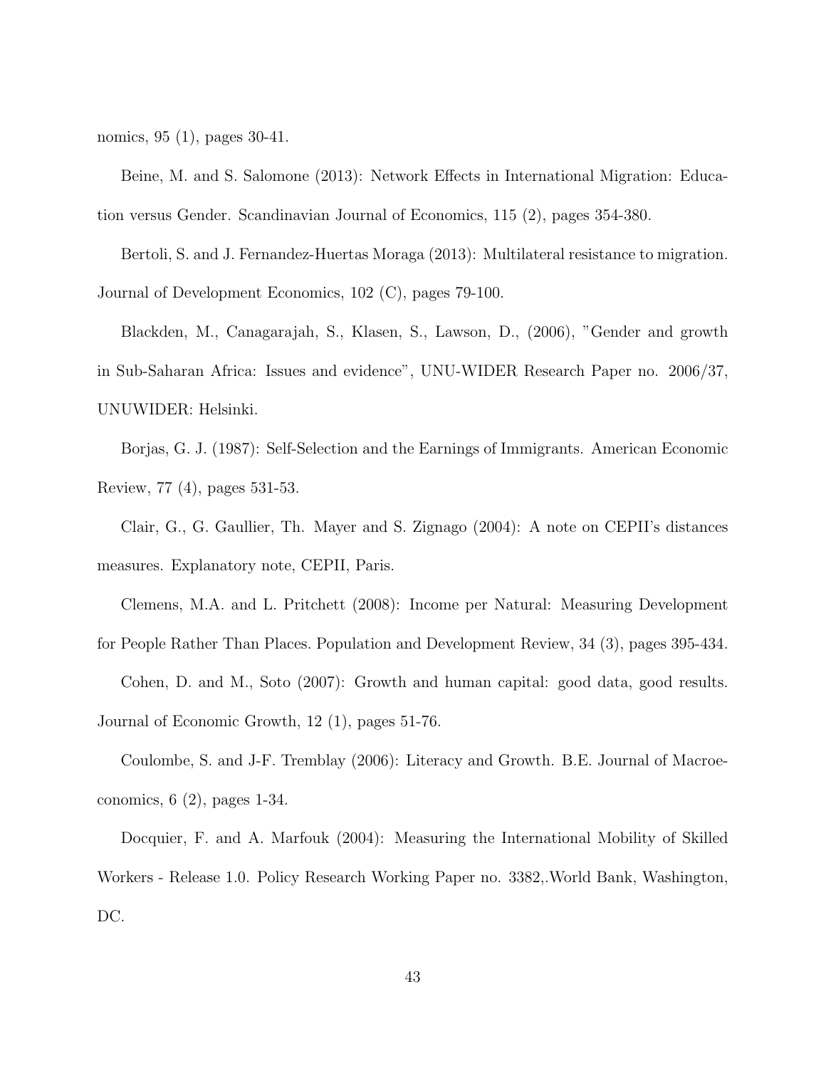nomics, 95 (1), pages 30-41.

Beine, M. and S. Salomone (2013): Network Effects in International Migration: Education versus Gender. Scandinavian Journal of Economics, 115 (2), pages 354-380.

Bertoli, S. and J. Fernandez-Huertas Moraga (2013): Multilateral resistance to migration. Journal of Development Economics, 102 (C), pages 79-100.

Blackden, M., Canagarajah, S., Klasen, S., Lawson, D., (2006), "Gender and growth in Sub-Saharan Africa: Issues and evidence", UNU-WIDER Research Paper no. 2006/37, UNUWIDER: Helsinki.

Borjas, G. J. (1987): Self-Selection and the Earnings of Immigrants. American Economic Review, 77 (4), pages 531-53.

Clair, G., G. Gaullier, Th. Mayer and S. Zignago (2004): A note on CEPII's distances measures. Explanatory note, CEPII, Paris.

Clemens, M.A. and L. Pritchett (2008): Income per Natural: Measuring Development for People Rather Than Places. Population and Development Review, 34 (3), pages 395-434.

Cohen, D. and M., Soto (2007): Growth and human capital: good data, good results. Journal of Economic Growth, 12 (1), pages 51-76.

Coulombe, S. and J-F. Tremblay (2006): Literacy and Growth. B.E. Journal of Macroeconomics, 6 (2), pages 1-34.

Docquier, F. and A. Marfouk (2004): Measuring the International Mobility of Skilled Workers - Release 1.0. Policy Research Working Paper no. 3382,.World Bank, Washington, DC.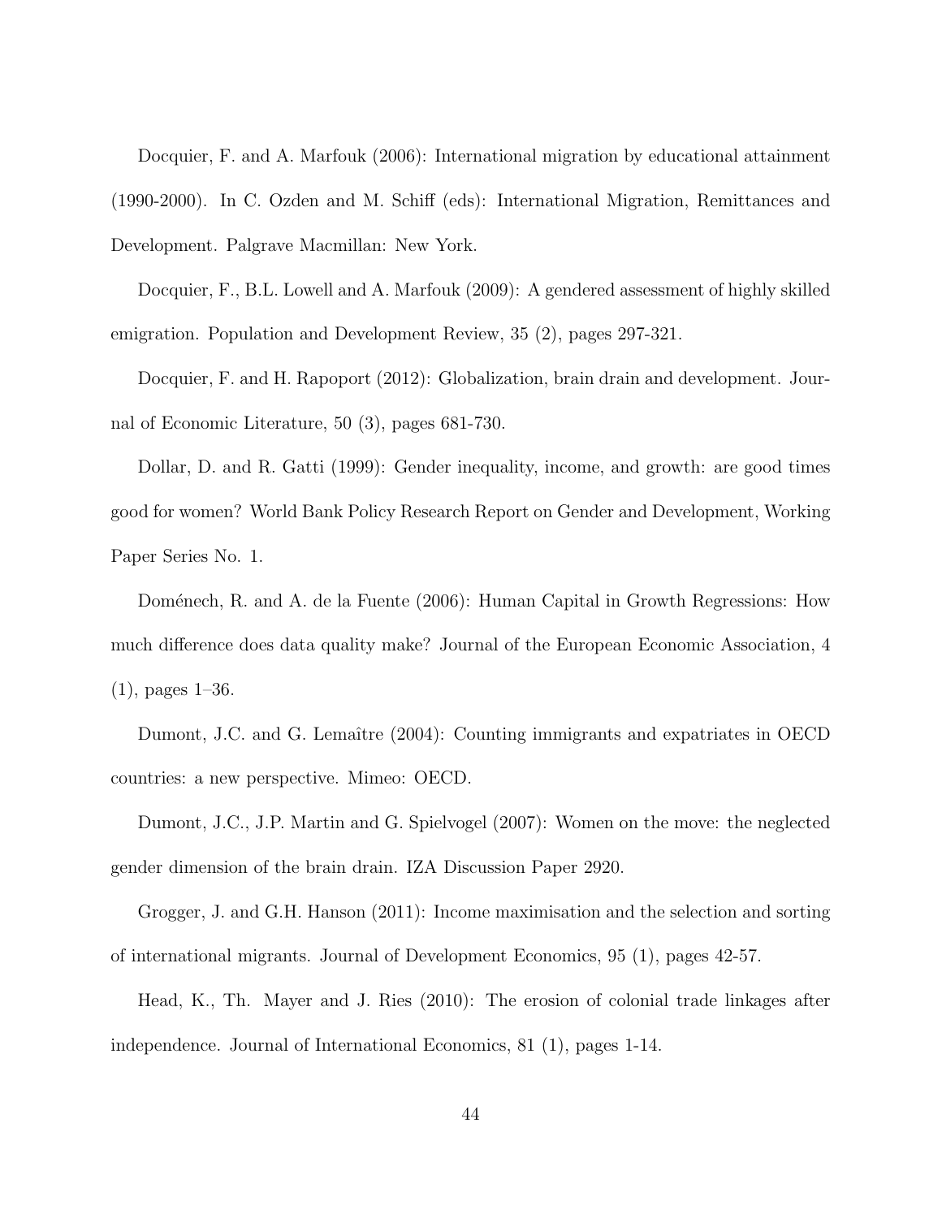Docquier, F. and A. Marfouk (2006): International migration by educational attainment (1990-2000). In C. Ozden and M. Schiff (eds): International Migration, Remittances and Development. Palgrave Macmillan: New York.

Docquier, F., B.L. Lowell and A. Marfouk (2009): A gendered assessment of highly skilled emigration. Population and Development Review, 35 (2), pages 297-321.

Docquier, F. and H. Rapoport (2012): Globalization, brain drain and development. Journal of Economic Literature, 50 (3), pages 681-730.

Dollar, D. and R. Gatti (1999): Gender inequality, income, and growth: are good times good for women? World Bank Policy Research Report on Gender and Development, Working Paper Series No. 1.

Doménech, R. and A. de la Fuente (2006): Human Capital in Growth Regressions: How much difference does data quality make? Journal of the European Economic Association, 4 (1), pages 1–36.

Dumont, J.C. and G. Lemaître (2004): Counting immigrants and expatriates in OECD countries: a new perspective. Mimeo: OECD.

Dumont, J.C., J.P. Martin and G. Spielvogel (2007): Women on the move: the neglected gender dimension of the brain drain. IZA Discussion Paper 2920.

Grogger, J. and G.H. Hanson (2011): Income maximisation and the selection and sorting of international migrants. Journal of Development Economics, 95 (1), pages 42-57.

Head, K., Th. Mayer and J. Ries (2010): The erosion of colonial trade linkages after independence. Journal of International Economics, 81 (1), pages 1-14.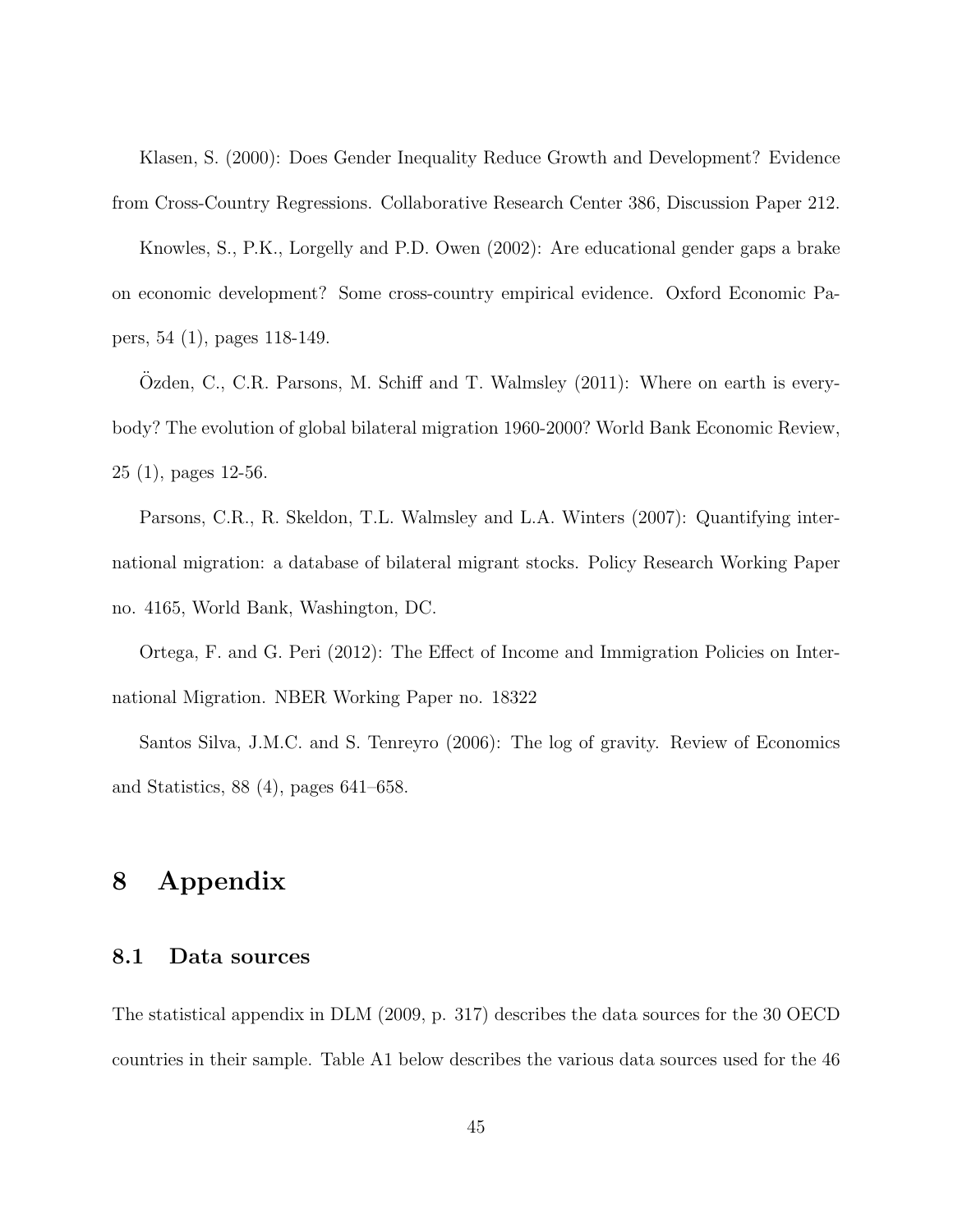Klasen, S. (2000): Does Gender Inequality Reduce Growth and Development? Evidence from Cross-Country Regressions. Collaborative Research Center 386, Discussion Paper 212.

Knowles, S., P.K., Lorgelly and P.D. Owen (2002): Are educational gender gaps a brake on economic development? Some cross-country empirical evidence. Oxford Economic Papers, 54 (1), pages 118-149.

Özden, C., C.R. Parsons, M. Schiff and T. Walmsley (2011): Where on earth is everybody? The evolution of global bilateral migration 1960-2000? World Bank Economic Review, 25 (1), pages 12-56.

Parsons, C.R., R. Skeldon, T.L. Walmsley and L.A. Winters (2007): Quantifying international migration: a database of bilateral migrant stocks. Policy Research Working Paper no. 4165, World Bank, Washington, DC.

Ortega, F. and G. Peri (2012): The Effect of Income and Immigration Policies on International Migration. NBER Working Paper no. 18322

Santos Silva, J.M.C. and S. Tenreyro (2006): The log of gravity. Review of Economics and Statistics, 88 (4), pages 641–658.

# 8 Appendix

## 8.1 Data sources

The statistical appendix in DLM (2009, p. 317) describes the data sources for the 30 OECD countries in their sample. Table A1 below describes the various data sources used for the 46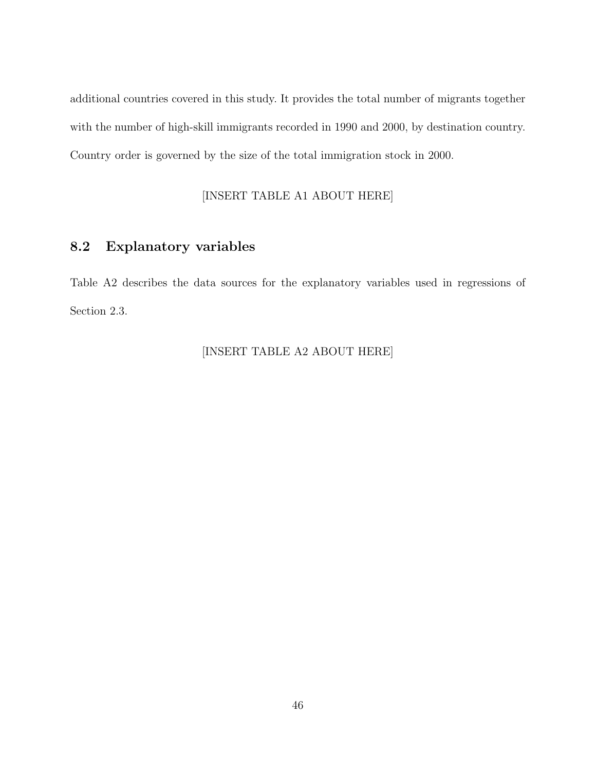additional countries covered in this study. It provides the total number of migrants together with the number of high-skill immigrants recorded in 1990 and 2000, by destination country. Country order is governed by the size of the total immigration stock in 2000.

[INSERT TABLE A1 ABOUT HERE]

## 8.2 Explanatory variables

Table A2 describes the data sources for the explanatory variables used in regressions of Section 2.3.

[INSERT TABLE A2 ABOUT HERE]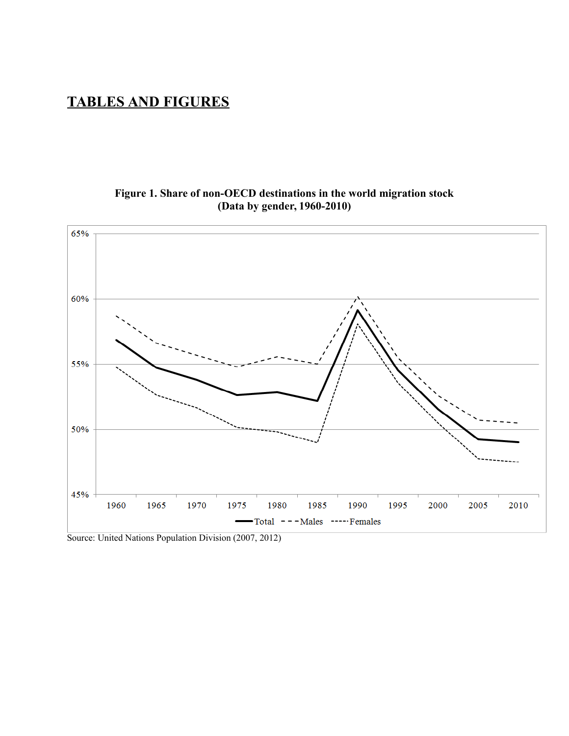# TABLES AND FIGURES

**Figure 1. Share of non-OECD destinations in the world migration stock (Data by gender, 1960-2010)**

Source: United Nations Population Division (2007, 2012)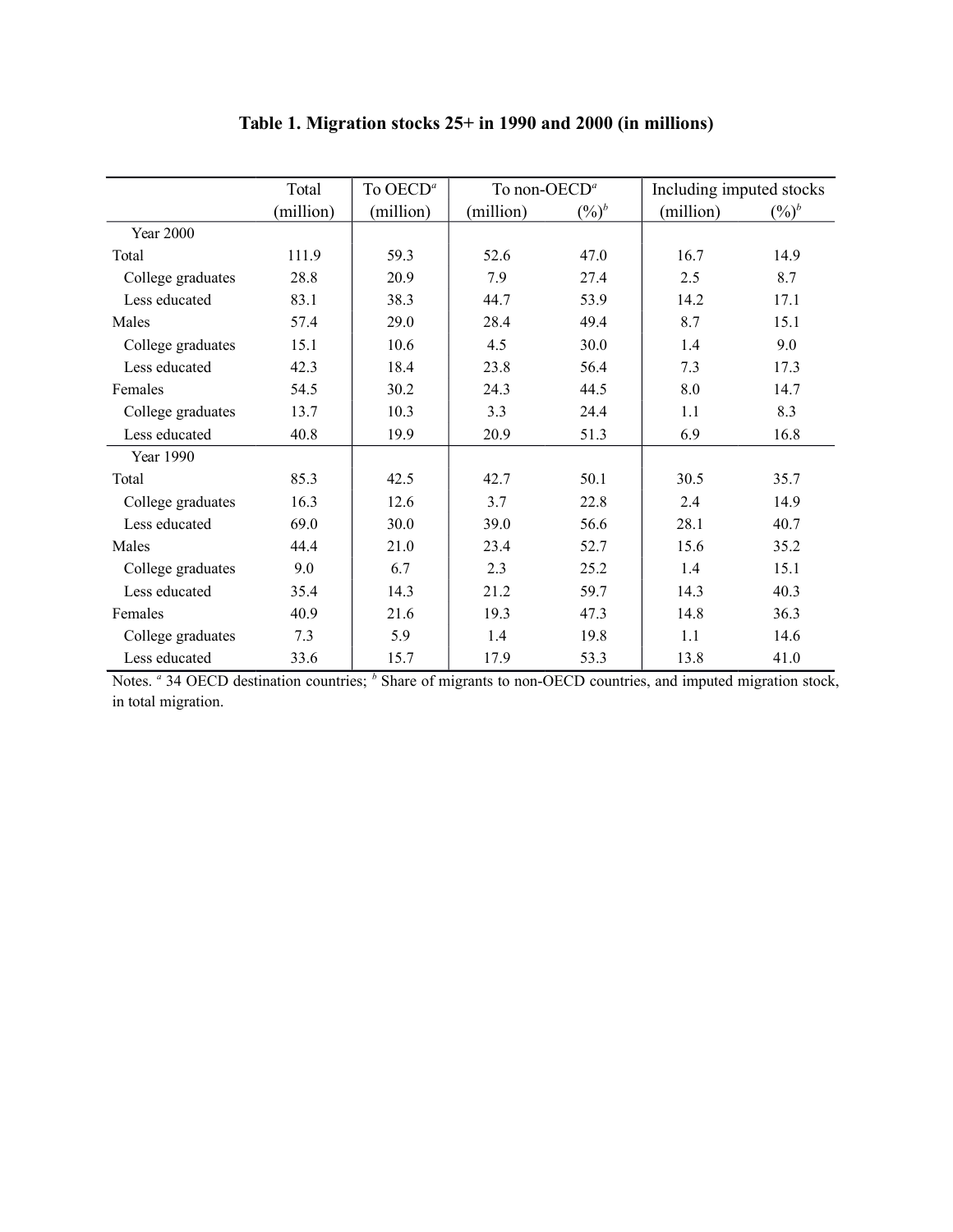# Table 1. Migration stocks 25+ in 1990 and 2000 (in millions)

| | Total (million) | To OECD[a] (million) | To non-OECD[a] (million) | (%)[b] | Including imputed stocks (million) | (%)[b] |
|---|---|---|---|---|---|---|
| Year 2000 | | | | | | |
| Total | 111.9 | 59.3 | 52.6 | 47.0 | 16.7 | 14.9 |
| College graduates | 28.8 | 20.9 | 7.9 | 27.4 | 2.5 | 8.7 |
| Less educated | 83.1 | 38.3 | 44.7 | 53.9 | 14.2 | 17.1 |
| Males | 57.4 | 29.0 | 28.4 | 49.4 | 8.7 | 15.1 |
| College graduates | 15.1 | 10.6 | 4.5 | 30.0 | 1.4 | 9.0 |
| Less educated | 42.3 | 18.4 | 23.8 | 56.4 | 7.3 | 17.3 |
| Females | 54.5 | 30.2 | 24.3 | 44.5 | 8.0 | 14.7 |
| College graduates | 13.7 | 10.3 | 3.3 | 24.4 | 1.1 | 8.3 |
| Less educated | 40.8 | 19.9 | 20.9 | 51.3 | 6.9 | 16.8 |
| Year 1990 | | | | | | |
| Total | 85.3 | 42.5 | 42.7 | 50.1 | 30.5 | 35.7 |
| College graduates | 16.3 | 12.6 | 3.7 | 22.8 | 2.4 | 14.9 |
| Less educated | 69.0 | 30.0 | 39.0 | 56.6 | 28.1 | 40.7 |
| Males | 44.4 | 21.0 | 23.4 | 52.7 | 15.6 | 35.2 |
| College graduates | 9.0 | 6.7 | 2.3 | 25.2 | 1.4 | 15.1 |
| Less educated | 35.4 | 14.3 | 21.2 | 59.7 | 14.3 | 40.3 |
| Females | 40.9 | 21.6 | 19.3 | 47.3 | 14.8 | 36.3 |
| College graduates | 7.3 | 5.9 | 1.4 | 19.8 | 1.1 | 14.6 |
| Less educated | 33.6 | 15.7 | 17.9 | 53.3 | 13.8 | 41.0 |

Notes. [a] 34 OECD destination countries; [b] Share of migrants to non-OECD countries, and imputed migration stock, in total migration.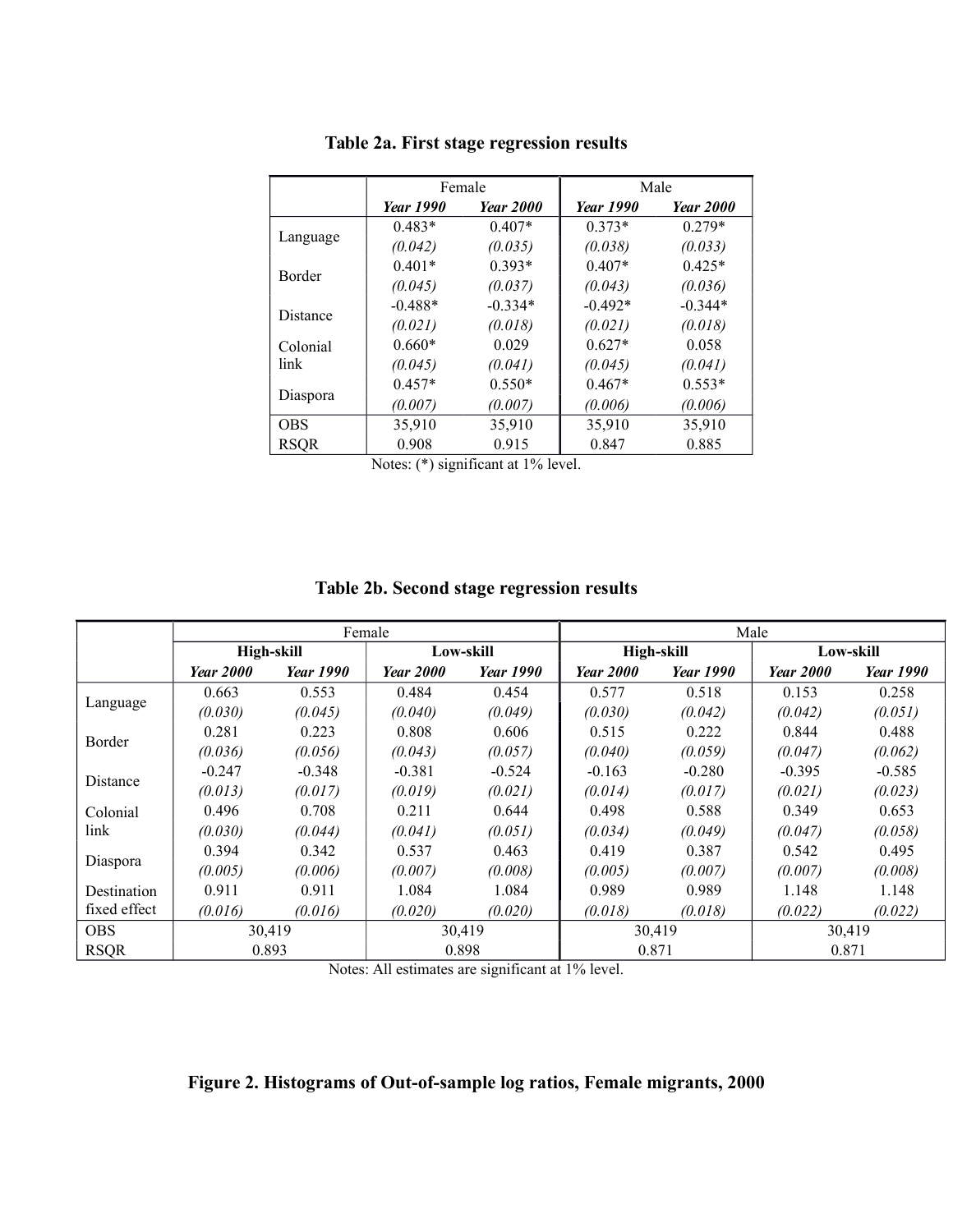**Table 2a. First stage regression results**

| | Female | | Male | |
|---|---|---|---|---|
| | ***Year 1990*** | ***Year 2000*** | ***Year 1990*** | ***Year 2000*** |
| Language | 0.483* | 0.407* | 0.373* | 0.279* |
| | *(0.042)* | *(0.035)* | *(0.038)* | *(0.033)* |
| Border | 0.401* | 0.393* | 0.407* | 0.425* |
| | *(0.045)* | *(0.037)* | *(0.043)* | *(0.036)* |
| Distance | -0.488* | -0.334* | -0.492* | -0.344* |
| | *(0.021)* | *(0.018)* | *(0.021)* | *(0.018)* |
| Colonial link | 0.660* | 0.029 | 0.627* | 0.058 |
| | *(0.045)* | *(0.041)* | *(0.045)* | *(0.041)* |
| Diaspora | 0.457* | 0.550* | 0.467* | 0.553* |
| | *(0.007)* | *(0.007)* | *(0.006)* | *(0.006)* |
| OBS | 35,910 | 35,910 | 35,910 | 35,910 |
| RSQR | 0.908 | 0.915 | 0.847 | 0.885 |

Notes: (*) significant at 1% level.

**Table 2b. Second stage regression results**

| | Female | | | | Male | | | |
|---|---|---|---|---|---|---|---|---|
| | **High-skill** | | **Low-skill** | | **High-skill** | | **Low-skill** | |
| | ***Year 2000*** | ***Year 1990*** | ***Year 2000*** | ***Year 1990*** | ***Year 2000*** | ***Year 1990*** | ***Year 2000*** | ***Year 1990*** |
| Language | 0.663 | 0.553 | 0.484 | 0.454 | 0.577 | 0.518 | 0.153 | 0.258 |
| | *(0.030)* | *(0.045)* | *(0.040)* | *(0.049)* | *(0.030)* | *(0.042)* | *(0.042)* | *(0.051)* |
| Border | 0.281 | 0.223 | 0.808 | 0.606 | 0.515 | 0.222 | 0.844 | 0.488 |
| | *(0.036)* | *(0.056)* | *(0.043)* | *(0.057)* | *(0.040)* | *(0.059)* | *(0.047)* | *(0.062)* |
| Distance | -0.247 | -0.348 | -0.381 | -0.524 | -0.163 | -0.280 | -0.395 | -0.585 |
| | *(0.013)* | *(0.017)* | *(0.019)* | *(0.021)* | *(0.014)* | *(0.017)* | *(0.021)* | *(0.023)* |
| Colonial link | 0.496 | 0.708 | 0.211 | 0.644 | 0.498 | 0.588 | 0.349 | 0.653 |
| | *(0.030)* | *(0.044)* | *(0.041)* | *(0.051)* | *(0.034)* | *(0.049)* | *(0.047)* | *(0.058)* |
| Diaspora | 0.394 | 0.342 | 0.537 | 0.463 | 0.419 | 0.387 | 0.542 | 0.495 |
| | *(0.005)* | *(0.006)* | *(0.007)* | *(0.008)* | *(0.005)* | *(0.007)* | *(0.007)* | *(0.008)* |
| Destination fixed effect | 0.911 | 0.911 | 1.084 | 1.084 | 0.989 | 0.989 | 1.148 | 1.148 |
| | *(0.016)* | *(0.016)* | *(0.020)* | *(0.020)* | *(0.018)* | *(0.018)* | *(0.022)* | *(0.022)* |
| OBS | 30,419 | | 30,419 | | 30,419 | | 30,419 | |
| RSQR | 0.893 | | 0.898 | | 0.871 | | 0.871 | |

Notes: All estimates are significant at 1% level.

**Figure 2. Histograms of Out-of-sample log ratios, Female migrants, 2000**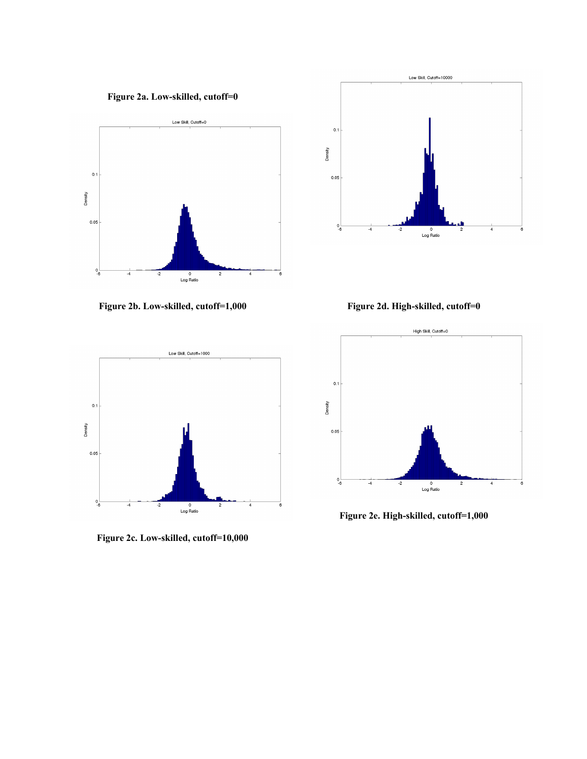**Figure 2a. Low-skilled, cutoff=0**

**Figure 2b. Low-skilled, cutoff=1,000**

**Figure 2c. Low-skilled, cutoff=10,000**

**Figure 2d. High-skilled, cutoff=0**

**Figure 2e. High-skilled, cutoff=1,000**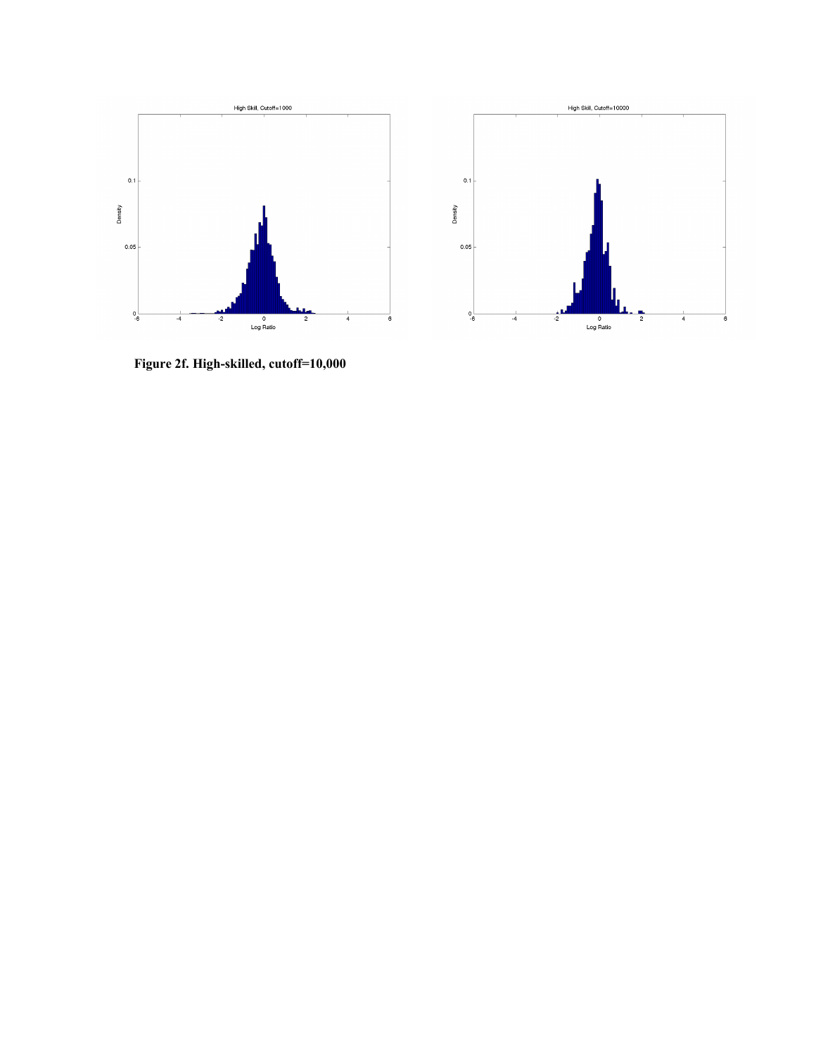**Figure 2f. High-skilled, cutoff=10,000**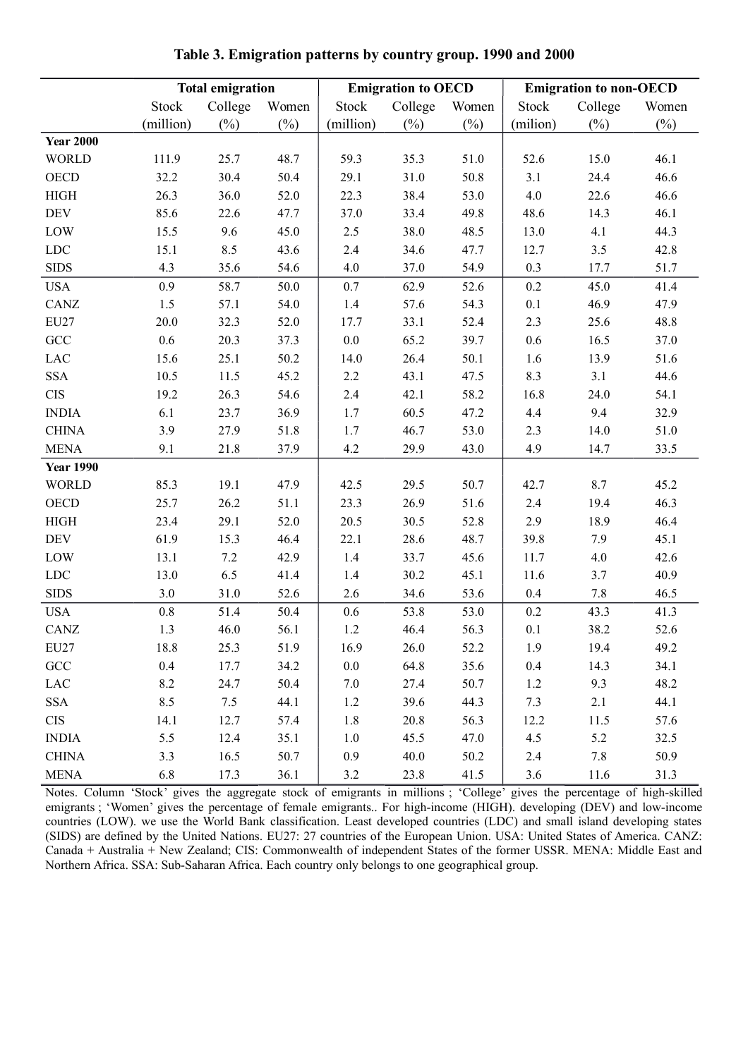**Table 3. Emigration patterns by country group. 1990 and 2000**

| | Total emigration | | | Emigration to OECD | | | Emigration to non-OECD | | |
|---|---|---|---|---|---|---|---|---|---|
| | Stock (million) | College (%) | Women (%) | Stock (million) | College (%) | Women (%) | Stock (milion) | College (%) | Women (%) |
| **Year 2000** | | | | | | | | | |
| WORLD | 111.9 | 25.7 | 48.7 | 59.3 | 35.3 | 51.0 | 52.6 | 15.0 | 46.1 |
| OECD | 32.2 | 30.4 | 50.4 | 29.1 | 31.0 | 50.8 | 3.1 | 24.4 | 46.6 |
| HIGH | 26.3 | 36.0 | 52.0 | 22.3 | 38.4 | 53.0 | 4.0 | 22.6 | 46.6 |
| DEV | 85.6 | 22.6 | 47.7 | 37.0 | 33.4 | 49.8 | 48.6 | 14.3 | 46.1 |
| LOW | 15.5 | 9.6 | 45.0 | 2.5 | 38.0 | 48.5 | 13.0 | 4.1 | 44.3 |
| LDC | 15.1 | 8.5 | 43.6 | 2.4 | 34.6 | 47.7 | 12.7 | 3.5 | 42.8 |
| SIDS | 4.3 | 35.6 | 54.6 | 4.0 | 37.0 | 54.9 | 0.3 | 17.7 | 51.7 |
| USA | 0.9 | 58.7 | 50.0 | 0.7 | 62.9 | 52.6 | 0.2 | 45.0 | 41.4 |
| CANZ | 1.5 | 57.1 | 54.0 | 1.4 | 57.6 | 54.3 | 0.1 | 46.9 | 47.9 |
| EU27 | 20.0 | 32.3 | 52.0 | 17.7 | 33.1 | 52.4 | 2.3 | 25.6 | 48.8 |
| GCC | 0.6 | 20.3 | 37.3 | 0.0 | 65.2 | 39.7 | 0.6 | 16.5 | 37.0 |
| LAC | 15.6 | 25.1 | 50.2 | 14.0 | 26.4 | 50.1 | 1.6 | 13.9 | 51.6 |
| SSA | 10.5 | 11.5 | 45.2 | 2.2 | 43.1 | 47.5 | 8.3 | 3.1 | 44.6 |
| CIS | 19.2 | 26.3 | 54.6 | 2.4 | 42.1 | 58.2 | 16.8 | 24.0 | 54.1 |
| INDIA | 6.1 | 23.7 | 36.9 | 1.7 | 60.5 | 47.2 | 4.4 | 9.4 | 32.9 |
| CHINA | 3.9 | 27.9 | 51.8 | 1.7 | 46.7 | 53.0 | 2.3 | 14.0 | 51.0 |
| MENA | 9.1 | 21.8 | 37.9 | 4.2 | 29.9 | 43.0 | 4.9 | 14.7 | 33.5 |
| **Year 1990** | | | | | | | | | |
| WORLD | 85.3 | 19.1 | 47.9 | 42.5 | 29.5 | 50.7 | 42.7 | 8.7 | 45.2 |
| OECD | 25.7 | 26.2 | 51.1 | 23.3 | 26.9 | 51.6 | 2.4 | 19.4 | 46.3 |
| HIGH | 23.4 | 29.1 | 52.0 | 20.5 | 30.5 | 52.8 | 2.9 | 18.9 | 46.4 |
| DEV | 61.9 | 15.3 | 46.4 | 22.1 | 28.6 | 48.7 | 39.8 | 7.9 | 45.1 |
| LOW | 13.1 | 7.2 | 42.9 | 1.4 | 33.7 | 45.6 | 11.7 | 4.0 | 42.6 |
| LDC | 13.0 | 6.5 | 41.4 | 1.4 | 30.2 | 45.1 | 11.6 | 3.7 | 40.9 |
| SIDS | 3.0 | 31.0 | 52.6 | 2.6 | 34.6 | 53.6 | 0.4 | 7.8 | 46.5 |
| USA | 0.8 | 51.4 | 50.4 | 0.6 | 53.8 | 53.0 | 0.2 | 43.3 | 41.3 |
| CANZ | 1.3 | 46.0 | 56.1 | 1.2 | 46.4 | 56.3 | 0.1 | 38.2 | 52.6 |
| EU27 | 18.8 | 25.3 | 51.9 | 16.9 | 26.0 | 52.2 | 1.9 | 19.4 | 49.2 |
| GCC | 0.4 | 17.7 | 34.2 | 0.0 | 64.8 | 35.6 | 0.4 | 14.3 | 34.1 |
| LAC | 8.2 | 24.7 | 50.4 | 7.0 | 27.4 | 50.7 | 1.2 | 9.3 | 48.2 |
| SSA | 8.5 | 7.5 | 44.1 | 1.2 | 39.6 | 44.3 | 7.3 | 2.1 | 44.1 |
| CIS | 14.1 | 12.7 | 57.4 | 1.8 | 20.8 | 56.3 | 12.2 | 11.5 | 57.6 |
| INDIA | 5.5 | 12.4 | 35.1 | 1.0 | 45.5 | 47.0 | 4.5 | 5.2 | 32.5 |
| CHINA | 3.3 | 16.5 | 50.7 | 0.9 | 40.0 | 50.2 | 2.4 | 7.8 | 50.9 |
| MENA | 6.8 | 17.3 | 36.1 | 3.2 | 23.8 | 41.5 | 3.6 | 11.6 | 31.3 |

Notes. Column 'Stock' gives the aggregate stock of emigrants in millions ; 'College' gives the percentage of high-skilled emigrants ; 'Women' gives the percentage of female emigrants.. For high-income (HIGH). developing (DEV) and low-income countries (LOW). we use the World Bank classification. Least developed countries (LDC) and small island developing states (SIDS) are defined by the United Nations. EU27: 27 countries of the European Union. USA: United States of America. CANZ: Canada + Australia + New Zealand; CIS: Commonwealth of independent States of the former USSR. MENA: Middle East and Northern Africa. SSA: Sub-Saharan Africa. Each country only belongs to one geographical group.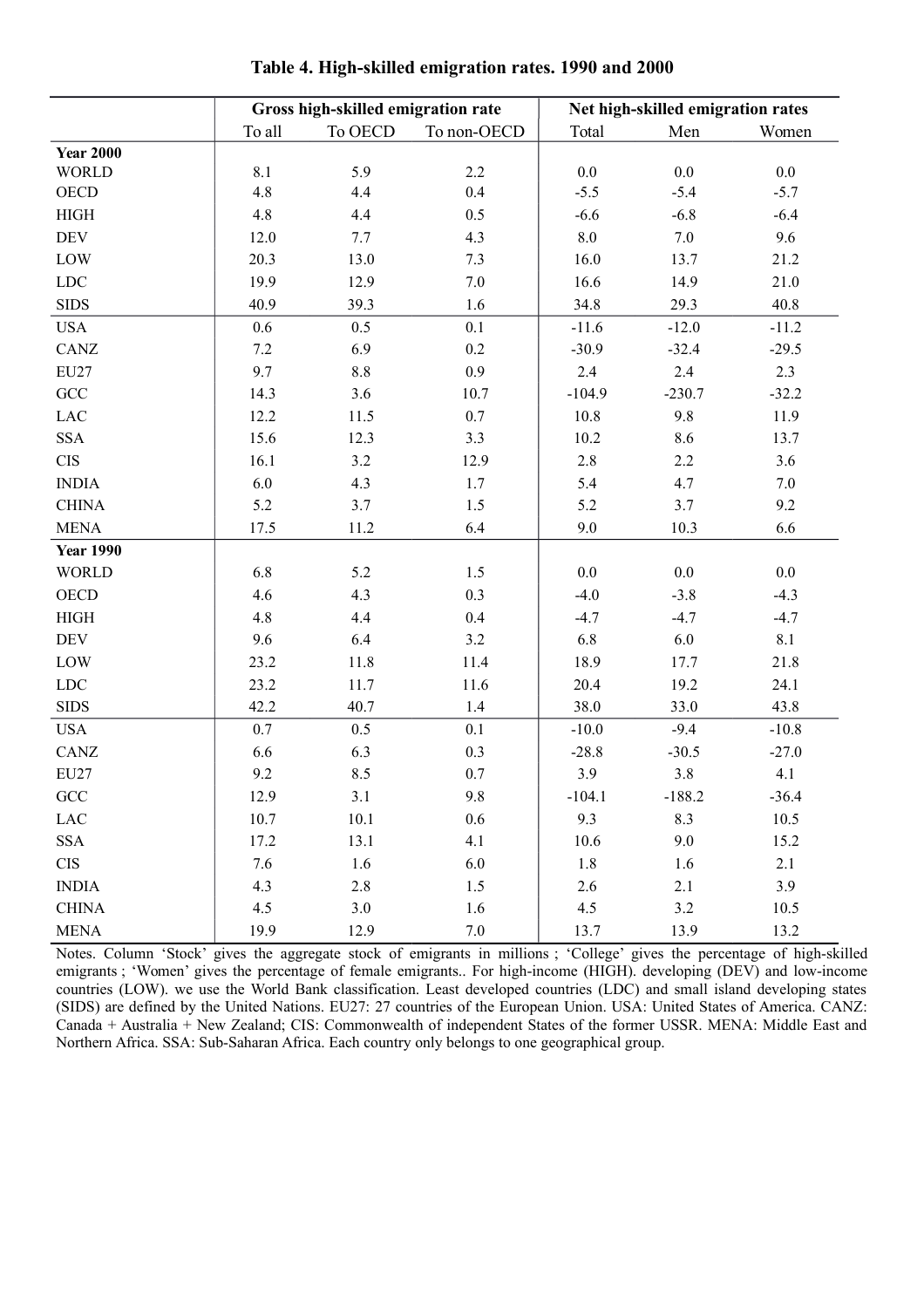**Table 4. High-skilled emigration rates. 1990 and 2000**

| | Gross high-skilled emigration rate | | | Net high-skilled emigration rates | | |
|---|---|---|---|---|---|---|
| | To all | To OECD | To non-OECD | Total | Men | Women |
| **Year 2000** | | | | | | |
| WORLD | 8.1 | 5.9 | 2.2 | 0.0 | 0.0 | 0.0 |
| OECD | 4.8 | 4.4 | 0.4 | -5.5 | -5.4 | -5.7 |
| HIGH | 4.8 | 4.4 | 0.5 | -6.6 | -6.8 | -6.4 |
| DEV | 12.0 | 7.7 | 4.3 | 8.0 | 7.0 | 9.6 |
| LOW | 20.3 | 13.0 | 7.3 | 16.0 | 13.7 | 21.2 |
| LDC | 19.9 | 12.9 | 7.0 | 16.6 | 14.9 | 21.0 |
| SIDS | 40.9 | 39.3 | 1.6 | 34.8 | 29.3 | 40.8 |
| USA | 0.6 | 0.5 | 0.1 | -11.6 | -12.0 | -11.2 |
| CANZ | 7.2 | 6.9 | 0.2 | -30.9 | -32.4 | -29.5 |
| EU27 | 9.7 | 8.8 | 0.9 | 2.4 | 2.4 | 2.3 |
| GCC | 14.3 | 3.6 | 10.7 | -104.9 | -230.7 | -32.2 |
| LAC | 12.2 | 11.5 | 0.7 | 10.8 | 9.8 | 11.9 |
| SSA | 15.6 | 12.3 | 3.3 | 10.2 | 8.6 | 13.7 |
| CIS | 16.1 | 3.2 | 12.9 | 2.8 | 2.2 | 3.6 |
| INDIA | 6.0 | 4.3 | 1.7 | 5.4 | 4.7 | 7.0 |
| CHINA | 5.2 | 3.7 | 1.5 | 5.2 | 3.7 | 9.2 |
| MENA | 17.5 | 11.2 | 6.4 | 9.0 | 10.3 | 6.6 |
| **Year 1990** | | | | | | |
| WORLD | 6.8 | 5.2 | 1.5 | 0.0 | 0.0 | 0.0 |
| OECD | 4.6 | 4.3 | 0.3 | -4.0 | -3.8 | -4.3 |
| HIGH | 4.8 | 4.4 | 0.4 | -4.7 | -4.7 | -4.7 |
| DEV | 9.6 | 6.4 | 3.2 | 6.8 | 6.0 | 8.1 |
| LOW | 23.2 | 11.8 | 11.4 | 18.9 | 17.7 | 21.8 |
| LDC | 23.2 | 11.7 | 11.6 | 20.4 | 19.2 | 24.1 |
| SIDS | 42.2 | 40.7 | 1.4 | 38.0 | 33.0 | 43.8 |
| USA | 0.7 | 0.5 | 0.1 | -10.0 | -9.4 | -10.8 |
| CANZ | 6.6 | 6.3 | 0.3 | -28.8 | -30.5 | -27.0 |
| EU27 | 9.2 | 8.5 | 0.7 | 3.9 | 3.8 | 4.1 |
| GCC | 12.9 | 3.1 | 9.8 | -104.1 | -188.2 | -36.4 |
| LAC | 10.7 | 10.1 | 0.6 | 9.3 | 8.3 | 10.5 |
| SSA | 17.2 | 13.1 | 4.1 | 10.6 | 9.0 | 15.2 |
| CIS | 7.6 | 1.6 | 6.0 | 1.8 | 1.6 | 2.1 |
| INDIA | 4.3 | 2.8 | 1.5 | 2.6 | 2.1 | 3.9 |
| CHINA | 4.5 | 3.0 | 1.6 | 4.5 | 3.2 | 10.5 |
| MENA | 19.9 | 12.9 | 7.0 | 13.7 | 13.9 | 13.2 |

Notes. Column 'Stock' gives the aggregate stock of emigrants in millions ; 'College' gives the percentage of high-skilled emigrants ; 'Women' gives the percentage of female emigrants.. For high-income (HIGH). developing (DEV) and low-income countries (LOW). we use the World Bank classification. Least developed countries (LDC) and small island developing states (SIDS) are defined by the United Nations. EU27: 27 countries of the European Union. USA: United States of America. CANZ: Canada + Australia + New Zealand; CIS: Commonwealth of independent States of the former USSR. MENA: Middle East and Northern Africa. SSA: Sub-Saharan Africa. Each country only belongs to one geographical group.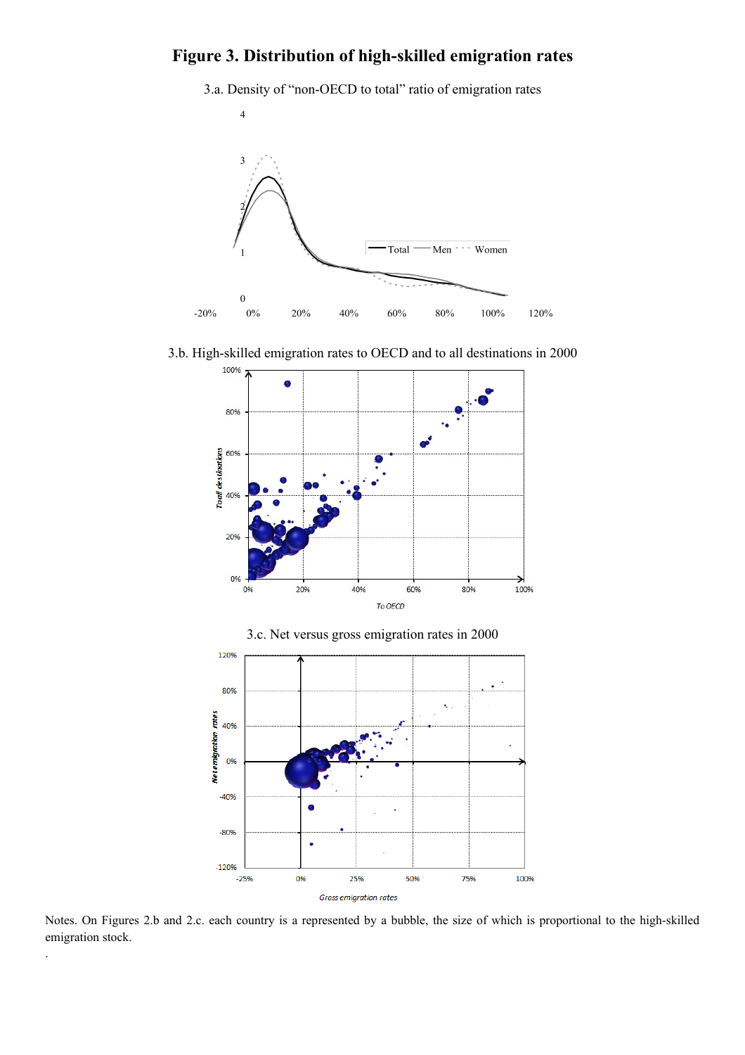# Figure 3. Distribution of high-skilled emigration rates

3.a. Density of "non-OECD to total" ratio of emigration rates

3.b. High-skilled emigration rates to OECD and to all destinations in 2000

3.c. Net versus gross emigration rates in 2000

Notes. On Figures 2.b and 2.c. each country is a represented by a bubble, the size of which is proportional to the high-skilled emigration stock.

.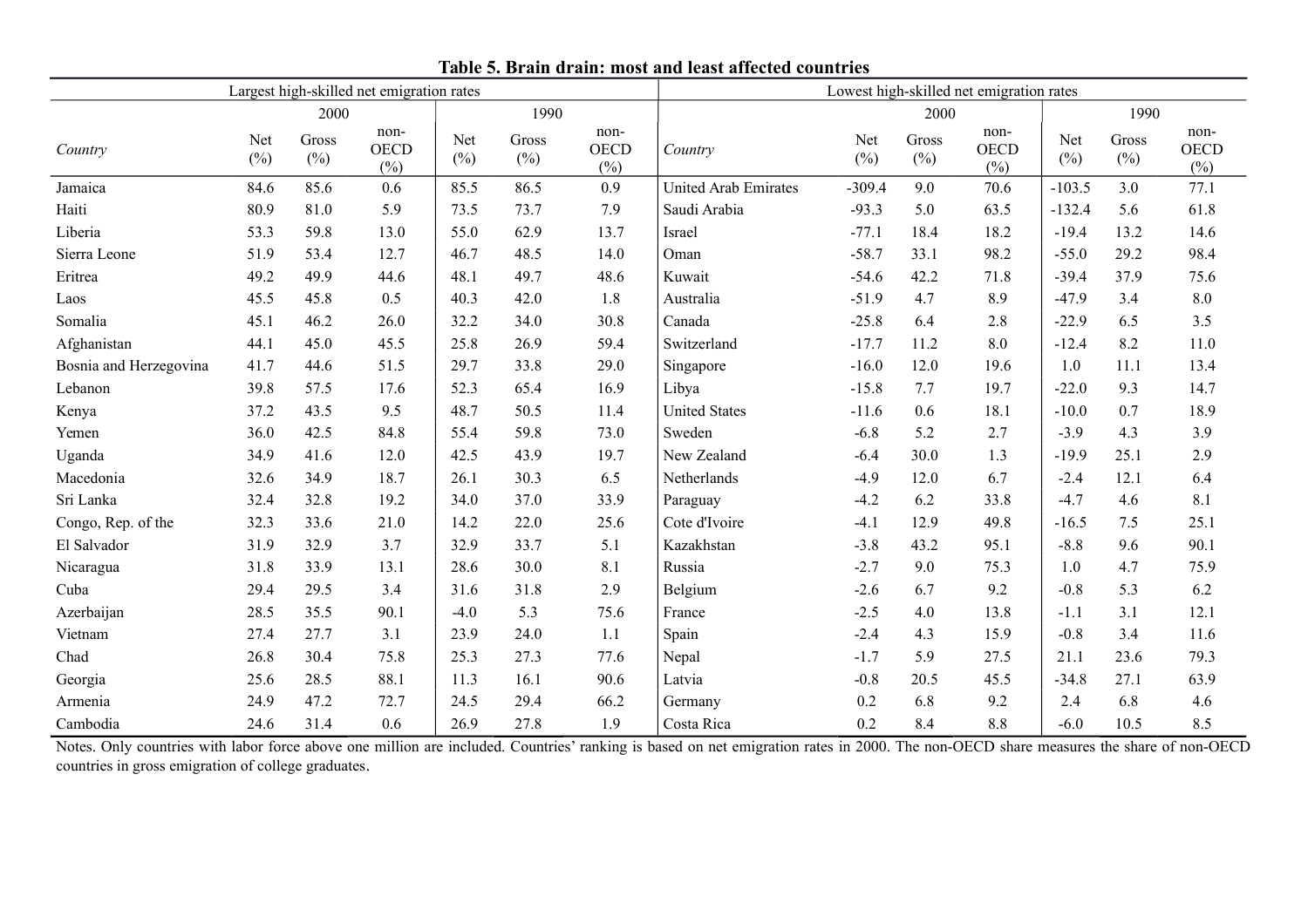**Table 5. Brain drain: most and least affected countries**

| Largest high-skilled net emigration rates | | | | | | | Lowest high-skilled net emigration rates | | | | | | |
|---|---|---|---|---|---|---|---|---|---|---|---|---|---|
| | 2000 | | | 1990 | | | | 2000 | | | 1990 | | |
| *Country* | Net (%) | Gross (%) | non-OECD (%) | Net (%) | Gross (%) | non-OECD (%) | *Country* | Net (%) | Gross (%) | non-OECD (%) | Net (%) | Gross (%) | non-OECD (%) |
| Jamaica | 84.6 | 85.6 | 0.6 | 85.5 | 86.5 | 0.9 | United Arab Emirates | -309.4 | 9.0 | 70.6 | -103.5 | 3.0 | 77.1 |
| Haiti | 80.9 | 81.0 | 5.9 | 73.5 | 73.7 | 7.9 | Saudi Arabia | -93.3 | 5.0 | 63.5 | -132.4 | 5.6 | 61.8 |
| Liberia | 53.3 | 59.8 | 13.0 | 55.0 | 62.9 | 13.7 | Israel | -77.1 | 18.4 | 18.2 | -19.4 | 13.2 | 14.6 |
| Sierra Leone | 51.9 | 53.4 | 12.7 | 46.7 | 48.5 | 14.0 | Oman | -58.7 | 33.1 | 98.2 | -55.0 | 29.2 | 98.4 |
| Eritrea | 49.2 | 49.9 | 44.6 | 48.1 | 49.7 | 48.6 | Kuwait | -54.6 | 42.2 | 71.8 | -39.4 | 37.9 | 75.6 |
| Laos | 45.5 | 45.8 | 0.5 | 40.3 | 42.0 | 1.8 | Australia | -51.9 | 4.7 | 8.9 | -47.9 | 3.4 | 8.0 |
| Somalia | 45.1 | 46.2 | 26.0 | 32.2 | 34.0 | 30.8 | Canada | -25.8 | 6.4 | 2.8 | -22.9 | 6.5 | 3.5 |
| Afghanistan | 44.1 | 45.0 | 45.5 | 25.8 | 26.9 | 59.4 | Switzerland | -17.7 | 11.2 | 8.0 | -12.4 | 8.2 | 11.0 |
| Bosnia and Herzegovina | 41.7 | 44.6 | 51.5 | 29.7 | 33.8 | 29.0 | Singapore | -16.0 | 12.0 | 19.6 | 1.0 | 11.1 | 13.4 |
| Lebanon | 39.8 | 57.5 | 17.6 | 52.3 | 65.4 | 16.9 | Libya | -15.8 | 7.7 | 19.7 | -22.0 | 9.3 | 14.7 |
| Kenya | 37.2 | 43.5 | 9.5 | 48.7 | 50.5 | 11.4 | United States | -11.6 | 0.6 | 18.1 | -10.0 | 0.7 | 18.9 |
| Yemen | 36.0 | 42.5 | 84.8 | 55.4 | 59.8 | 73.0 | Sweden | -6.8 | 5.2 | 2.7 | -3.9 | 4.3 | 3.9 |
| Uganda | 34.9 | 41.6 | 12.0 | 42.5 | 43.9 | 19.7 | New Zealand | -6.4 | 30.0 | 1.3 | -19.9 | 25.1 | 2.9 |
| Macedonia | 32.6 | 34.9 | 18.7 | 26.1 | 30.3 | 6.5 | Netherlands | -4.9 | 12.0 | 6.7 | -2.4 | 12.1 | 6.4 |
| Sri Lanka | 32.4 | 32.8 | 19.2 | 34.0 | 37.0 | 33.9 | Paraguay | -4.2 | 6.2 | 33.8 | -4.7 | 4.6 | 8.1 |
| Congo, Rep. of the | 32.3 | 33.6 | 21.0 | 14.2 | 22.0 | 25.6 | Cote d'Ivoire | -4.1 | 12.9 | 49.8 | -16.5 | 7.5 | 25.1 |
| El Salvador | 31.9 | 32.9 | 3.7 | 32.9 | 33.7 | 5.1 | Kazakhstan | -3.8 | 43.2 | 95.1 | -8.8 | 9.6 | 90.1 |
| Nicaragua | 31.8 | 33.9 | 13.1 | 28.6 | 30.0 | 8.1 | Russia | -2.7 | 9.0 | 75.3 | 1.0 | 4.7 | 75.9 |
| Cuba | 29.4 | 29.5 | 3.4 | 31.6 | 31.8 | 2.9 | Belgium | -2.6 | 6.7 | 9.2 | -0.8 | 5.3 | 6.2 |
| Azerbaijan | 28.5 | 35.5 | 90.1 | -4.0 | 5.3 | 75.6 | France | -2.5 | 4.0 | 13.8 | -1.1 | 3.1 | 12.1 |
| Vietnam | 27.4 | 27.7 | 3.1 | 23.9 | 24.0 | 1.1 | Spain | -2.4 | 4.3 | 15.9 | -0.8 | 3.4 | 11.6 |
| Chad | 26.8 | 30.4 | 75.8 | 25.3 | 27.3 | 77.6 | Nepal | -1.7 | 5.9 | 27.5 | 21.1 | 23.6 | 79.3 |
| Georgia | 25.6 | 28.5 | 88.1 | 11.3 | 16.1 | 90.6 | Latvia | -0.8 | 20.5 | 45.5 | -34.8 | 27.1 | 63.9 |
| Armenia | 24.9 | 47.2 | 72.7 | 24.5 | 29.4 | 66.2 | Germany | 0.2 | 6.8 | 9.2 | 2.4 | 6.8 | 4.6 |
| Cambodia | 24.6 | 31.4 | 0.6 | 26.9 | 27.8 | 1.9 | Costa Rica | 0.2 | 8.4 | 8.8 | -6.0 | 10.5 | 8.5 |

Notes. Only countries with labor force above one million are included. Countries' ranking is based on net emigration rates in 2000. The non-OECD share measures the share of non-OECD countries in gross emigration of college graduates.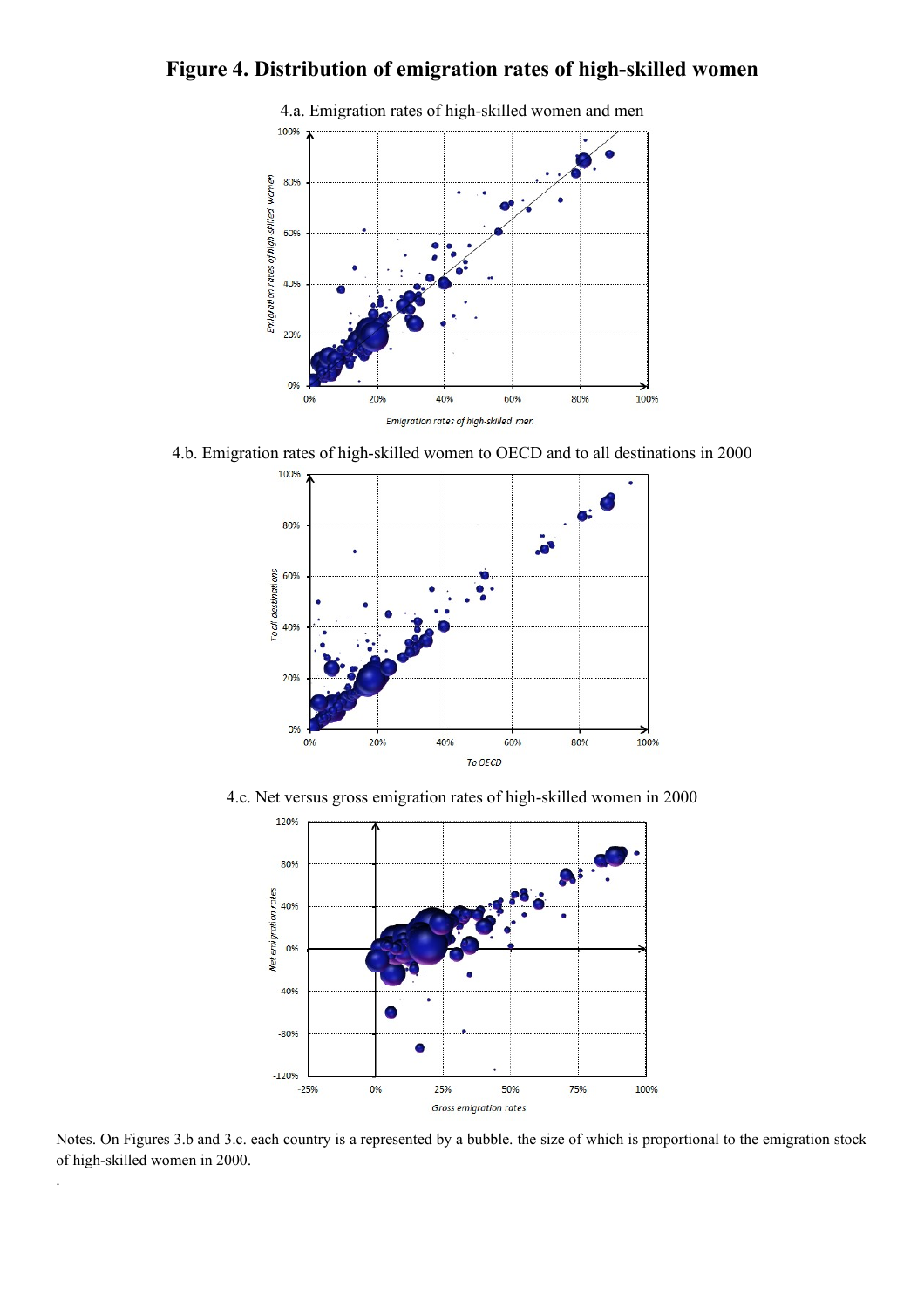# Figure 4. Distribution of emigration rates of high-skilled women

4.a. Emigration rates of high-skilled women and men

4.b. Emigration rates of high-skilled women to OECD and to all destinations in 2000

4.c. Net versus gross emigration rates of high-skilled women in 2000

Notes. On Figures 3.b and 3.c. each country is a represented by a bubble. the size of which is proportional to the emigration stock of high-skilled women in 2000.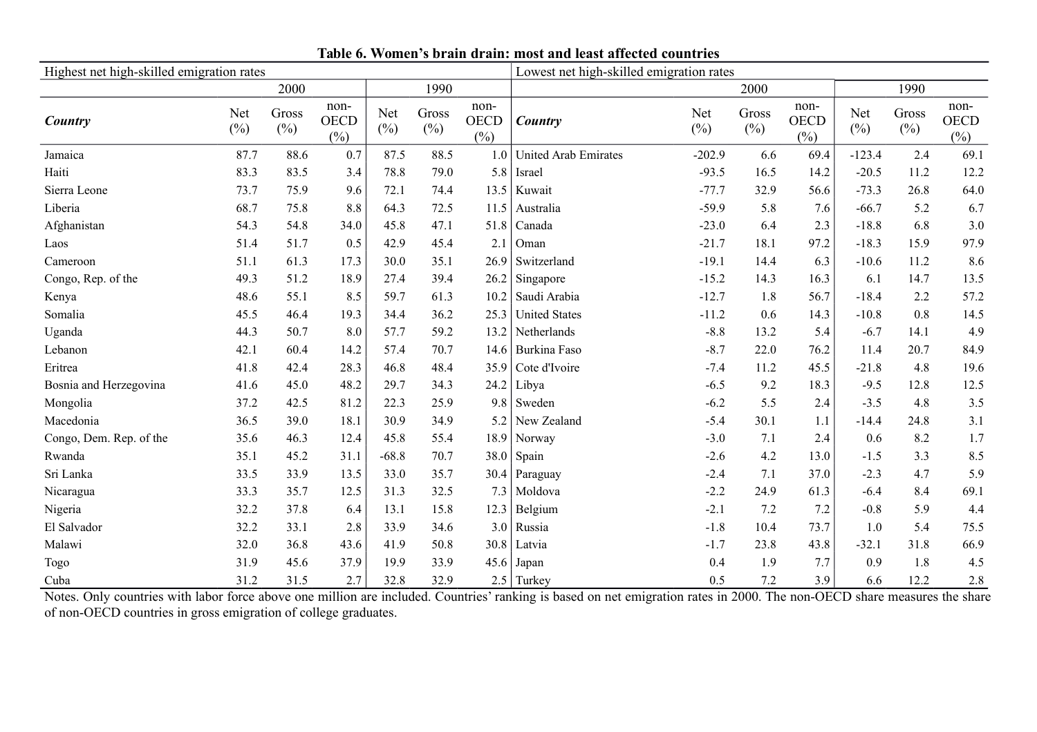**Table 6. Women's brain drain: most and least affected countries**

| Highest net high-skilled emigration rates | | | | | | | Lowest net high-skilled emigration rates | | | | | | |
|---|---|---|---|---|---|---|---|---|---|---|---|---|---|
| | 2000 | | | 1990 | | | | 2000 | | | 1990 | | |
| ***Country*** | Net (%) | Gross (%) | non-OECD (%) | Net (%) | Gross (%) | non-OECD (%) | ***Country*** | Net (%) | Gross (%) | non-OECD (%) | Net (%) | Gross (%) | non-OECD (%) |
| Jamaica | 87.7 | 88.6 | 0.7 | 87.5 | 88.5 | 1.0 | United Arab Emirates | -202.9 | 6.6 | 69.4 | -123.4 | 2.4 | 69.1 |
| Haiti | 83.3 | 83.5 | 3.4 | 78.8 | 79.0 | 5.8 | Israel | -93.5 | 16.5 | 14.2 | -20.5 | 11.2 | 12.2 |
| Sierra Leone | 73.7 | 75.9 | 9.6 | 72.1 | 74.4 | 13.5 | Kuwait | -77.7 | 32.9 | 56.6 | -73.3 | 26.8 | 64.0 |
| Liberia | 68.7 | 75.8 | 8.8 | 64.3 | 72.5 | 11.5 | Australia | -59.9 | 5.8 | 7.6 | -66.7 | 5.2 | 6.7 |
| Afghanistan | 54.3 | 54.8 | 34.0 | 45.8 | 47.1 | 51.8 | Canada | -23.0 | 6.4 | 2.3 | -18.8 | 6.8 | 3.0 |
| Laos | 51.4 | 51.7 | 0.5 | 42.9 | 45.4 | 2.1 | Oman | -21.7 | 18.1 | 97.2 | -18.3 | 15.9 | 97.9 |
| Cameroon | 51.1 | 61.3 | 17.3 | 30.0 | 35.1 | 26.9 | Switzerland | -19.1 | 14.4 | 6.3 | -10.6 | 11.2 | 8.6 |
| Congo, Rep. of the | 49.3 | 51.2 | 18.9 | 27.4 | 39.4 | 26.2 | Singapore | -15.2 | 14.3 | 16.3 | 6.1 | 14.7 | 13.5 |
| Kenya | 48.6 | 55.1 | 8.5 | 59.7 | 61.3 | 10.2 | Saudi Arabia | -12.7 | 1.8 | 56.7 | -18.4 | 2.2 | 57.2 |
| Somalia | 45.5 | 46.4 | 19.3 | 34.4 | 36.2 | 25.3 | United States | -11.2 | 0.6 | 14.3 | -10.8 | 0.8 | 14.5 |
| Uganda | 44.3 | 50.7 | 8.0 | 57.7 | 59.2 | 13.2 | Netherlands | -8.8 | 13.2 | 5.4 | -6.7 | 14.1 | 4.9 |
| Lebanon | 42.1 | 60.4 | 14.2 | 57.4 | 70.7 | 14.6 | Burkina Faso | -8.7 | 22.0 | 76.2 | 11.4 | 20.7 | 84.9 |
| Eritrea | 41.8 | 42.4 | 28.3 | 46.8 | 48.4 | 35.9 | Cote d'Ivoire | -7.4 | 11.2 | 45.5 | -21.8 | 4.8 | 19.6 |
| Bosnia and Herzegovina | 41.6 | 45.0 | 48.2 | 29.7 | 34.3 | 24.2 | Libya | -6.5 | 9.2 | 18.3 | -9.5 | 12.8 | 12.5 |
| Mongolia | 37.2 | 42.5 | 81.2 | 22.3 | 25.9 | 9.8 | Sweden | -6.2 | 5.5 | 2.4 | -3.5 | 4.8 | 3.5 |
| Macedonia | 36.5 | 39.0 | 18.1 | 30.9 | 34.9 | 5.2 | New Zealand | -5.4 | 30.1 | 1.1 | -14.4 | 24.8 | 3.1 |
| Congo, Dem. Rep. of the | 35.6 | 46.3 | 12.4 | 45.8 | 55.4 | 18.9 | Norway | -3.0 | 7.1 | 2.4 | 0.6 | 8.2 | 1.7 |
| Rwanda | 35.1 | 45.2 | 31.1 | -68.8 | 70.7 | 38.0 | Spain | -2.6 | 4.2 | 13.0 | -1.5 | 3.3 | 8.5 |
| Sri Lanka | 33.5 | 33.9 | 13.5 | 33.0 | 35.7 | 30.4 | Paraguay | -2.4 | 7.1 | 37.0 | -2.3 | 4.7 | 5.9 |
| Nicaragua | 33.3 | 35.7 | 12.5 | 31.3 | 32.5 | 7.3 | Moldova | -2.2 | 24.9 | 61.3 | -6.4 | 8.4 | 69.1 |
| Nigeria | 32.2 | 37.8 | 6.4 | 13.1 | 15.8 | 12.3 | Belgium | -2.1 | 7.2 | 7.2 | -0.8 | 5.9 | 4.4 |
| El Salvador | 32.2 | 33.1 | 2.8 | 33.9 | 34.6 | 3.0 | Russia | -1.8 | 10.4 | 73.7 | 1.0 | 5.4 | 75.5 |
| Malawi | 32.0 | 36.8 | 43.6 | 41.9 | 50.8 | 30.8 | Latvia | -1.7 | 23.8 | 43.8 | -32.1 | 31.8 | 66.9 |
| Togo | 31.9 | 45.6 | 37.9 | 19.9 | 33.9 | 45.6 | Japan | 0.4 | 1.9 | 7.7 | 0.9 | 1.8 | 4.5 |
| Cuba | 31.2 | 31.5 | 2.7 | 32.8 | 32.9 | 2.5 | Turkey | 0.5 | 7.2 | 3.9 | 6.6 | 12.2 | 2.8 |

Notes. Only countries with labor force above one million are included. Countries' ranking is based on net emigration rates in 2000. The non-OECD share measures the share of non-OECD countries in gross emigration of college graduates.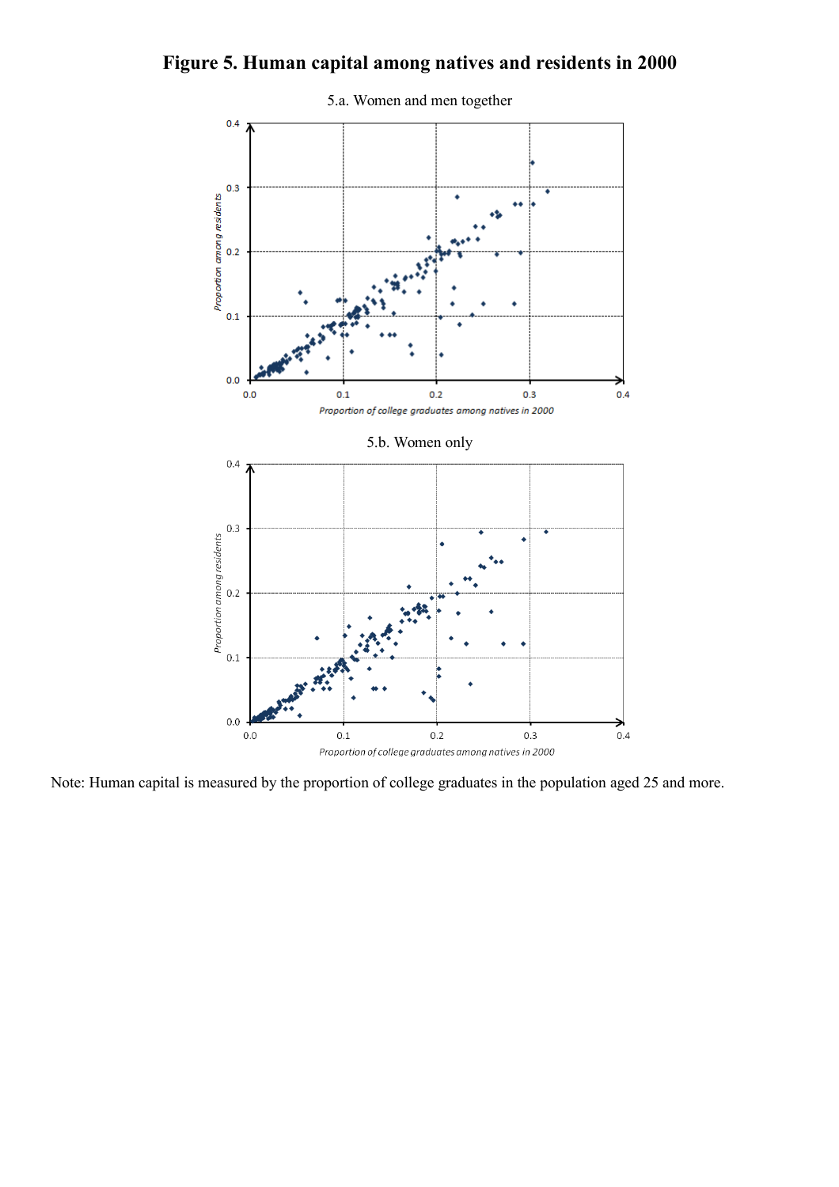# Figure 5. Human capital among natives and residents in 2000

5.a. Women and men together

5.b. Women only

Note: Human capital is measured by the proportion of college graduates in the population aged 25 and more.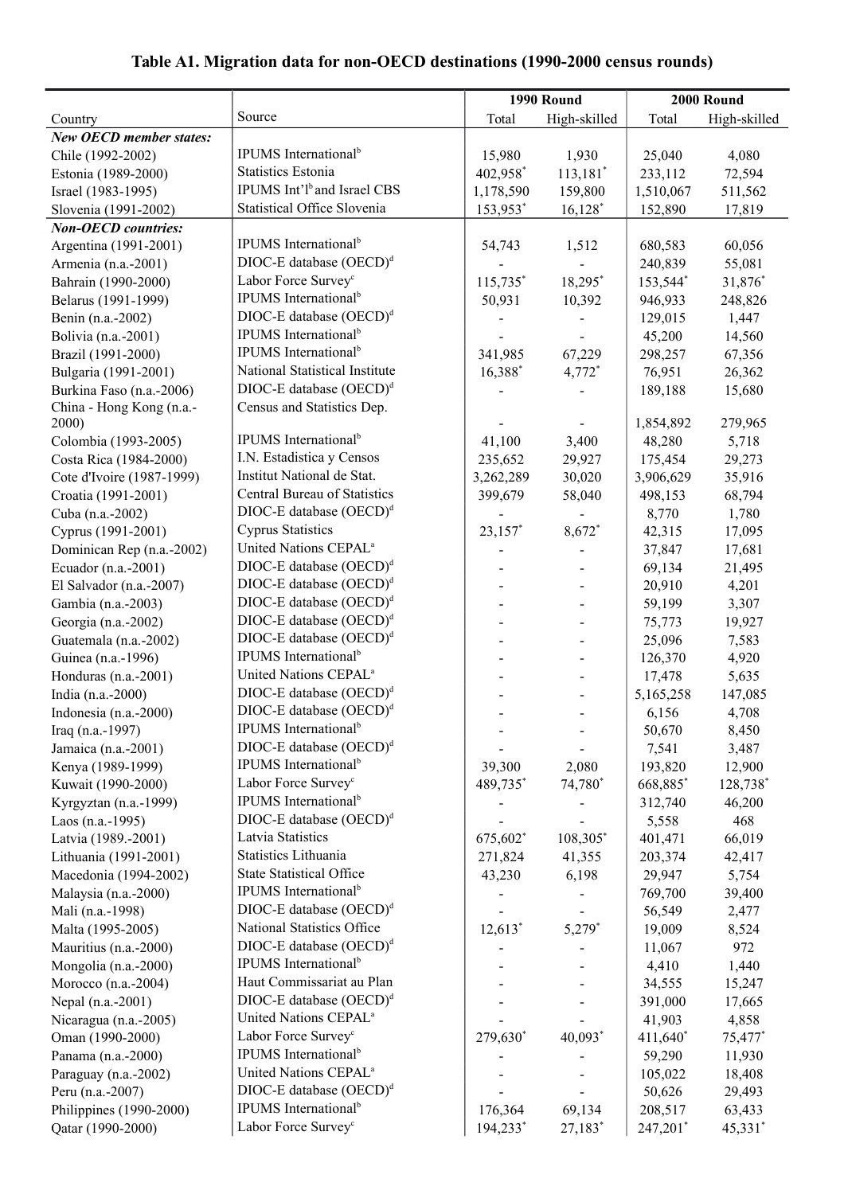# Table A1. Migration data for non-OECD destinations (1990-2000 census rounds)

| Country | Source | 1990 Round | | 2000 Round | |
|---|---|---|---|---|---|
| | | Total | High-skilled | Total | High-skilled |
| ***New OECD member states:*** | | | | | |
| Chile (1992-2002) | IPUMS International[b] | 15,980 | 1,930 | 25,040 | 4,080 |
| Estonia (1989-2000) | Statistics Estonia | 402,958* | 113,181* | 233,112 | 72,594 |
| Israel (1983-1995) | IPUMS Int'l[b] and Israel CBS | 1,178,590 | 159,800 | 1,510,067 | 511,562 |
| Slovenia (1991-2002) | Statistical Office Slovenia | 153,953* | 16,128* | 152,890 | 17,819 |
| ***Non-OECD countries:*** | | | | | |
| Argentina (1991-2001) | IPUMS International[b] | 54,743 | 1,512 | 680,583 | 60,056 |
| Armenia (n.a.-2001) | DIOC-E database (OECD)[d] | - | - | 240,839 | 55,081 |
| Bahrain (1990-2000) | Labor Force Survey[c] | 115,735* | 18,295* | 153,544* | 31,876* |
| Belarus (1991-1999) | IPUMS International[b] | 50,931 | 10,392 | 946,933 | 248,826 |
| Benin (n.a.-2002) | DIOC-E database (OECD)[d] | - | - | 129,015 | 1,447 |
| Bolivia (n.a.-2001) | IPUMS International[b] | - | - | 45,200 | 14,560 |
| Brazil (1991-2000) | IPUMS International[b] | 341,985 | 67,229 | 298,257 | 67,356 |
| Bulgaria (1991-2001) | National Statistical Institute | 16,388* | 4,772* | 76,951 | 26,362 |
| Burkina Faso (n.a.-2006) | DIOC-E database (OECD)[d] | - | - | 189,188 | 15,680 |
| China - Hong Kong (n.a.-2000) | Census and Statistics Dep. | - | - | 1,854,892 | 279,965 |
| Colombia (1993-2005) | IPUMS International[b] | 41,100 | 3,400 | 48,280 | 5,718 |
| Costa Rica (1984-2000) | I.N. Estadistica y Censos | 235,652 | 29,927 | 175,454 | 29,273 |
| Cote d'Ivoire (1987-1999) | Institut National de Stat. | 3,262,289 | 30,020 | 3,906,629 | 35,916 |
| Croatia (1991-2001) | Central Bureau of Statistics | 399,679 | 58,040 | 498,153 | 68,794 |
| Cuba (n.a.-2002) | DIOC-E database (OECD)[d] | - | - | 8,770 | 1,780 |
| Cyprus (1991-2001) | Cyprus Statistics | 23,157* | 8,672* | 42,315 | 17,095 |
| Dominican Rep (n.a.-2002) | United Nations CEPAL[a] | - | - | 37,847 | 17,681 |
| Ecuador (n.a.-2001) | DIOC-E database (OECD)[d] | - | - | 69,134 | 21,495 |
| El Salvador (n.a.-2007) | DIOC-E database (OECD)[d] | - | - | 20,910 | 4,201 |
| Gambia (n.a.-2003) | DIOC-E database (OECD)[d] | - | - | 59,199 | 3,307 |
| Georgia (n.a.-2002) | DIOC-E database (OECD)[d] | - | - | 75,773 | 19,927 |
| Guatemala (n.a.-2002) | DIOC-E database (OECD)[d] | - | - | 25,096 | 7,583 |
| Guinea (n.a.-1996) | IPUMS International[b] | - | - | 126,370 | 4,920 |
| Honduras (n.a.-2001) | United Nations CEPAL[a] | - | - | 17,478 | 5,635 |
| India (n.a.-2000) | DIOC-E database (OECD)[d] | - | - | 5,165,258 | 147,085 |
| Indonesia (n.a.-2000) | DIOC-E database (OECD)[d] | - | - | 6,156 | 4,708 |
| Iraq (n.a.-1997) | IPUMS International[b] | - | - | 50,670 | 8,450 |
| Jamaica (n.a.-2001) | DIOC-E database (OECD)[d] | - | - | 7,541 | 3,487 |
| Kenya (1989-1999) | IPUMS International[b] | 39,300 | 2,080 | 193,820 | 12,900 |
| Kuwait (1990-2000) | Labor Force Survey[c] | 489,735* | 74,780* | 668,885* | 128,738* |
| Kyrgyztan (n.a.-1999) | IPUMS International[b] | - | - | 312,740 | 46,200 |
| Laos (n.a.-1995) | DIOC-E database (OECD)[d] | - | - | 5,558 | 468 |
| Latvia (1989.-2001) | Latvia Statistics | 675,602* | 108,305* | 401,471 | 66,019 |
| Lithuania (1991-2001) | Statistics Lithuania | 271,824 | 41,355 | 203,374 | 42,417 |
| Macedonia (1994-2002) | State Statistical Office | 43,230 | 6,198 | 29,947 | 5,754 |
| Malaysia (n.a.-2000) | IPUMS International[b] | - | - | 769,700 | 39,400 |
| Mali (n.a.-1998) | DIOC-E database (OECD)[d] | - | - | 56,549 | 2,477 |
| Malta (1995-2005) | National Statistics Office | 12,613* | 5,279* | 19,009 | 8,524 |
| Mauritius (n.a.-2000) | DIOC-E database (OECD)[d] | - | - | 11,067 | 972 |
| Mongolia (n.a.-2000) | IPUMS International[b] | - | - | 4,410 | 1,440 |
| Morocco (n.a.-2004) | Haut Commissariat au Plan | - | - | 34,555 | 15,247 |
| Nepal (n.a.-2001) | DIOC-E database (OECD)[d] | - | - | 391,000 | 17,665 |
| Nicaragua (n.a.-2005) | United Nations CEPAL[a] | - | - | 41,903 | 4,858 |
| Oman (1990-2000) | Labor Force Survey[c] | 279,630* | 40,093* | 411,640* | 75,477* |
| Panama (n.a.-2000) | IPUMS International[b] | - | - | 59,290 | 11,930 |
| Paraguay (n.a.-2002) | United Nations CEPAL[a] | - | - | 105,022 | 18,408 |
| Peru (n.a.-2007) | DIOC-E database (OECD)[d] | - | - | 50,626 | 29,493 |
| Philippines (1990-2000) | IPUMS International[b] | 176,364 | 69,134 | 208,517 | 63,433 |
| Qatar (1990-2000) | Labor Force Survey[c] | 194,233* | 27,183* | 247,201* | 45,331* |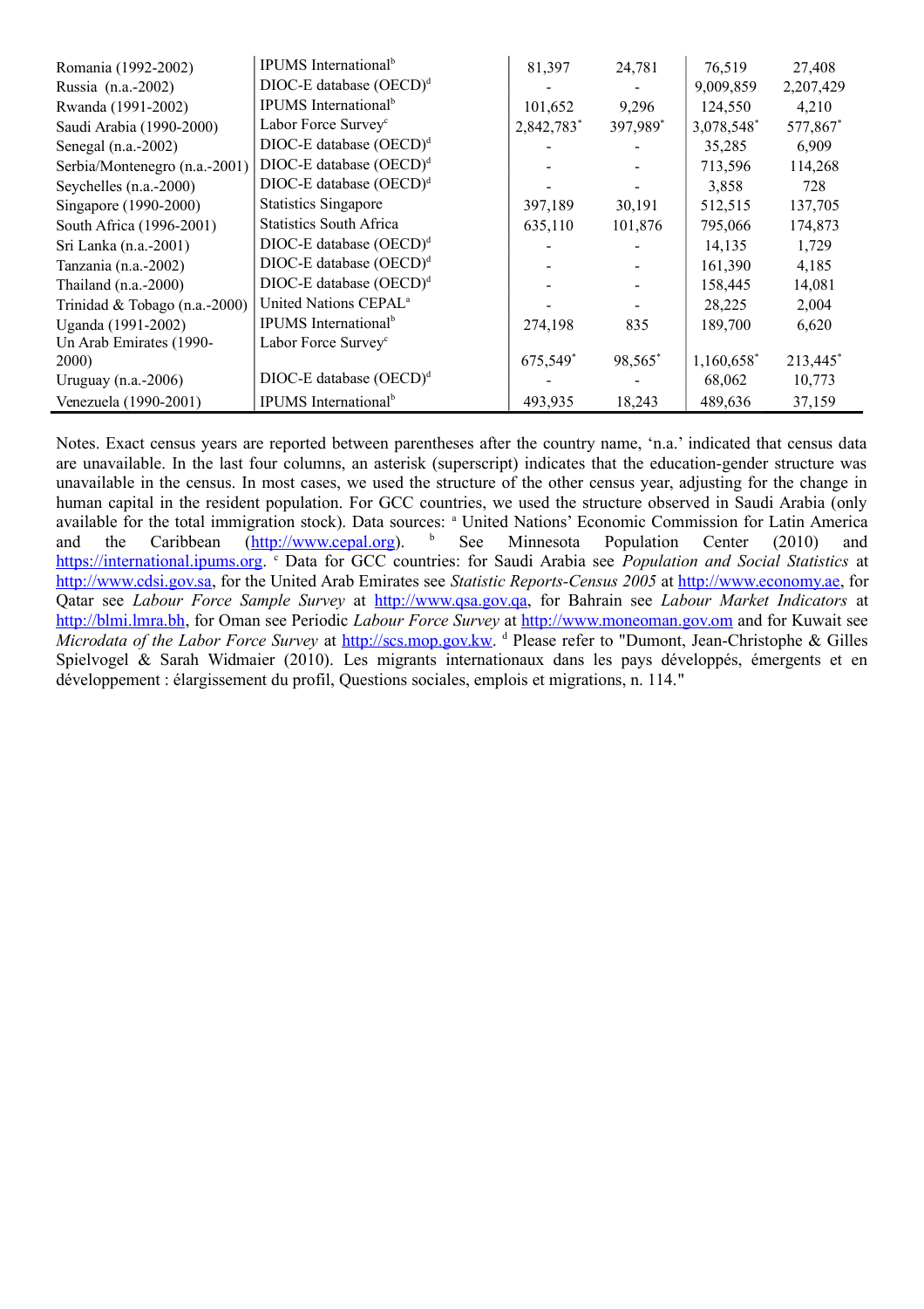| | | | | | |
|---|---|---|---|---|---|
| Romania (1992-2002) | IPUMS International[b] | 81,397 | 24,781 | 76,519 | 27,408 |
| Russia (n.a.-2002) | DIOC-E database (OECD)[d] | - | - | 9,009,859 | 2,207,429 |
| Rwanda (1991-2002) | IPUMS International[b] | 101,652 | 9,296 | 124,550 | 4,210 |
| Saudi Arabia (1990-2000) | Labor Force Survey[c] | 2,842,783* | 397,989* | 3,078,548* | 577,867* |
| Senegal (n.a.-2002) | DIOC-E database (OECD)[d] | - | - | 35,285 | 6,909 |
| Serbia/Montenegro (n.a.-2001) | DIOC-E database (OECD)[d] | - | - | 713,596 | 114,268 |
| Seychelles (n.a.-2000) | DIOC-E database (OECD)[d] | - | - | 3,858 | 728 |
| Singapore (1990-2000) | Statistics Singapore | 397,189 | 30,191 | 512,515 | 137,705 |
| South Africa (1996-2001) | Statistics South Africa | 635,110 | 101,876 | 795,066 | 174,873 |
| Sri Lanka (n.a.-2001) | DIOC-E database (OECD)[d] | - | - | 14,135 | 1,729 |
| Tanzania (n.a.-2002) | DIOC-E database (OECD)[d] | - | - | 161,390 | 4,185 |
| Thailand (n.a.-2000) | DIOC-E database (OECD)[d] | - | - | 158,445 | 14,081 |
| Trinidad & Tobago (n.a.-2000) | United Nations CEPAL[a] | - | - | 28,225 | 2,004 |
| Uganda (1991-2002) | IPUMS International[b] | 274,198 | 835 | 189,700 | 6,620 |
| Un Arab Emirates (1990-2000) | Labor Force Survey[c] | 675,549* | 98,565* | 1,160,658* | 213,445* |
| Uruguay (n.a.-2006) | DIOC-E database (OECD)[d] | - | - | 68,062 | 10,773 |
| Venezuela (1990-2001) | IPUMS International[b] | 493,935 | 18,243 | 489,636 | 37,159 |

Notes. Exact census years are reported between parentheses after the country name, 'n.a.' indicated that census data are unavailable. In the last four columns, an asterisk (superscript) indicates that the education-gender structure was unavailable in the census. In most cases, we used the structure of the other census year, adjusting for the change in human capital in the resident population. For GCC countries, we used the structure observed in Saudi Arabia (only available for the total immigration stock). Data sources: [a] United Nations' Economic Commission for Latin America and the Caribbean (http://www.cepal.org). [b] See Minnesota Population Center (2010) and https://international.ipums.org. [c] Data for GCC countries: for Saudi Arabia see *Population and Social Statistics* at http://www.cdsi.gov.sa, for the United Arab Emirates see *Statistic Reports-Census 2005* at http://www.economy.ae, for Qatar see *Labour Force Sample Survey* at http://www.qsa.gov.qa, for Bahrain see *Labour Market Indicators* at http://blmi.lmra.bh, for Oman see Periodic *Labour Force Survey* at http://www.moneoman.gov.om and for Kuwait see *Microdata of the Labor Force Survey* at http://scs.mop.gov.kw. [d] Please refer to "Dumont, Jean-Christophe & Gilles Spielvogel & Sarah Widmaier (2010). Les migrants internationaux dans les pays développés, émergents et en développement : élargissement du profil, Questions sociales, emplois et migrations, n. 114."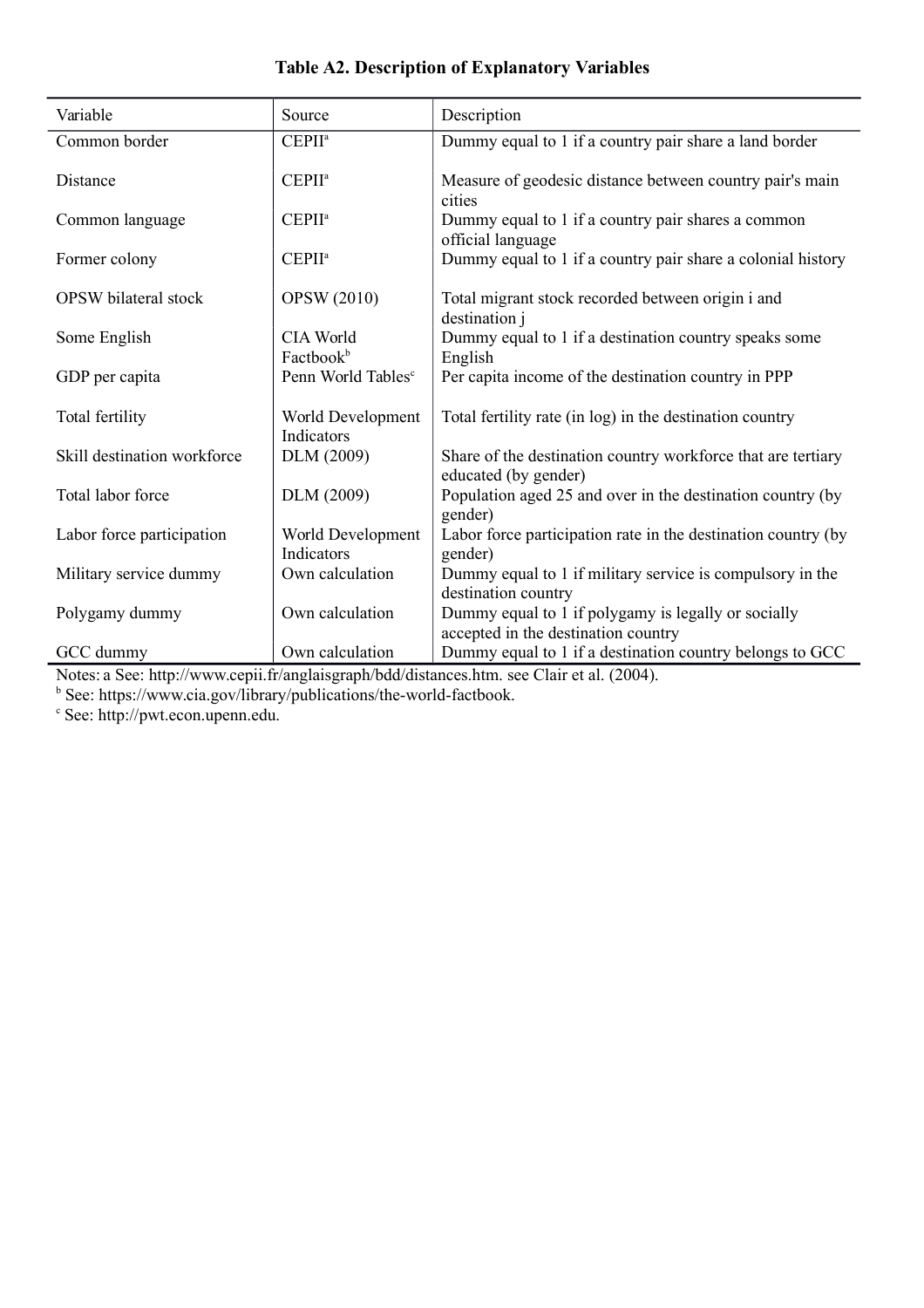**Table A2. Description of Explanatory Variables**

| Variable | Source | Description |
|---|---|---|
| Common border | CEPII[a] | Dummy equal to 1 if a country pair share a land border |
| Distance | CEPII[a] | Measure of geodesic distance between country pair's main cities |
| Common language | CEPII[a] | Dummy equal to 1 if a country pair shares a common official language |
| Former colony | CEPII[a] | Dummy equal to 1 if a country pair share a colonial history |
| OPSW bilateral stock | OPSW (2010) | Total migrant stock recorded between origin i and destination j |
| Some English | CIA World Factbook[b] | Dummy equal to 1 if a destination country speaks some English |
| GDP per capita | Penn World Tables[c] | Per capita income of the destination country in PPP |
| Total fertility | World Development Indicators | Total fertility rate (in log) in the destination country |
| Skill destination workforce | DLM (2009) | Share of the destination country workforce that are tertiary educated (by gender) |
| Total labor force | DLM (2009) | Population aged 25 and over in the destination country (by gender) |
| Labor force participation | World Development Indicators | Labor force participation rate in the destination country (by gender) |
| Military service dummy | Own calculation | Dummy equal to 1 if military service is compulsory in the destination country |
| Polygamy dummy | Own calculation | Dummy equal to 1 if polygamy is legally or socially accepted in the destination country |
| GCC dummy | Own calculation | Dummy equal to 1 if a destination country belongs to GCC |

Notes: a See: http://www.cepii.fr/anglaisgraph/bdd/distances.htm. see Clair et al. (2004).
[b] See: https://www.cia.gov/library/publications/the-world-factbook.
[c] See: http://pwt.econ.upenn.edu.